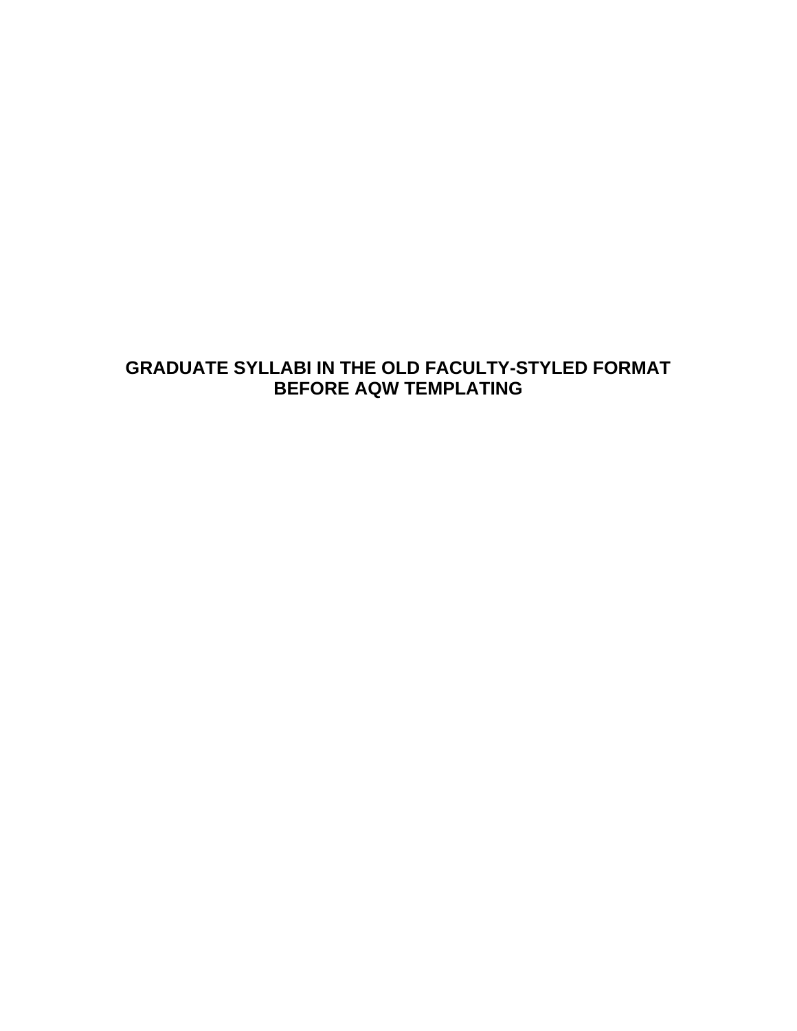# GRADUATE SYLLABI IN THE OLD FACULTY-STYLED FORMAT BEFORE AQW TEMPLATING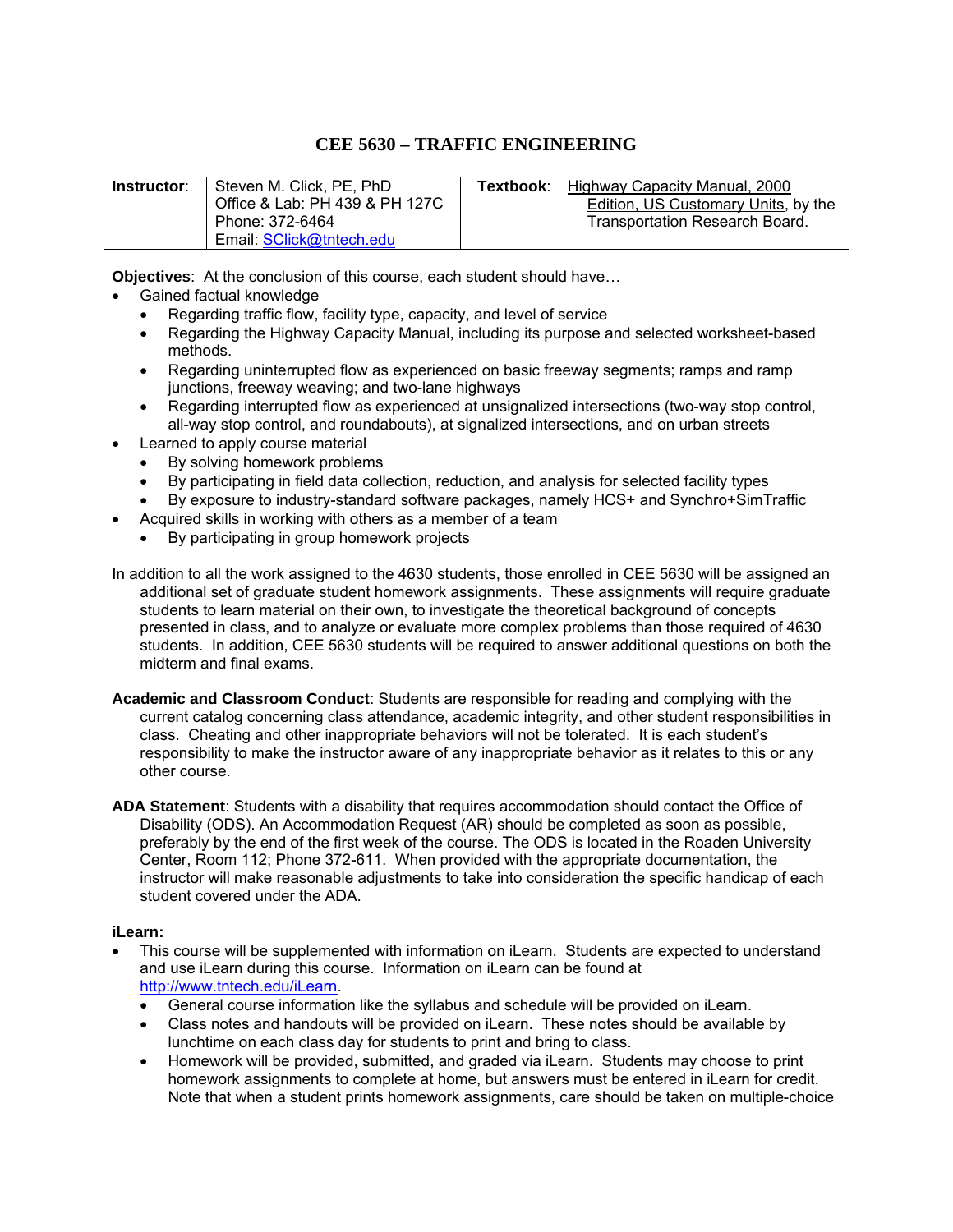# CEE 5630 – TRAFFIC ENGINEERING

| **Instructor**: | Steven M. Click, PE, PhD<br>Office & Lab: PH 439 & PH 127C<br>Phone: 372-6464<br>Email: SClick@tntech.edu | **Textbook**: | Highway Capacity Manual, 2000 Edition, US Customary Units, by the Transportation Research Board. |
|---|---|---|---|

**Objectives**: At the conclusion of this course, each student should have…

- Gained factual knowledge
  - Regarding traffic flow, facility type, capacity, and level of service
  - Regarding the Highway Capacity Manual, including its purpose and selected worksheet-based methods.
  - Regarding uninterrupted flow as experienced on basic freeway segments; ramps and ramp junctions, freeway weaving; and two-lane highways
  - Regarding interrupted flow as experienced at unsignalized intersections (two-way stop control, all-way stop control, and roundabouts), at signalized intersections, and on urban streets
- Learned to apply course material
  - By solving homework problems
  - By participating in field data collection, reduction, and analysis for selected facility types
  - By exposure to industry-standard software packages, namely HCS+ and Synchro+SimTraffic
- Acquired skills in working with others as a member of a team
  - By participating in group homework projects

In addition to all the work assigned to the 4630 students, those enrolled in CEE 5630 will be assigned an additional set of graduate student homework assignments. These assignments will require graduate students to learn material on their own, to investigate the theoretical background of concepts presented in class, and to analyze or evaluate more complex problems than those required of 4630 students. In addition, CEE 5630 students will be required to answer additional questions on both the midterm and final exams.

**Academic and Classroom Conduct**: Students are responsible for reading and complying with the current catalog concerning class attendance, academic integrity, and other student responsibilities in class. Cheating and other inappropriate behaviors will not be tolerated. It is each student's responsibility to make the instructor aware of any inappropriate behavior as it relates to this or any other course.

**ADA Statement**: Students with a disability that requires accommodation should contact the Office of Disability (ODS). An Accommodation Request (AR) should be completed as soon as possible, preferably by the end of the first week of the course. The ODS is located in the Roaden University Center, Room 112; Phone 372-611. When provided with the appropriate documentation, the instructor will make reasonable adjustments to take into consideration the specific handicap of each student covered under the ADA.

**iLearn:**

- This course will be supplemented with information on iLearn. Students are expected to understand and use iLearn during this course. Information on iLearn can be found at http://www.tntech.edu/iLearn.
  - General course information like the syllabus and schedule will be provided on iLearn.
  - Class notes and handouts will be provided on iLearn. These notes should be available by lunchtime on each class day for students to print and bring to class.
  - Homework will be provided, submitted, and graded via iLearn. Students may choose to print homework assignments to complete at home, but answers must be entered in iLearn for credit. Note that when a student prints homework assignments, care should be taken on multiple-choice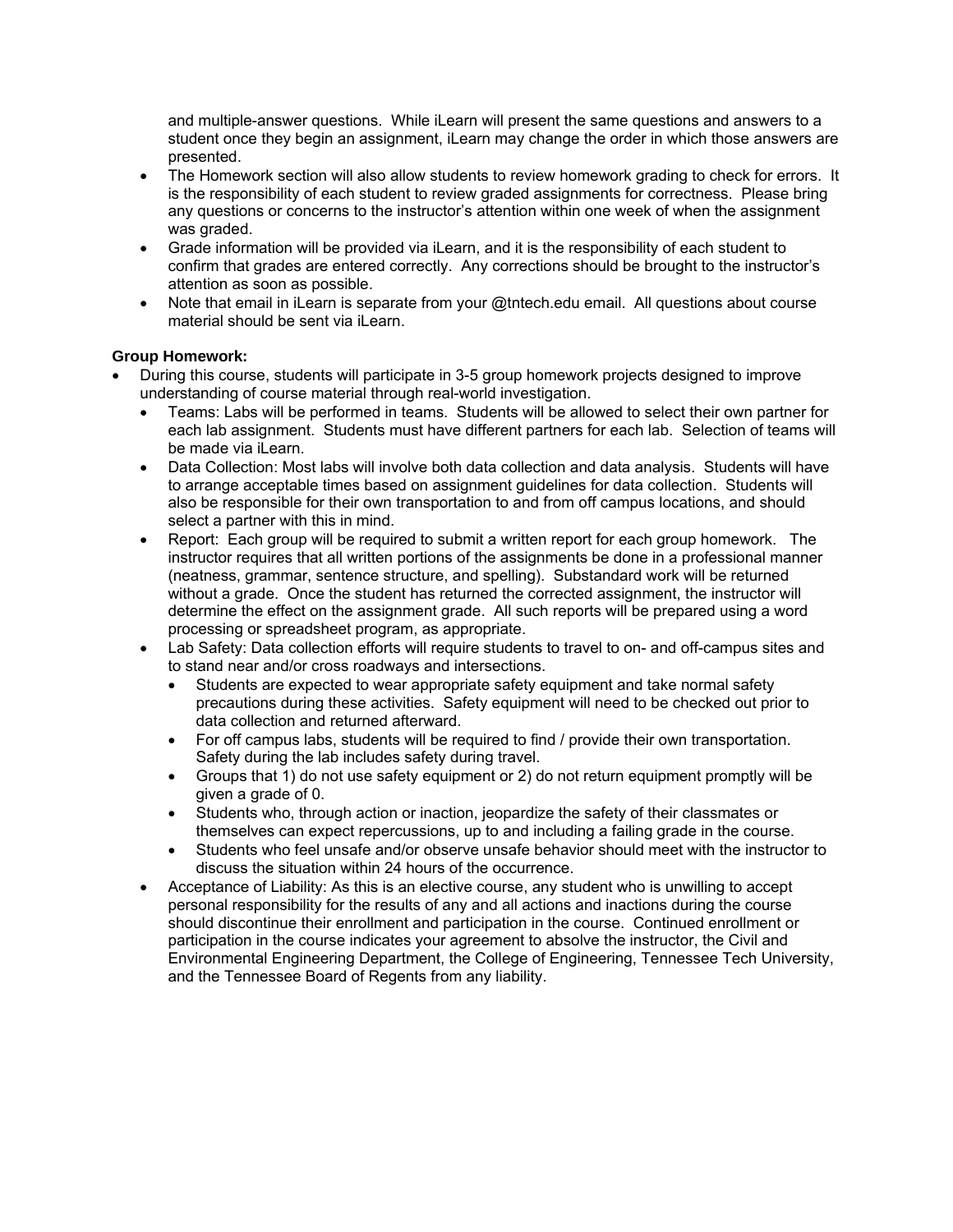and multiple-answer questions. While iLearn will present the same questions and answers to a student once they begin an assignment, iLearn may change the order in which those answers are presented.

- The Homework section will also allow students to review homework grading to check for errors. It is the responsibility of each student to review graded assignments for correctness. Please bring any questions or concerns to the instructor's attention within one week of when the assignment was graded.
- Grade information will be provided via iLearn, and it is the responsibility of each student to confirm that grades are entered correctly. Any corrections should be brought to the instructor's attention as soon as possible.
- Note that email in iLearn is separate from your @tntech.edu email. All questions about course material should be sent via iLearn.

**Group Homework:**

- During this course, students will participate in 3-5 group homework projects designed to improve understanding of course material through real-world investigation.
  - Teams: Labs will be performed in teams. Students will be allowed to select their own partner for each lab assignment. Students must have different partners for each lab. Selection of teams will be made via iLearn.
  - Data Collection: Most labs will involve both data collection and data analysis. Students will have to arrange acceptable times based on assignment guidelines for data collection. Students will also be responsible for their own transportation to and from off campus locations, and should select a partner with this in mind.
  - Report: Each group will be required to submit a written report for each group homework. The instructor requires that all written portions of the assignments be done in a professional manner (neatness, grammar, sentence structure, and spelling). Substandard work will be returned without a grade. Once the student has returned the corrected assignment, the instructor will determine the effect on the assignment grade. All such reports will be prepared using a word processing or spreadsheet program, as appropriate.
  - Lab Safety: Data collection efforts will require students to travel to on- and off-campus sites and to stand near and/or cross roadways and intersections.
    - Students are expected to wear appropriate safety equipment and take normal safety precautions during these activities. Safety equipment will need to be checked out prior to data collection and returned afterward.
    - For off campus labs, students will be required to find / provide their own transportation. Safety during the lab includes safety during travel.
    - Groups that 1) do not use safety equipment or 2) do not return equipment promptly will be given a grade of 0.
    - Students who, through action or inaction, jeopardize the safety of their classmates or themselves can expect repercussions, up to and including a failing grade in the course.
    - Students who feel unsafe and/or observe unsafe behavior should meet with the instructor to discuss the situation within 24 hours of the occurrence.
  - Acceptance of Liability: As this is an elective course, any student who is unwilling to accept personal responsibility for the results of any and all actions and inactions during the course should discontinue their enrollment and participation in the course. Continued enrollment or participation in the course indicates your agreement to absolve the instructor, the Civil and Environmental Engineering Department, the College of Engineering, Tennessee Tech University, and the Tennessee Board of Regents from any liability.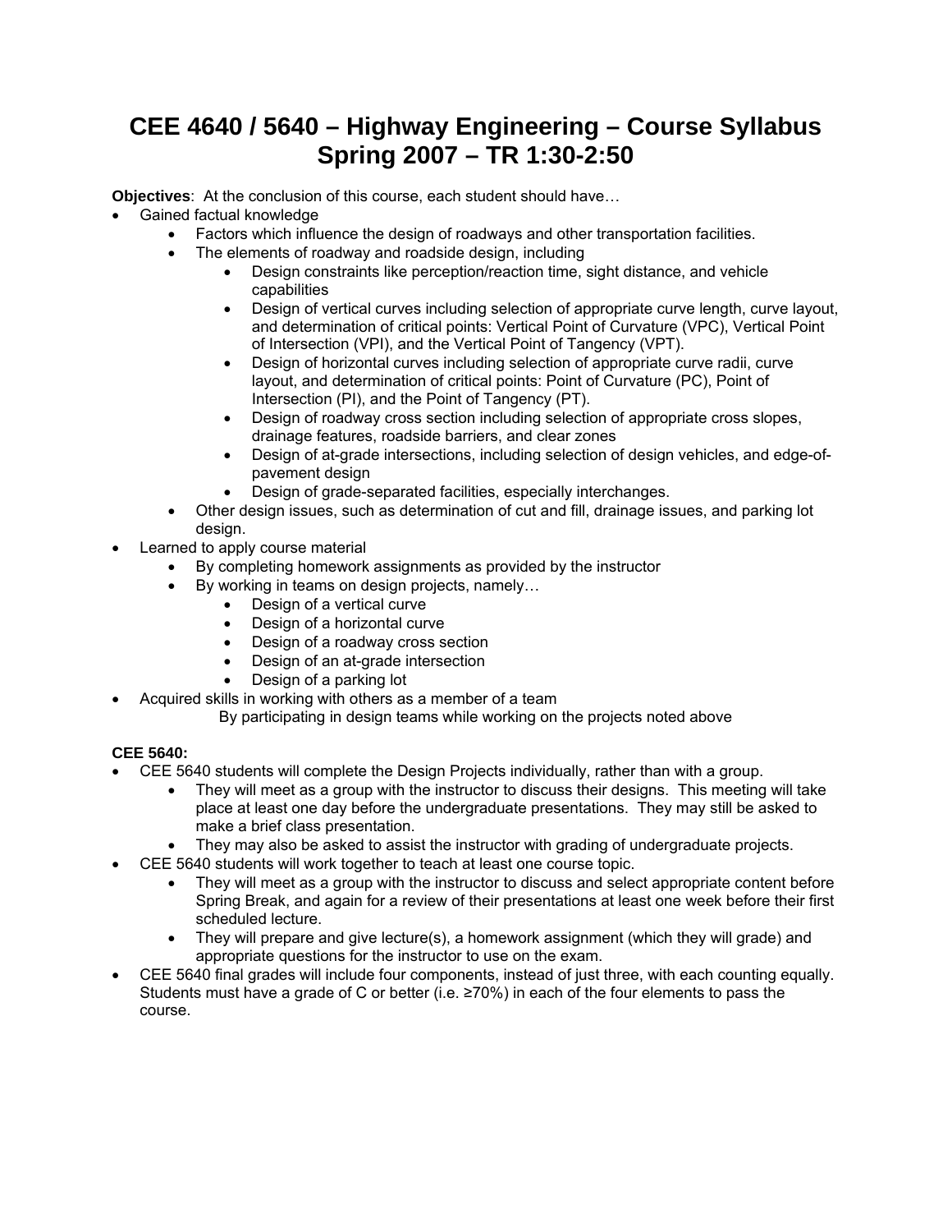# CEE 4640 / 5640 – Highway Engineering – Course Syllabus
# Spring 2007 – TR 1:30-2:50

**Objectives**: At the conclusion of this course, each student should have…

- Gained factual knowledge
  - Factors which influence the design of roadways and other transportation facilities.
  - The elements of roadway and roadside design, including
    - Design constraints like perception/reaction time, sight distance, and vehicle capabilities
    - Design of vertical curves including selection of appropriate curve length, curve layout, and determination of critical points: Vertical Point of Curvature (VPC), Vertical Point of Intersection (VPI), and the Vertical Point of Tangency (VPT).
    - Design of horizontal curves including selection of appropriate curve radii, curve layout, and determination of critical points: Point of Curvature (PC), Point of Intersection (PI), and the Point of Tangency (PT).
    - Design of roadway cross section including selection of appropriate cross slopes, drainage features, roadside barriers, and clear zones
    - Design of at-grade intersections, including selection of design vehicles, and edge-of-pavement design
    - Design of grade-separated facilities, especially interchanges.
  - Other design issues, such as determination of cut and fill, drainage issues, and parking lot design.
- Learned to apply course material
  - By completing homework assignments as provided by the instructor
  - By working in teams on design projects, namely…
    - Design of a vertical curve
    - Design of a horizontal curve
    - Design of a roadway cross section
    - Design of an at-grade intersection
    - Design of a parking lot
- Acquired skills in working with others as a member of a team

  By participating in design teams while working on the projects noted above

**CEE 5640:**

- CEE 5640 students will complete the Design Projects individually, rather than with a group.
  - They will meet as a group with the instructor to discuss their designs. This meeting will take place at least one day before the undergraduate presentations. They may still be asked to make a brief class presentation.
  - They may also be asked to assist the instructor with grading of undergraduate projects.
- CEE 5640 students will work together to teach at least one course topic.
  - They will meet as a group with the instructor to discuss and select appropriate content before Spring Break, and again for a review of their presentations at least one week before their first scheduled lecture.
  - They will prepare and give lecture(s), a homework assignment (which they will grade) and appropriate questions for the instructor to use on the exam.
- CEE 5640 final grades will include four components, instead of just three, with each counting equally. Students must have a grade of C or better (i.e. ≥70%) in each of the four elements to pass the course.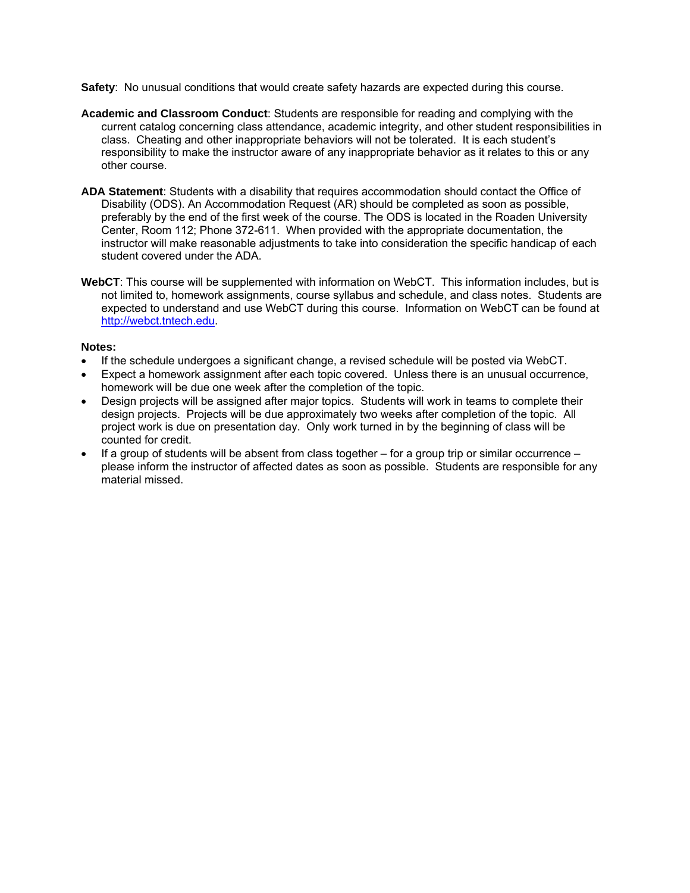**Safety**: No unusual conditions that would create safety hazards are expected during this course.

**Academic and Classroom Conduct**: Students are responsible for reading and complying with the current catalog concerning class attendance, academic integrity, and other student responsibilities in class. Cheating and other inappropriate behaviors will not be tolerated. It is each student's responsibility to make the instructor aware of any inappropriate behavior as it relates to this or any other course.

**ADA Statement**: Students with a disability that requires accommodation should contact the Office of Disability (ODS). An Accommodation Request (AR) should be completed as soon as possible, preferably by the end of the first week of the course. The ODS is located in the Roaden University Center, Room 112; Phone 372-611. When provided with the appropriate documentation, the instructor will make reasonable adjustments to take into consideration the specific handicap of each student covered under the ADA.

**WebCT**: This course will be supplemented with information on WebCT. This information includes, but is not limited to, homework assignments, course syllabus and schedule, and class notes. Students are expected to understand and use WebCT during this course. Information on WebCT can be found at [http://webct.tntech.edu](http://webct.tntech.edu).

**Notes:**

- If the schedule undergoes a significant change, a revised schedule will be posted via WebCT.
- Expect a homework assignment after each topic covered. Unless there is an unusual occurrence, homework will be due one week after the completion of the topic.
- Design projects will be assigned after major topics. Students will work in teams to complete their design projects. Projects will be due approximately two weeks after completion of the topic. All project work is due on presentation day. Only work turned in by the beginning of class will be counted for credit.
- If a group of students will be absent from class together – for a group trip or similar occurrence – please inform the instructor of affected dates as soon as possible. Students are responsible for any material missed.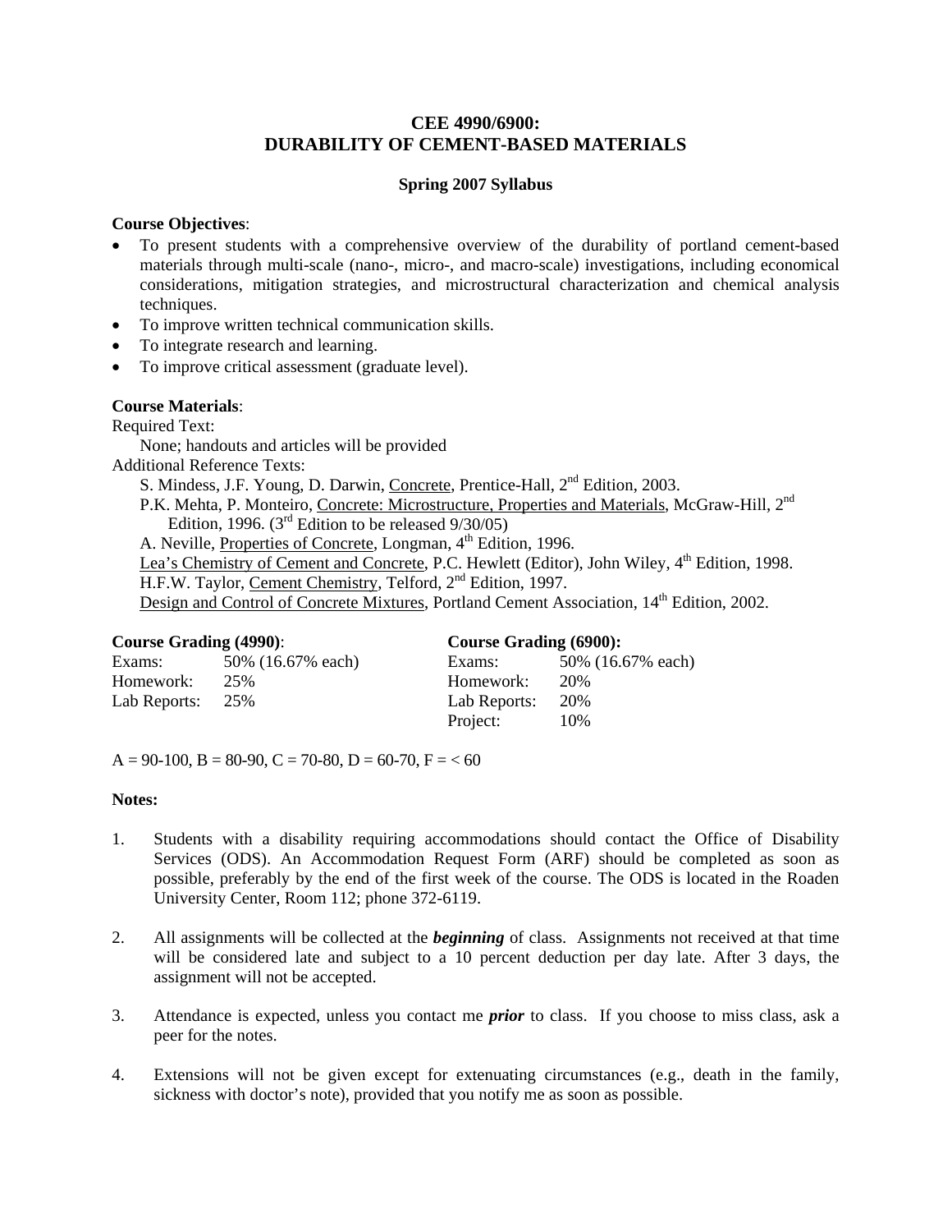# CEE 4990/6900: DURABILITY OF CEMENT-BASED MATERIALS

**Spring 2007 Syllabus**

**Course Objectives**:

- To present students with a comprehensive overview of the durability of portland cement-based materials through multi-scale (nano-, micro-, and macro-scale) investigations, including economical considerations, mitigation strategies, and microstructural characterization and chemical analysis techniques.
- To improve written technical communication skills.
- To integrate research and learning.
- To improve critical assessment (graduate level).

**Course Materials**:

Required Text:

None; handouts and articles will be provided

Additional Reference Texts:

S. Mindess, J.F. Young, D. Darwin, Concrete, Prentice-Hall, 2nd Edition, 2003.

P.K. Mehta, P. Monteiro, Concrete: Microstructure, Properties and Materials, McGraw-Hill, 2nd Edition, 1996. (3rd Edition to be released 9/30/05)

A. Neville, Properties of Concrete, Longman, 4th Edition, 1996.

Lea's Chemistry of Cement and Concrete, P.C. Hewlett (Editor), John Wiley, 4th Edition, 1998.

H.F.W. Taylor, Cement Chemistry, Telford, 2nd Edition, 1997.

Design and Control of Concrete Mixtures, Portland Cement Association, 14th Edition, 2002.

**Course Grading (4990)**:

| | |
|---|---|
| Exams: | 50% (16.67% each) |
| Homework: | 25% |
| Lab Reports: | 25% |

**Course Grading (6900):**

| | |
|---|---|
| Exams: | 50% (16.67% each) |
| Homework: | 20% |
| Lab Reports: | 20% |
| Project: | 10% |

A = 90-100, B = 80-90, C = 70-80, D = 60-70, F = < 60

**Notes:**

1. Students with a disability requiring accommodations should contact the Office of Disability Services (ODS). An Accommodation Request Form (ARF) should be completed as soon as possible, preferably by the end of the first week of the course. The ODS is located in the Roaden University Center, Room 112; phone 372-6119.

2. All assignments will be collected at the ***beginning*** of class. Assignments not received at that time will be considered late and subject to a 10 percent deduction per day late. After 3 days, the assignment will not be accepted.

3. Attendance is expected, unless you contact me ***prior*** to class. If you choose to miss class, ask a peer for the notes.

4. Extensions will not be given except for extenuating circumstances (e.g., death in the family, sickness with doctor's note), provided that you notify me as soon as possible.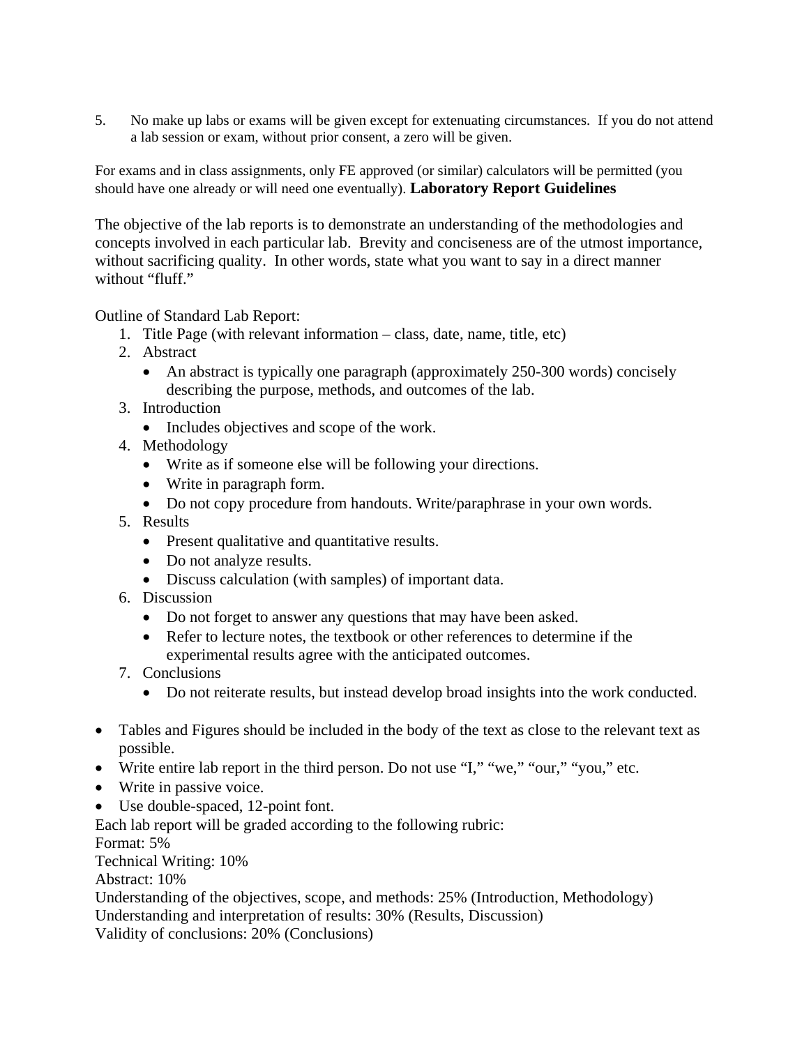5. No make up labs or exams will be given except for extenuating circumstances. If you do not attend a lab session or exam, without prior consent, a zero will be given.

For exams and in class assignments, only FE approved (or similar) calculators will be permitted (you should have one already or will need one eventually). **Laboratory Report Guidelines**

The objective of the lab reports is to demonstrate an understanding of the methodologies and concepts involved in each particular lab. Brevity and conciseness are of the utmost importance, without sacrificing quality. In other words, state what you want to say in a direct manner without "fluff."

Outline of Standard Lab Report:

1. Title Page (with relevant information – class, date, name, title, etc)
2. Abstract
   - An abstract is typically one paragraph (approximately 250-300 words) concisely describing the purpose, methods, and outcomes of the lab.
3. Introduction
   - Includes objectives and scope of the work.
4. Methodology
   - Write as if someone else will be following your directions.
   - Write in paragraph form.
   - Do not copy procedure from handouts. Write/paraphrase in your own words.
5. Results
   - Present qualitative and quantitative results.
   - Do not analyze results.
   - Discuss calculation (with samples) of important data.
6. Discussion
   - Do not forget to answer any questions that may have been asked.
   - Refer to lecture notes, the textbook or other references to determine if the experimental results agree with the anticipated outcomes.
7. Conclusions
   - Do not reiterate results, but instead develop broad insights into the work conducted.

- Tables and Figures should be included in the body of the text as close to the relevant text as possible.
- Write entire lab report in the third person. Do not use "I," "we," "our," "you," etc.
- Write in passive voice.
- Use double-spaced, 12-point font.

Each lab report will be graded according to the following rubric:
Format: 5%
Technical Writing: 10%
Abstract: 10%
Understanding of the objectives, scope, and methods: 25% (Introduction, Methodology)
Understanding and interpretation of results: 30% (Results, Discussion)
Validity of conclusions: 20% (Conclusions)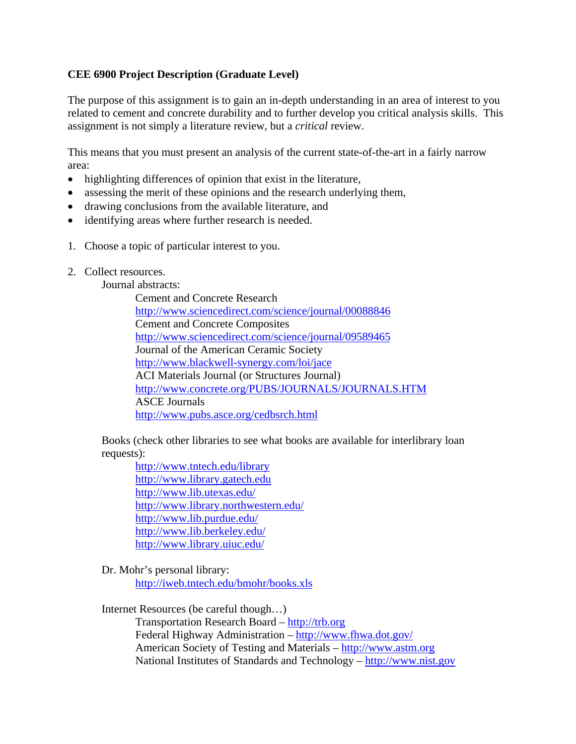**CEE 6900 Project Description (Graduate Level)**

The purpose of this assignment is to gain an in-depth understanding in an area of interest to you related to cement and concrete durability and to further develop you critical analysis skills. This assignment is not simply a literature review, but a *critical* review.

This means that you must present an analysis of the current state-of-the-art in a fairly narrow area:

- highlighting differences of opinion that exist in the literature,
- assessing the merit of these opinions and the research underlying them,
- drawing conclusions from the available literature, and
- identifying areas where further research is needed.

1. Choose a topic of particular interest to you.

2. Collect resources.

   Journal abstracts:

   Cement and Concrete Research
   http://www.sciencedirect.com/science/journal/00088846
   Cement and Concrete Composites
   http://www.sciencedirect.com/science/journal/09589465
   Journal of the American Ceramic Society
   http://www.blackwell-synergy.com/loi/jace
   ACI Materials Journal (or Structures Journal)
   http://www.concrete.org/PUBS/JOURNALS/JOURNALS.HTM
   ASCE Journals
   http://www.pubs.asce.org/cedbsrch.html

   Books (check other libraries to see what books are available for interlibrary loan requests):

   http://www.tntech.edu/library
   http://www.library.gatech.edu
   http://www.lib.utexas.edu/
   http://www.library.northwestern.edu/
   http://www.lib.purdue.edu/
   http://www.lib.berkeley.edu/
   http://www.library.uiuc.edu/

   Dr. Mohr's personal library:

   http://iweb.tntech.edu/bmohr/books.xls

   Internet Resources (be careful though…)

   Transportation Research Board – http://trb.org
   Federal Highway Administration – http://www.fhwa.dot.gov/
   American Society of Testing and Materials – http://www.astm.org
   National Institutes of Standards and Technology – http://www.nist.gov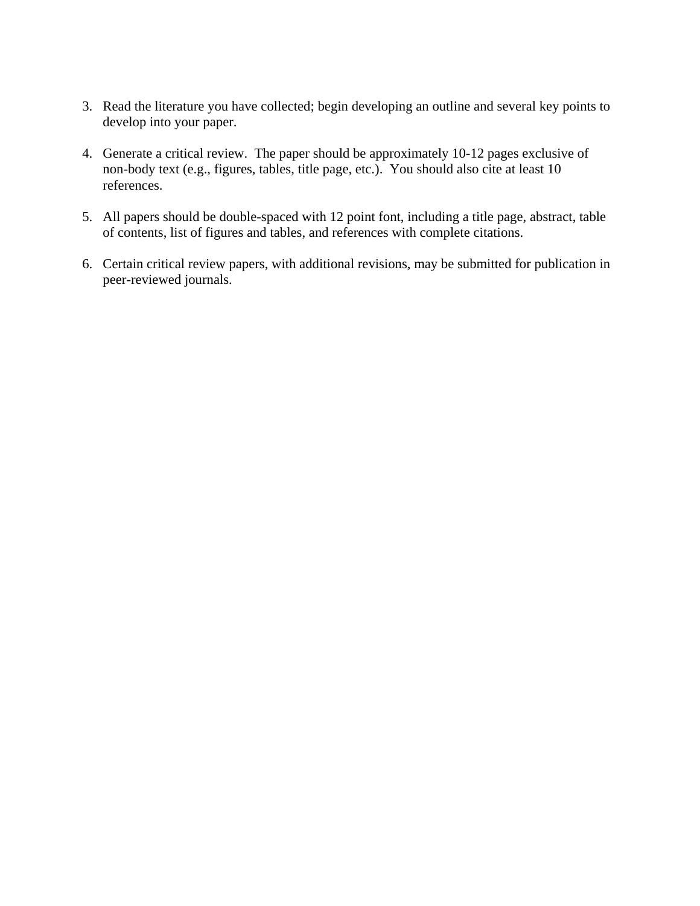3. Read the literature you have collected; begin developing an outline and several key points to develop into your paper.

4. Generate a critical review. The paper should be approximately 10-12 pages exclusive of non-body text (e.g., figures, tables, title page, etc.). You should also cite at least 10 references.

5. All papers should be double-spaced with 12 point font, including a title page, abstract, table of contents, list of figures and tables, and references with complete citations.

6. Certain critical review papers, with additional revisions, may be submitted for publication in peer-reviewed journals.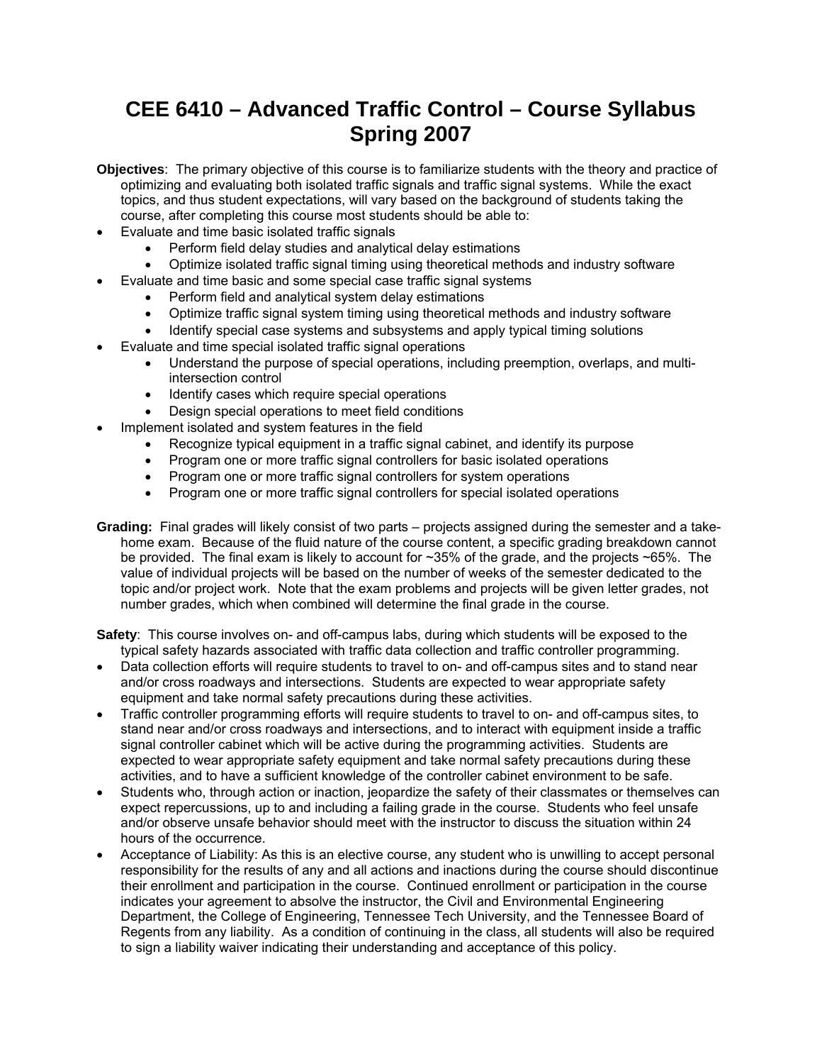# CEE 6410 – Advanced Traffic Control – Course Syllabus Spring 2007

**Objectives**: The primary objective of this course is to familiarize students with the theory and practice of optimizing and evaluating both isolated traffic signals and traffic signal systems. While the exact topics, and thus student expectations, will vary based on the background of students taking the course, after completing this course most students should be able to:

- Evaluate and time basic isolated traffic signals
  - Perform field delay studies and analytical delay estimations
  - Optimize isolated traffic signal timing using theoretical methods and industry software
- Evaluate and time basic and some special case traffic signal systems
  - Perform field and analytical system delay estimations
  - Optimize traffic signal system timing using theoretical methods and industry software
  - Identify special case systems and subsystems and apply typical timing solutions
- Evaluate and time special isolated traffic signal operations
  - Understand the purpose of special operations, including preemption, overlaps, and multi-intersection control
  - Identify cases which require special operations
  - Design special operations to meet field conditions
- Implement isolated and system features in the field
  - Recognize typical equipment in a traffic signal cabinet, and identify its purpose
  - Program one or more traffic signal controllers for basic isolated operations
  - Program one or more traffic signal controllers for system operations
  - Program one or more traffic signal controllers for special isolated operations

**Grading:** Final grades will likely consist of two parts – projects assigned during the semester and a take-home exam. Because of the fluid nature of the course content, a specific grading breakdown cannot be provided. The final exam is likely to account for ~35% of the grade, and the projects ~65%. The value of individual projects will be based on the number of weeks of the semester dedicated to the topic and/or project work. Note that the exam problems and projects will be given letter grades, not number grades, which when combined will determine the final grade in the course.

**Safety**: This course involves on- and off-campus labs, during which students will be exposed to the typical safety hazards associated with traffic data collection and traffic controller programming.

- Data collection efforts will require students to travel to on- and off-campus sites and to stand near and/or cross roadways and intersections. Students are expected to wear appropriate safety equipment and take normal safety precautions during these activities.
- Traffic controller programming efforts will require students to travel to on- and off-campus sites, to stand near and/or cross roadways and intersections, and to interact with equipment inside a traffic signal controller cabinet which will be active during the programming activities. Students are expected to wear appropriate safety equipment and take normal safety precautions during these activities, and to have a sufficient knowledge of the controller cabinet environment to be safe.
- Students who, through action or inaction, jeopardize the safety of their classmates or themselves can expect repercussions, up to and including a failing grade in the course. Students who feel unsafe and/or observe unsafe behavior should meet with the instructor to discuss the situation within 24 hours of the occurrence.
- Acceptance of Liability: As this is an elective course, any student who is unwilling to accept personal responsibility for the results of any and all actions and inactions during the course should discontinue their enrollment and participation in the course. Continued enrollment or participation in the course indicates your agreement to absolve the instructor, the Civil and Environmental Engineering Department, the College of Engineering, Tennessee Tech University, and the Tennessee Board of Regents from any liability. As a condition of continuing in the class, all students will also be required to sign a liability waiver indicating their understanding and acceptance of this policy.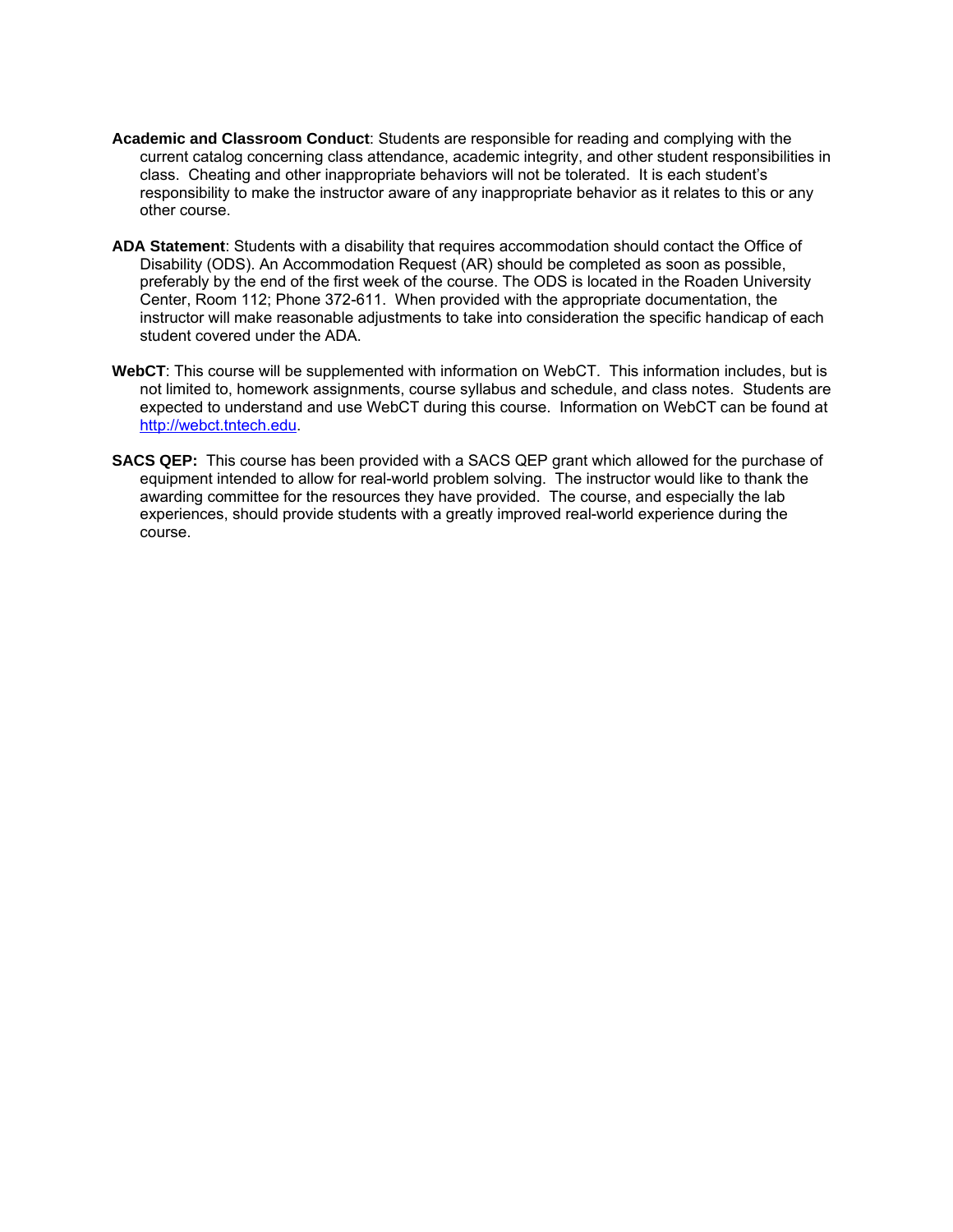**Academic and Classroom Conduct**: Students are responsible for reading and complying with the current catalog concerning class attendance, academic integrity, and other student responsibilities in class. Cheating and other inappropriate behaviors will not be tolerated. It is each student's responsibility to make the instructor aware of any inappropriate behavior as it relates to this or any other course.

**ADA Statement**: Students with a disability that requires accommodation should contact the Office of Disability (ODS). An Accommodation Request (AR) should be completed as soon as possible, preferably by the end of the first week of the course. The ODS is located in the Roaden University Center, Room 112; Phone 372-611. When provided with the appropriate documentation, the instructor will make reasonable adjustments to take into consideration the specific handicap of each student covered under the ADA.

**WebCT**: This course will be supplemented with information on WebCT. This information includes, but is not limited to, homework assignments, course syllabus and schedule, and class notes. Students are expected to understand and use WebCT during this course. Information on WebCT can be found at http://webct.tntech.edu.

**SACS QEP:** This course has been provided with a SACS QEP grant which allowed for the purchase of equipment intended to allow for real-world problem solving. The instructor would like to thank the awarding committee for the resources they have provided. The course, and especially the lab experiences, should provide students with a greatly improved real-world experience during the course.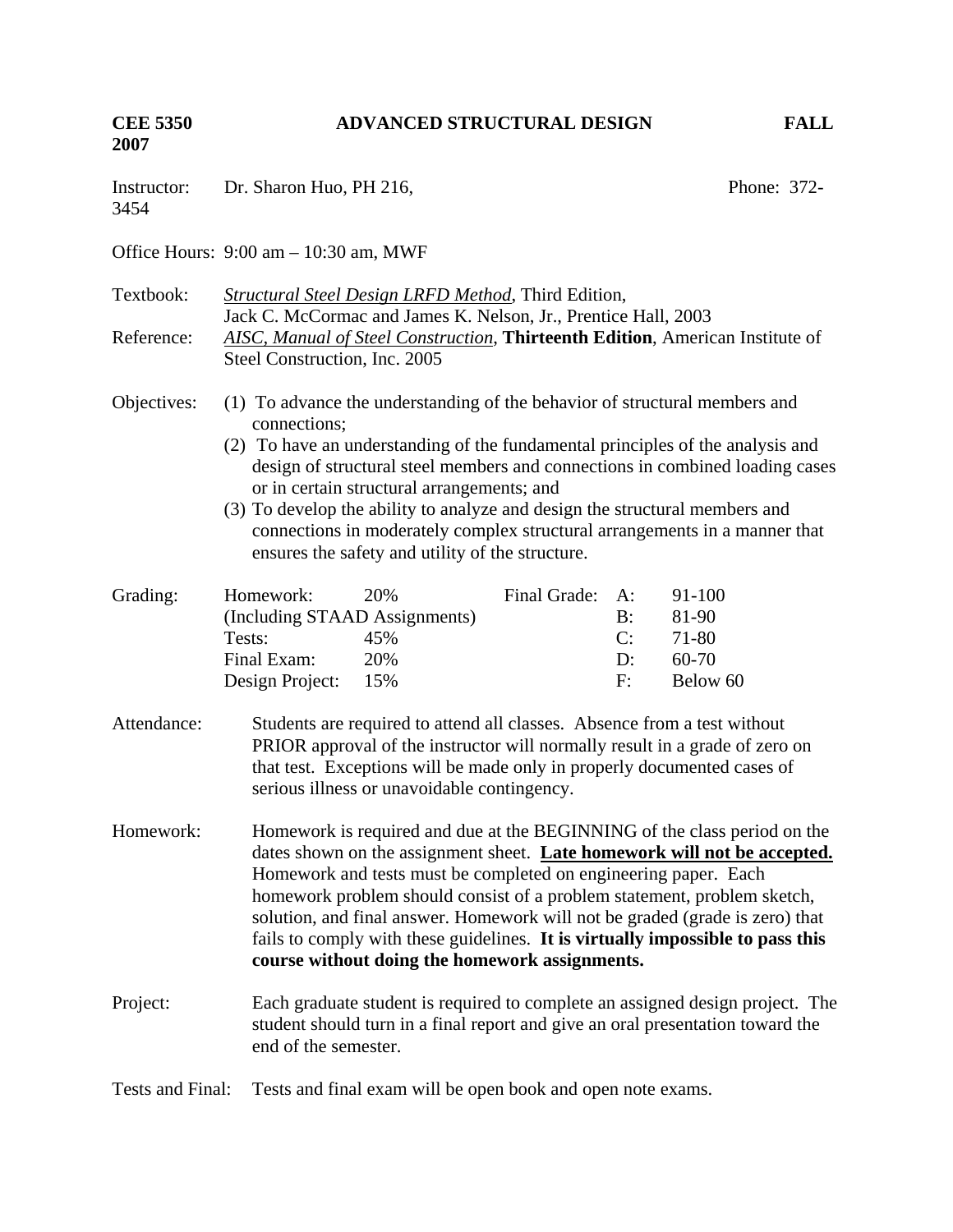**CEE 5350 ADVANCED STRUCTURAL DESIGN FALL 2007**

Instructor: Dr. Sharon Huo, PH 216, Phone: 372-3454

Office Hours: 9:00 am – 10:30 am, MWF

Textbook: *Structural Steel Design LRFD Method*, Third Edition, Jack C. McCormac and James K. Nelson, Jr., Prentice Hall, 2003

Reference: *AISC, Manual of Steel Construction*, **Thirteenth Edition**, American Institute of Steel Construction, Inc. 2005

Objectives:

(1) To advance the understanding of the behavior of structural members and connections;
(2) To have an understanding of the fundamental principles of the analysis and design of structural steel members and connections in combined loading cases or in certain structural arrangements; and
(3) To develop the ability to analyze and design the structural members and connections in moderately complex structural arrangements in a manner that ensures the safety and utility of the structure.

Grading:

| Component | Weight |
|---|---|
| Homework: (Including STAAD Assignments) | 20% |
| Tests: | 45% |
| Final Exam: | 20% |
| Design Project: | 15% |

| Final Grade: | |
|---|---|
| A: | 91-100 |
| B: | 81-90 |
| C: | 71-80 |
| D: | 60-70 |
| F: | Below 60 |

Attendance: Students are required to attend all classes. Absence from a test without PRIOR approval of the instructor will normally result in a grade of zero on that test. Exceptions will be made only in properly documented cases of serious illness or unavoidable contingency.

Homework: Homework is required and due at the BEGINNING of the class period on the dates shown on the assignment sheet. **Late homework will not be accepted.** Homework and tests must be completed on engineering paper. Each homework problem should consist of a problem statement, problem sketch, solution, and final answer. Homework will not be graded (grade is zero) that fails to comply with these guidelines. **It is virtually impossible to pass this course without doing the homework assignments.**

Project: Each graduate student is required to complete an assigned design project. The student should turn in a final report and give an oral presentation toward the end of the semester.

Tests and Final: Tests and final exam will be open book and open note exams.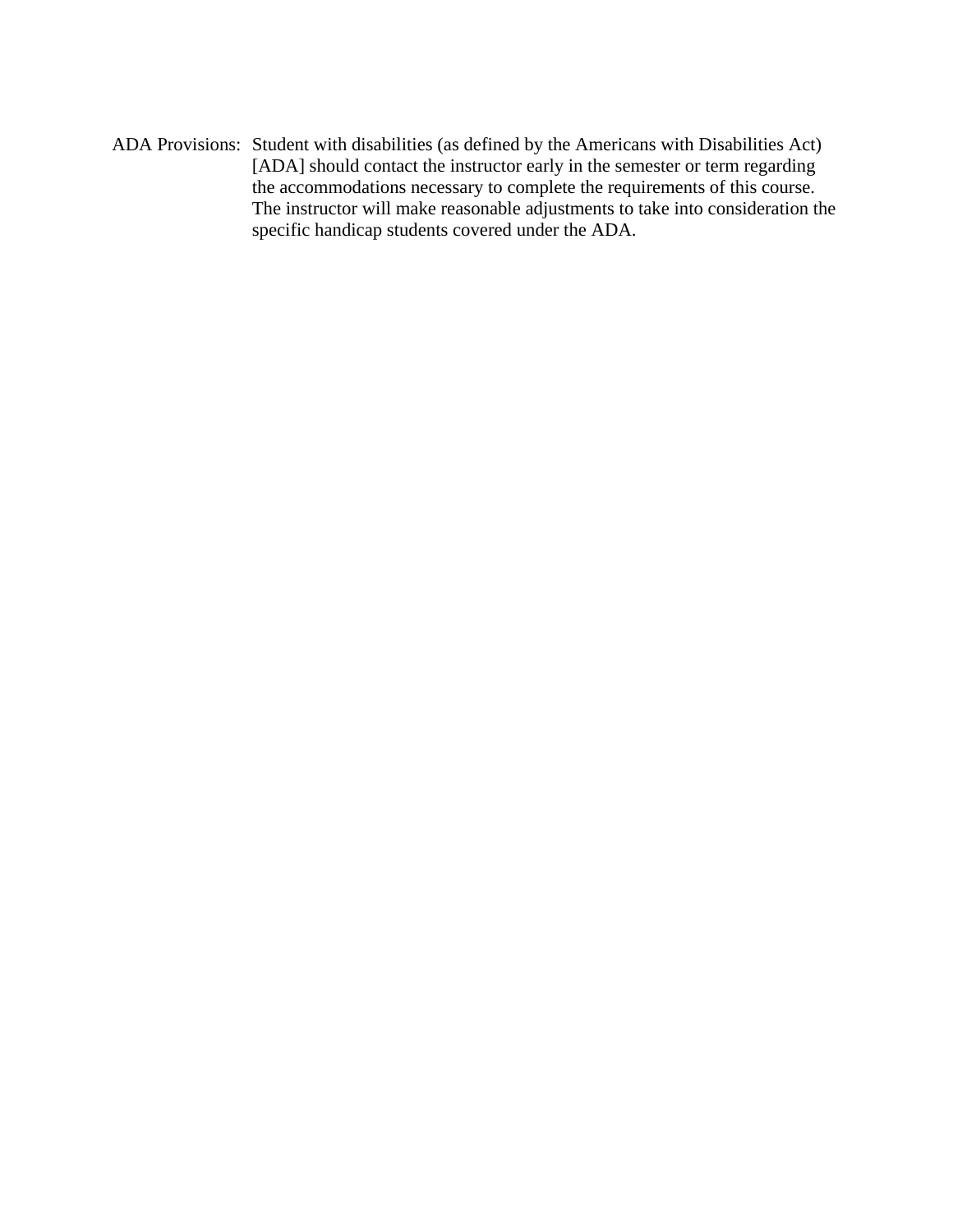ADA Provisions: Student with disabilities (as defined by the Americans with Disabilities Act) [ADA] should contact the instructor early in the semester or term regarding the accommodations necessary to complete the requirements of this course. The instructor will make reasonable adjustments to take into consideration the specific handicap students covered under the ADA.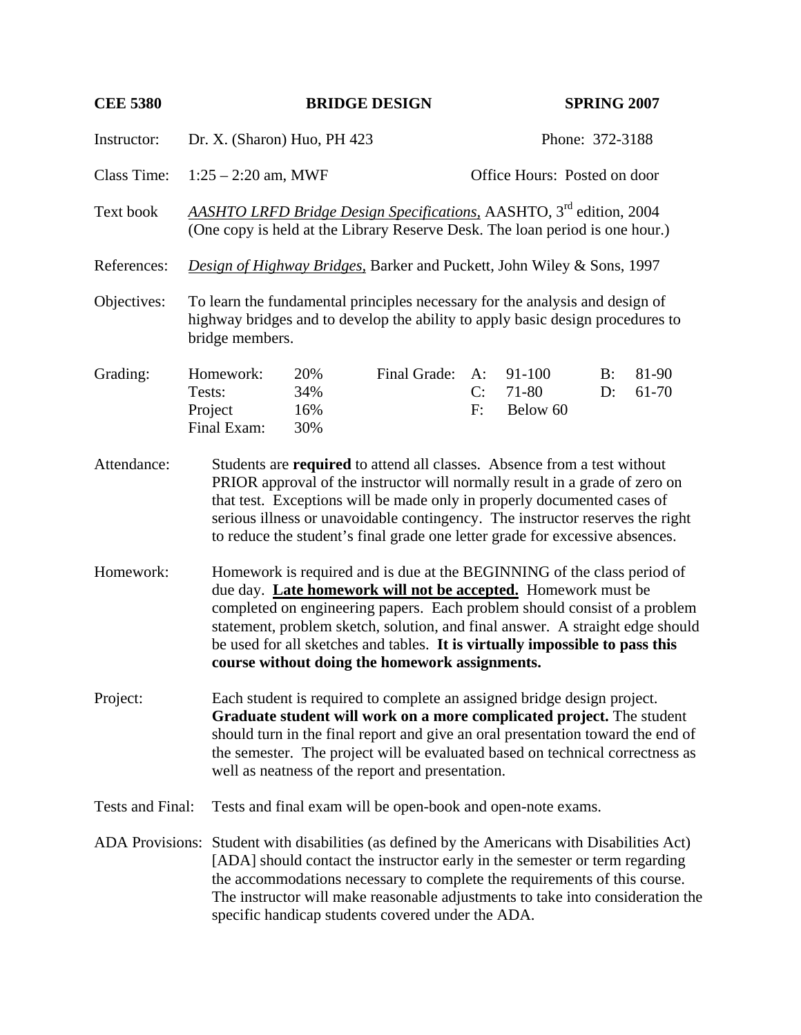**CEE 5380 BRIDGE DESIGN SPRING 2007**

Instructor: Dr. X. (Sharon) Huo, PH 423 Phone: 372-3188

Class Time: 1:25 – 2:20 am, MWF Office Hours: Posted on door

Text book: *AASHTO LRFD Bridge Design Specifications,* AASHTO, 3rd edition, 2004 (One copy is held at the Library Reserve Desk. The loan period is one hour.)

References: *Design of Highway Bridges,* Barker and Puckett, John Wiley & Sons, 1997

Objectives: To learn the fundamental principles necessary for the analysis and design of highway bridges and to develop the ability to apply basic design procedures to bridge members.

Grading:

| Component | Weight |
|---|---|
| Homework: | 20% |
| Tests: | 34% |
| Project | 16% |
| Final Exam: | 30% |

Final Grade:

| Grade | Range |
|---|---|
| A: | 91-100 |
| B: | 81-90 |
| C: | 71-80 |
| D: | 61-70 |
| F: | Below 60 |

Attendance: Students are **required** to attend all classes. Absence from a test without PRIOR approval of the instructor will normally result in a grade of zero on that test. Exceptions will be made only in properly documented cases of serious illness or unavoidable contingency. The instructor reserves the right to reduce the student's final grade one letter grade for excessive absences.

Homework: Homework is required and is due at the BEGINNING of the class period of due day. **Late homework will not be accepted.** Homework must be completed on engineering papers. Each problem should consist of a problem statement, problem sketch, solution, and final answer. A straight edge should be used for all sketches and tables. **It is virtually impossible to pass this course without doing the homework assignments.**

Project: Each student is required to complete an assigned bridge design project. **Graduate student will work on a more complicated project.** The student should turn in the final report and give an oral presentation toward the end of the semester. The project will be evaluated based on technical correctness as well as neatness of the report and presentation.

Tests and Final: Tests and final exam will be open-book and open-note exams.

ADA Provisions: Student with disabilities (as defined by the Americans with Disabilities Act) [ADA] should contact the instructor early in the semester or term regarding the accommodations necessary to complete the requirements of this course. The instructor will make reasonable adjustments to take into consideration the specific handicap students covered under the ADA.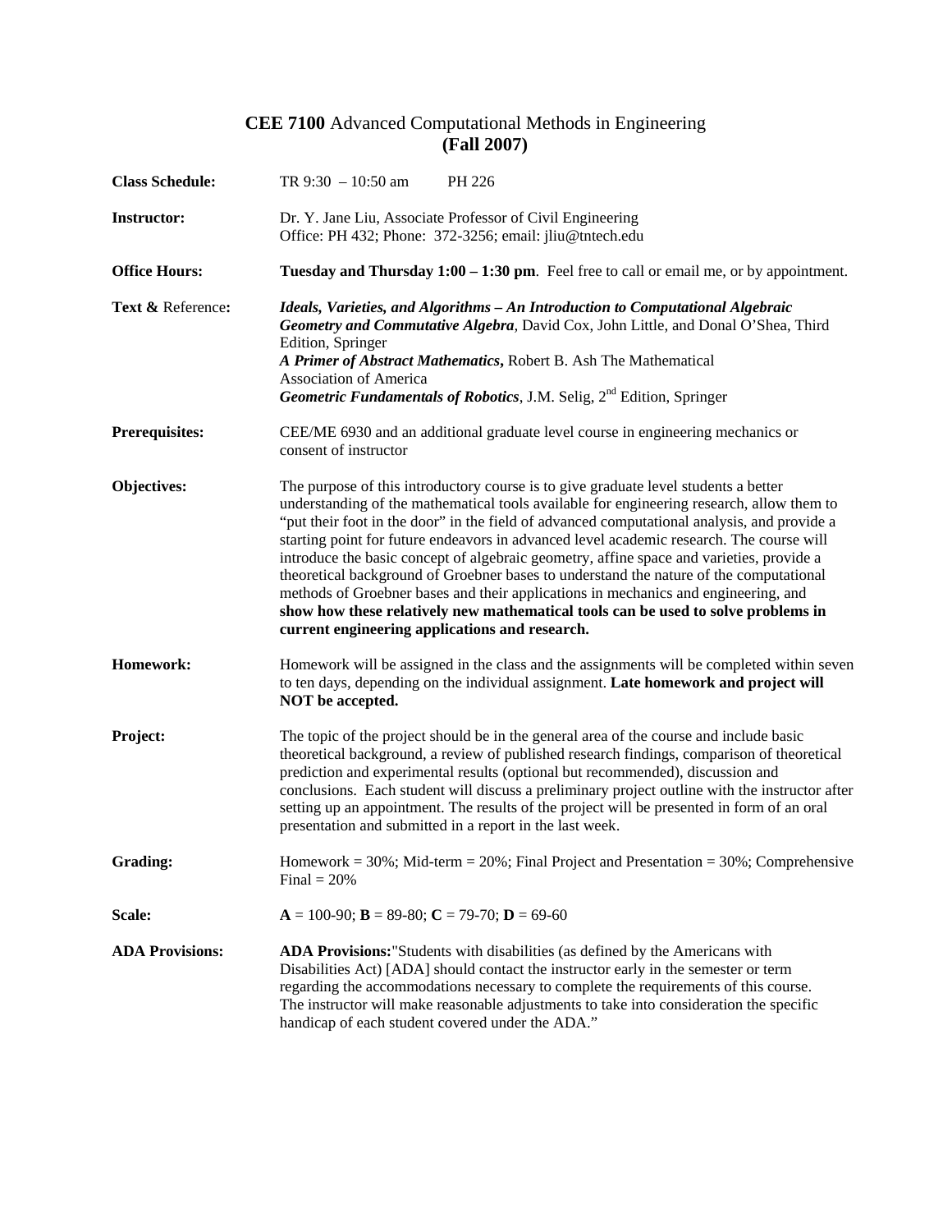# **CEE 7100** Advanced Computational Methods in Engineering **(Fall 2007)**

**Class Schedule:** TR 9:30 – 10:50 am PH 226

**Instructor:** Dr. Y. Jane Liu, Associate Professor of Civil Engineering
Office: PH 432; Phone: 372-3256; email: jliu@tntech.edu

**Office Hours:** **Tuesday and Thursday 1:00 – 1:30 pm**. Feel free to call or email me, or by appointment.

**Text &** Reference**:** ***Ideals, Varieties, and Algorithms – An Introduction to Computational Algebraic Geometry and Commutative Algebra***, David Cox, John Little, and Donal O'Shea, Third Edition, Springer
***A Primer of Abstract Mathematics***, Robert B. Ash The Mathematical Association of America
***Geometric Fundamentals of Robotics***, J.M. Selig, 2nd Edition, Springer

**Prerequisites:** CEE/ME 6930 and an additional graduate level course in engineering mechanics or consent of instructor

**Objectives:** The purpose of this introductory course is to give graduate level students a better understanding of the mathematical tools available for engineering research, allow them to "put their foot in the door" in the field of advanced computational analysis, and provide a starting point for future endeavors in advanced level academic research. The course will introduce the basic concept of algebraic geometry, affine space and varieties, provide a theoretical background of Groebner bases to understand the nature of the computational methods of Groebner bases and their applications in mechanics and engineering, and **show how these relatively new mathematical tools can be used to solve problems in current engineering applications and research.**

**Homework:** Homework will be assigned in the class and the assignments will be completed within seven to ten days, depending on the individual assignment. **Late homework and project will NOT be accepted.**

**Project:** The topic of the project should be in the general area of the course and include basic theoretical background, a review of published research findings, comparison of theoretical prediction and experimental results (optional but recommended), discussion and conclusions. Each student will discuss a preliminary project outline with the instructor after setting up an appointment. The results of the project will be presented in form of an oral presentation and submitted in a report in the last week.

**Grading:** Homework = 30%; Mid-term = 20%; Final Project and Presentation = 30%; Comprehensive Final = 20%

**Scale:** **A** = 100-90; **B** = 89-80; **C** = 79-70; **D** = 69-60

**ADA Provisions:** **ADA Provisions:**"Students with disabilities (as defined by the Americans with Disabilities Act) [ADA] should contact the instructor early in the semester or term regarding the accommodations necessary to complete the requirements of this course. The instructor will make reasonable adjustments to take into consideration the specific handicap of each student covered under the ADA."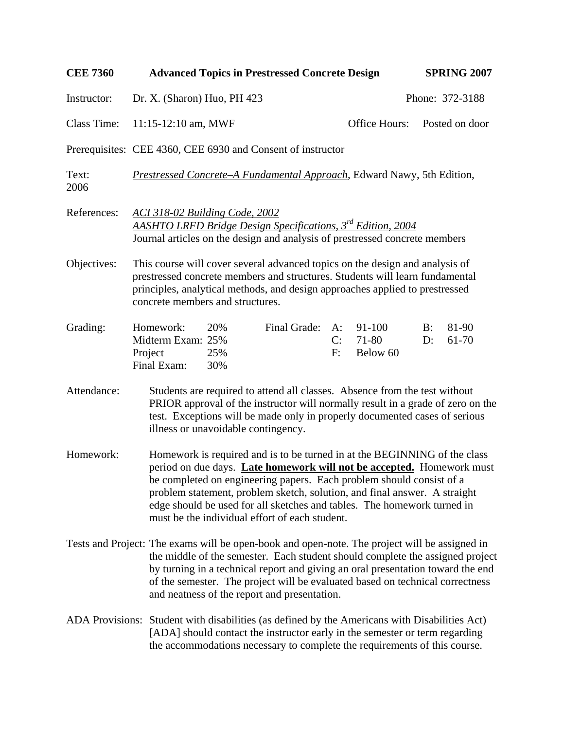**CEE 7360 Advanced Topics in Prestressed Concrete Design SPRING 2007**

Instructor: Dr. X. (Sharon) Huo, PH 423 Phone: 372-3188

Class Time: 11:15-12:10 am, MWF Office Hours: Posted on door

Prerequisites: CEE 4360, CEE 6930 and Consent of instructor

Text: *Prestressed Concrete–A Fundamental Approach*, Edward Nawy, 5th Edition, 2006

References: *ACI 318-02 Building Code, 2002*
*AASHTO LRFD Bridge Design Specifications, 3rd Edition, 2004*
Journal articles on the design and analysis of prestressed concrete members

Objectives: This course will cover several advanced topics on the design and analysis of prestressed concrete members and structures. Students will learn fundamental principles, analytical methods, and design approaches applied to prestressed concrete members and structures.

Grading:

| | | | | | | |
|---|---|---|---|---|---|---|
| Homework: | 20% | Final Grade: | A: | 91-100 | B: | 81-90 |
| Midterm Exam: | 25% | | C: | 71-80 | D: | 61-70 |
| Project | 25% | | F: | Below 60 | | |
| Final Exam: | 30% | | | | | |

Attendance: Students are required to attend all classes. Absence from the test without PRIOR approval of the instructor will normally result in a grade of zero on the test. Exceptions will be made only in properly documented cases of serious illness or unavoidable contingency.

Homework: Homework is required and is to be turned in at the BEGINNING of the class period on due days. **Late homework will not be accepted.** Homework must be completed on engineering papers. Each problem should consist of a problem statement, problem sketch, solution, and final answer. A straight edge should be used for all sketches and tables. The homework turned in must be the individual effort of each student.

Tests and Project: The exams will be open-book and open-note. The project will be assigned in the middle of the semester. Each student should complete the assigned project by turning in a technical report and giving an oral presentation toward the end of the semester. The project will be evaluated based on technical correctness and neatness of the report and presentation.

ADA Provisions: Student with disabilities (as defined by the Americans with Disabilities Act) [ADA] should contact the instructor early in the semester or term regarding the accommodations necessary to complete the requirements of this course.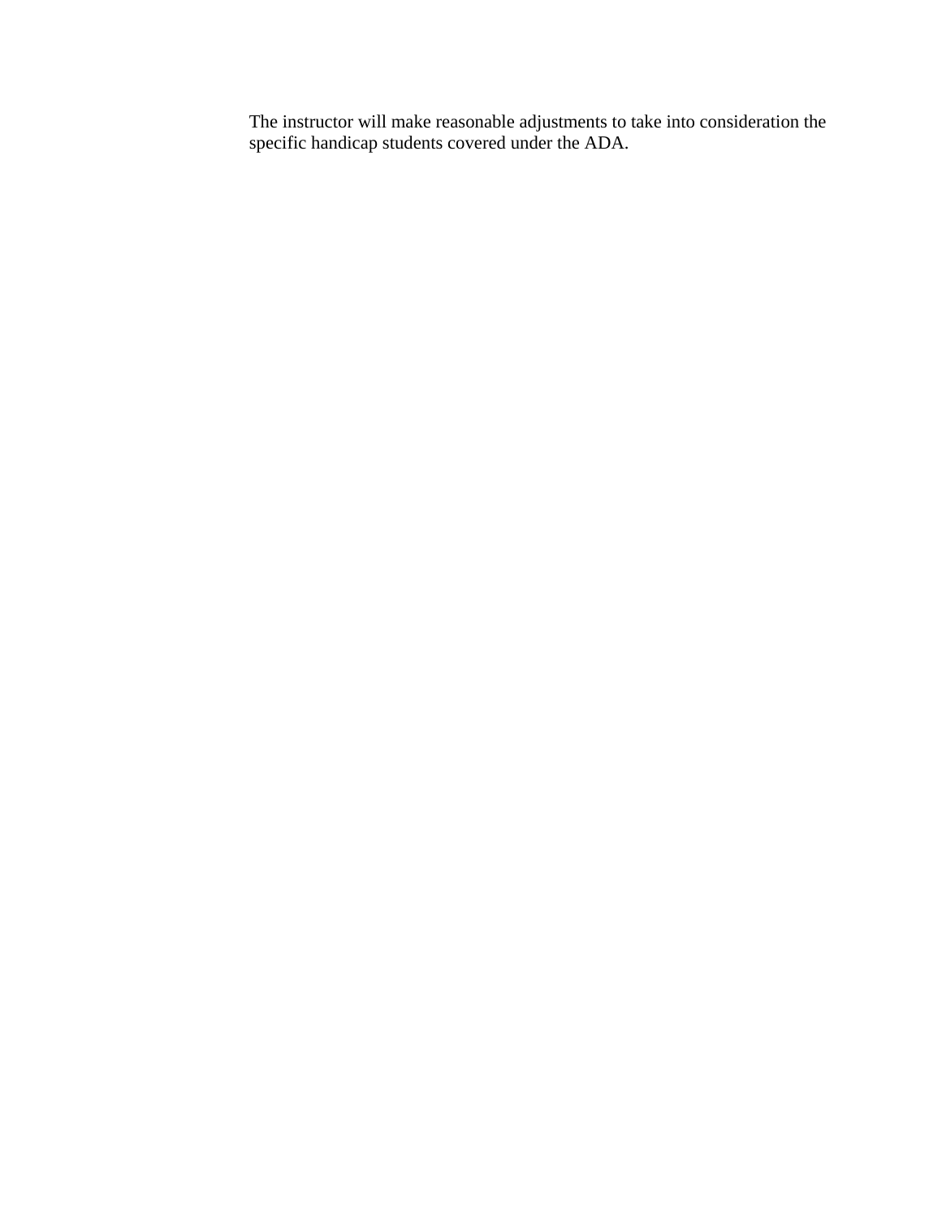The instructor will make reasonable adjustments to take into consideration the specific handicap students covered under the ADA.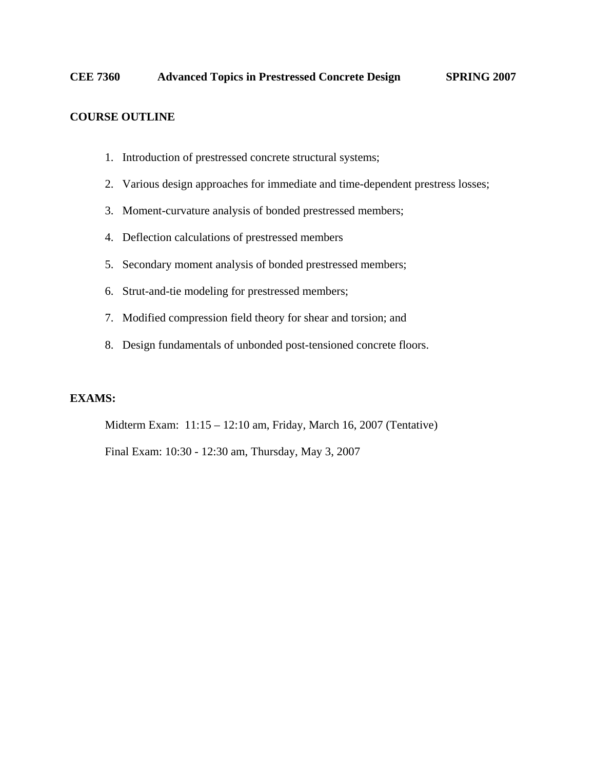**CEE 7360 Advanced Topics in Prestressed Concrete Design SPRING 2007**

**COURSE OUTLINE**

1. Introduction of prestressed concrete structural systems;
2. Various design approaches for immediate and time-dependent prestress losses;
3. Moment-curvature analysis of bonded prestressed members;
4. Deflection calculations of prestressed members
5. Secondary moment analysis of bonded prestressed members;
6. Strut-and-tie modeling for prestressed members;
7. Modified compression field theory for shear and torsion; and
8. Design fundamentals of unbonded post-tensioned concrete floors.

**EXAMS:**

Midterm Exam: 11:15 – 12:10 am, Friday, March 16, 2007 (Tentative)

Final Exam: 10:30 - 12:30 am, Thursday, May 3, 2007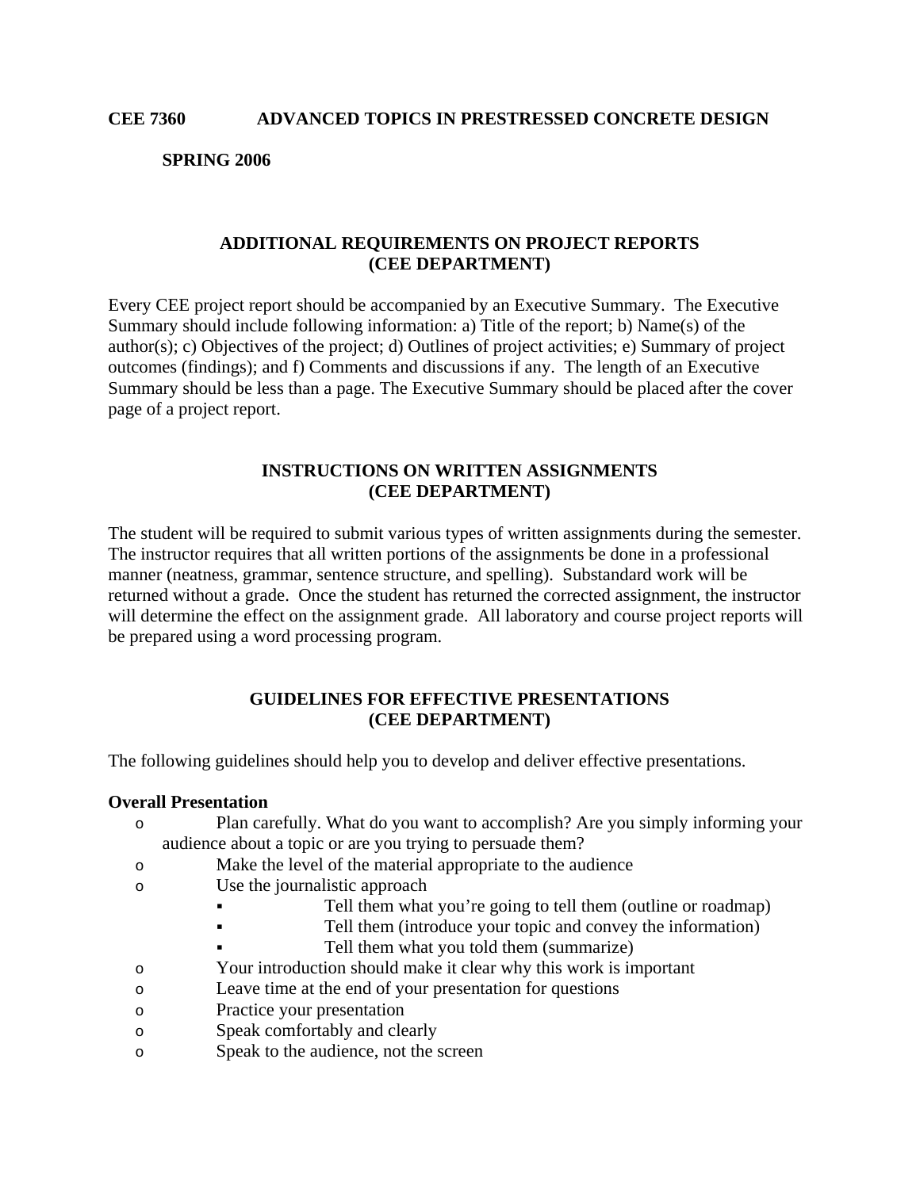**CEE 7360 ADVANCED TOPICS IN PRESTRESSED CONCRETE DESIGN**

**SPRING 2006**

## ADDITIONAL REQUIREMENTS ON PROJECT REPORTS (CEE DEPARTMENT)

Every CEE project report should be accompanied by an Executive Summary. The Executive Summary should include following information: a) Title of the report; b) Name(s) of the author(s); c) Objectives of the project; d) Outlines of project activities; e) Summary of project outcomes (findings); and f) Comments and discussions if any. The length of an Executive Summary should be less than a page. The Executive Summary should be placed after the cover page of a project report.

## INSTRUCTIONS ON WRITTEN ASSIGNMENTS (CEE DEPARTMENT)

The student will be required to submit various types of written assignments during the semester. The instructor requires that all written portions of the assignments be done in a professional manner (neatness, grammar, sentence structure, and spelling). Substandard work will be returned without a grade. Once the student has returned the corrected assignment, the instructor will determine the effect on the assignment grade. All laboratory and course project reports will be prepared using a word processing program.

## GUIDELINES FOR EFFECTIVE PRESENTATIONS (CEE DEPARTMENT)

The following guidelines should help you to develop and deliver effective presentations.

**Overall Presentation**

- Plan carefully. What do you want to accomplish? Are you simply informing your audience about a topic or are you trying to persuade them?
- Make the level of the material appropriate to the audience
- Use the journalistic approach
  - Tell them what you're going to tell them (outline or roadmap)
  - Tell them (introduce your topic and convey the information)
  - Tell them what you told them (summarize)
- Your introduction should make it clear why this work is important
- Leave time at the end of your presentation for questions
- Practice your presentation
- Speak comfortably and clearly
- Speak to the audience, not the screen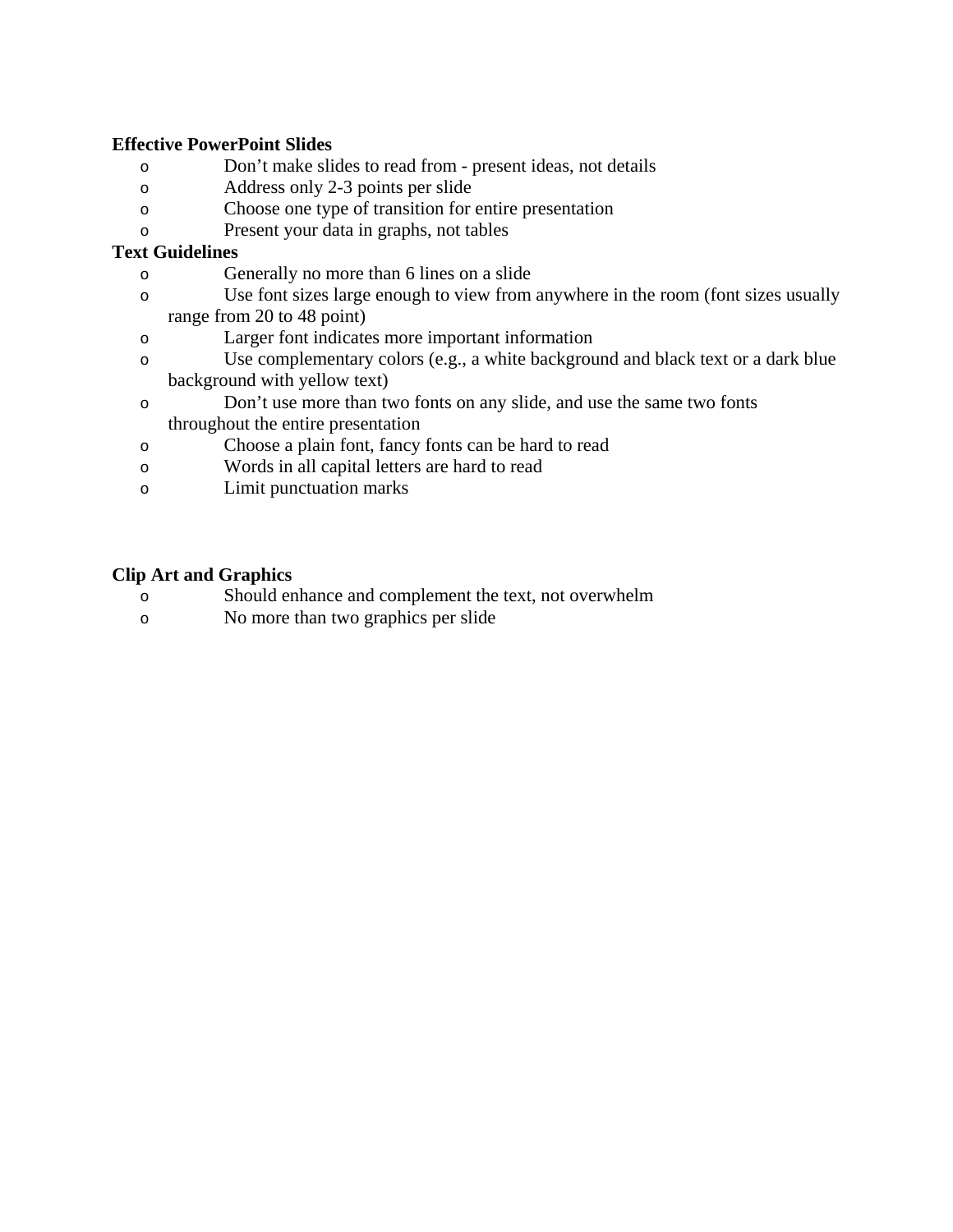**Effective PowerPoint Slides**

- Don't make slides to read from - present ideas, not details
- Address only 2-3 points per slide
- Choose one type of transition for entire presentation
- Present your data in graphs, not tables

**Text Guidelines**

- Generally no more than 6 lines on a slide
- Use font sizes large enough to view from anywhere in the room (font sizes usually range from 20 to 48 point)
- Larger font indicates more important information
- Use complementary colors (e.g., a white background and black text or a dark blue background with yellow text)
- Don't use more than two fonts on any slide, and use the same two fonts throughout the entire presentation
- Choose a plain font, fancy fonts can be hard to read
- Words in all capital letters are hard to read
- Limit punctuation marks

**Clip Art and Graphics**

- Should enhance and complement the text, not overwhelm
- No more than two graphics per slide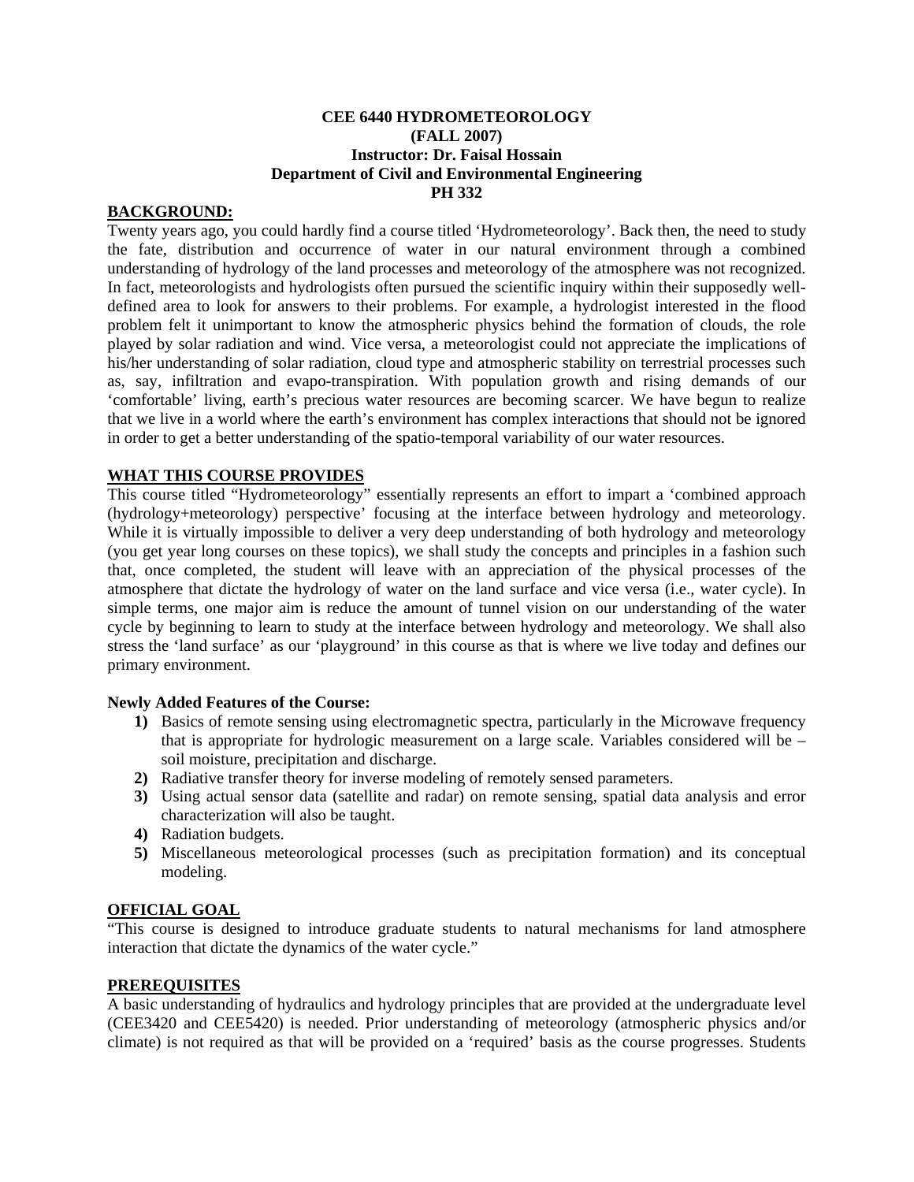**CEE 6440 HYDROMETEOROLOGY**
**(FALL 2007)**
**Instructor: Dr. Faisal Hossain**
**Department of Civil and Environmental Engineering**
**PH 332**

## BACKGROUND:

Twenty years ago, you could hardly find a course titled 'Hydrometeorology'. Back then, the need to study the fate, distribution and occurrence of water in our natural environment through a combined understanding of hydrology of the land processes and meteorology of the atmosphere was not recognized. In fact, meteorologists and hydrologists often pursued the scientific inquiry within their supposedly well-defined area to look for answers to their problems. For example, a hydrologist interested in the flood problem felt it unimportant to know the atmospheric physics behind the formation of clouds, the role played by solar radiation and wind. Vice versa, a meteorologist could not appreciate the implications of his/her understanding of solar radiation, cloud type and atmospheric stability on terrestrial processes such as, say, infiltration and evapo-transpiration. With population growth and rising demands of our 'comfortable' living, earth's precious water resources are becoming scarcer. We have begun to realize that we live in a world where the earth's environment has complex interactions that should not be ignored in order to get a better understanding of the spatio-temporal variability of our water resources.

## WHAT THIS COURSE PROVIDES

This course titled "Hydrometeorology" essentially represents an effort to impart a 'combined approach (hydrology+meteorology) perspective' focusing at the interface between hydrology and meteorology. While it is virtually impossible to deliver a very deep understanding of both hydrology and meteorology (you get year long courses on these topics), we shall study the concepts and principles in a fashion such that, once completed, the student will leave with an appreciation of the physical processes of the atmosphere that dictate the hydrology of water on the land surface and vice versa (i.e., water cycle). In simple terms, one major aim is reduce the amount of tunnel vision on our understanding of the water cycle by beginning to learn to study at the interface between hydrology and meteorology. We shall also stress the 'land surface' as our 'playground' in this course as that is where we live today and defines our primary environment.

**Newly Added Features of the Course:**

1) Basics of remote sensing using electromagnetic spectra, particularly in the Microwave frequency that is appropriate for hydrologic measurement on a large scale. Variables considered will be – soil moisture, precipitation and discharge.
2) Radiative transfer theory for inverse modeling of remotely sensed parameters.
3) Using actual sensor data (satellite and radar) on remote sensing, spatial data analysis and error characterization will also be taught.
4) Radiation budgets.
5) Miscellaneous meteorological processes (such as precipitation formation) and its conceptual modeling.

## OFFICIAL GOAL

"This course is designed to introduce graduate students to natural mechanisms for land atmosphere interaction that dictate the dynamics of the water cycle."

## PREREQUISITES

A basic understanding of hydraulics and hydrology principles that are provided at the undergraduate level (CEE3420 and CEE5420) is needed. Prior understanding of meteorology (atmospheric physics and/or climate) is not required as that will be provided on a 'required' basis as the course progresses. Students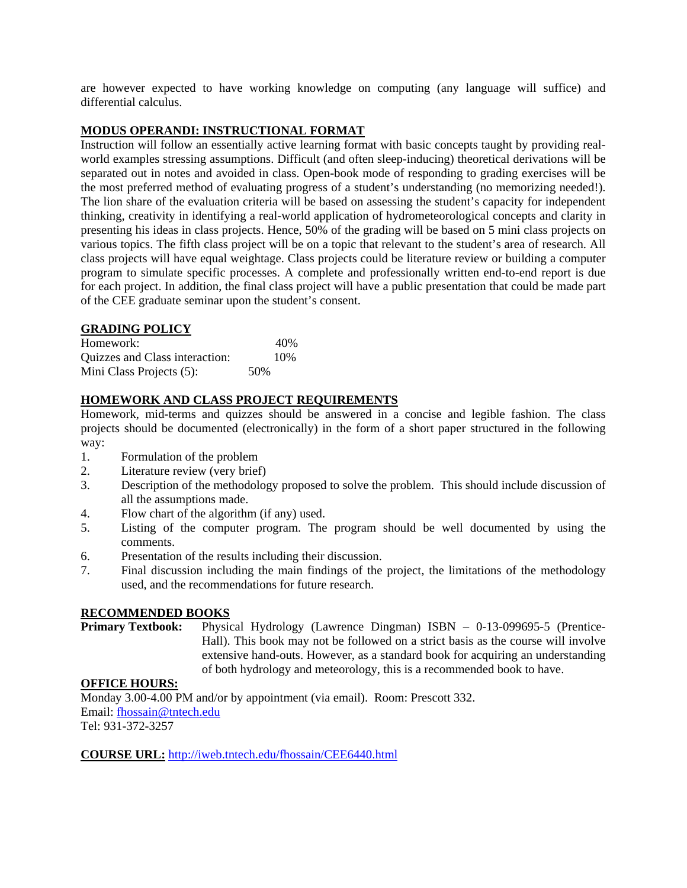are however expected to have working knowledge on computing (any language will suffice) and differential calculus.

## MODUS OPERANDI: INSTRUCTIONAL FORMAT

Instruction will follow an essentially active learning format with basic concepts taught by providing real-world examples stressing assumptions. Difficult (and often sleep-inducing) theoretical derivations will be separated out in notes and avoided in class. Open-book mode of responding to grading exercises will be the most preferred method of evaluating progress of a student's understanding (no memorizing needed!). The lion share of the evaluation criteria will be based on assessing the student's capacity for independent thinking, creativity in identifying a real-world application of hydrometeorological concepts and clarity in presenting his ideas in class projects. Hence, 50% of the grading will be based on 5 mini class projects on various topics. The fifth class project will be on a topic that relevant to the student's area of research. All class projects will have equal weightage. Class projects could be literature review or building a computer program to simulate specific processes. A complete and professionally written end-to-end report is due for each project. In addition, the final class project will have a public presentation that could be made part of the CEE graduate seminar upon the student's consent.

## GRADING POLICY

| | |
|---|---|
| Homework: | 40% |
| Quizzes and Class interaction: | 10% |
| Mini Class Projects (5): | 50% |

## HOMEWORK AND CLASS PROJECT REQUIREMENTS

Homework, mid-terms and quizzes should be answered in a concise and legible fashion. The class projects should be documented (electronically) in the form of a short paper structured in the following way:

1. Formulation of the problem
2. Literature review (very brief)
3. Description of the methodology proposed to solve the problem. This should include discussion of all the assumptions made.
4. Flow chart of the algorithm (if any) used.
5. Listing of the computer program. The program should be well documented by using the comments.
6. Presentation of the results including their discussion.
7. Final discussion including the main findings of the project, the limitations of the methodology used, and the recommendations for future research.

## RECOMMENDED BOOKS

**Primary Textbook:** Physical Hydrology (Lawrence Dingman) ISBN – 0-13-099695-5 (Prentice-Hall). This book may not be followed on a strict basis as the course will involve extensive hand-outs. However, as a standard book for acquiring an understanding of both hydrology and meteorology, this is a recommended book to have.

## OFFICE HOURS:

Monday 3.00-4.00 PM and/or by appointment (via email). Room: Prescott 332.
Email: fhossain@tntech.edu
Tel: 931-372-3257

**COURSE URL:** http://iweb.tntech.edu/fhossain/CEE6440.html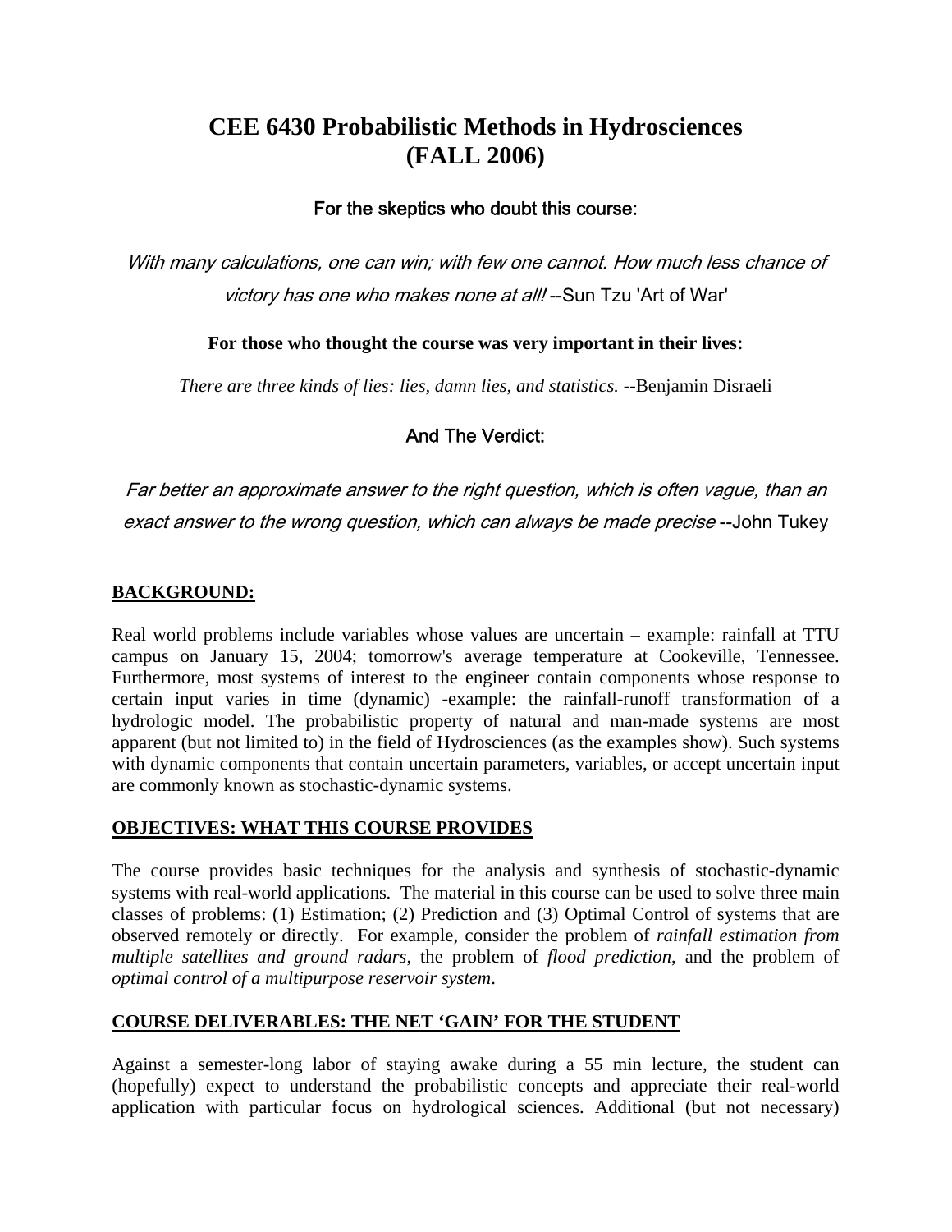# CEE 6430 Probabilistic Methods in Hydrosciences (FALL 2006)

**For the skeptics who doubt this course:**

*With many calculations, one can win; with few one cannot. How much less chance of victory has one who makes none at all!* --Sun Tzu 'Art of War'

**For those who thought the course was very important in their lives:**

*There are three kinds of lies: lies, damn lies, and statistics.* --Benjamin Disraeli

**And The Verdict:**

*Far better an approximate answer to the right question, which is often vague, than an exact answer to the wrong question, which can always be made precise* --John Tukey

## BACKGROUND:

Real world problems include variables whose values are uncertain – example: rainfall at TTU campus on January 15, 2004; tomorrow's average temperature at Cookeville, Tennessee. Furthermore, most systems of interest to the engineer contain components whose response to certain input varies in time (dynamic) -example: the rainfall-runoff transformation of a hydrologic model. The probabilistic property of natural and man-made systems are most apparent (but not limited to) in the field of Hydrosciences (as the examples show). Such systems with dynamic components that contain uncertain parameters, variables, or accept uncertain input are commonly known as stochastic-dynamic systems.

## OBJECTIVES: WHAT THIS COURSE PROVIDES

The course provides basic techniques for the analysis and synthesis of stochastic-dynamic systems with real-world applications. The material in this course can be used to solve three main classes of problems: (1) Estimation; (2) Prediction and (3) Optimal Control of systems that are observed remotely or directly. For example, consider the problem of *rainfall estimation from multiple satellites and ground radars*, the problem of *flood prediction*, and the problem of *optimal control of a multipurpose reservoir system*.

## COURSE DELIVERABLES: THE NET 'GAIN' FOR THE STUDENT

Against a semester-long labor of staying awake during a 55 min lecture, the student can (hopefully) expect to understand the probabilistic concepts and appreciate their real-world application with particular focus on hydrological sciences. Additional (but not necessary)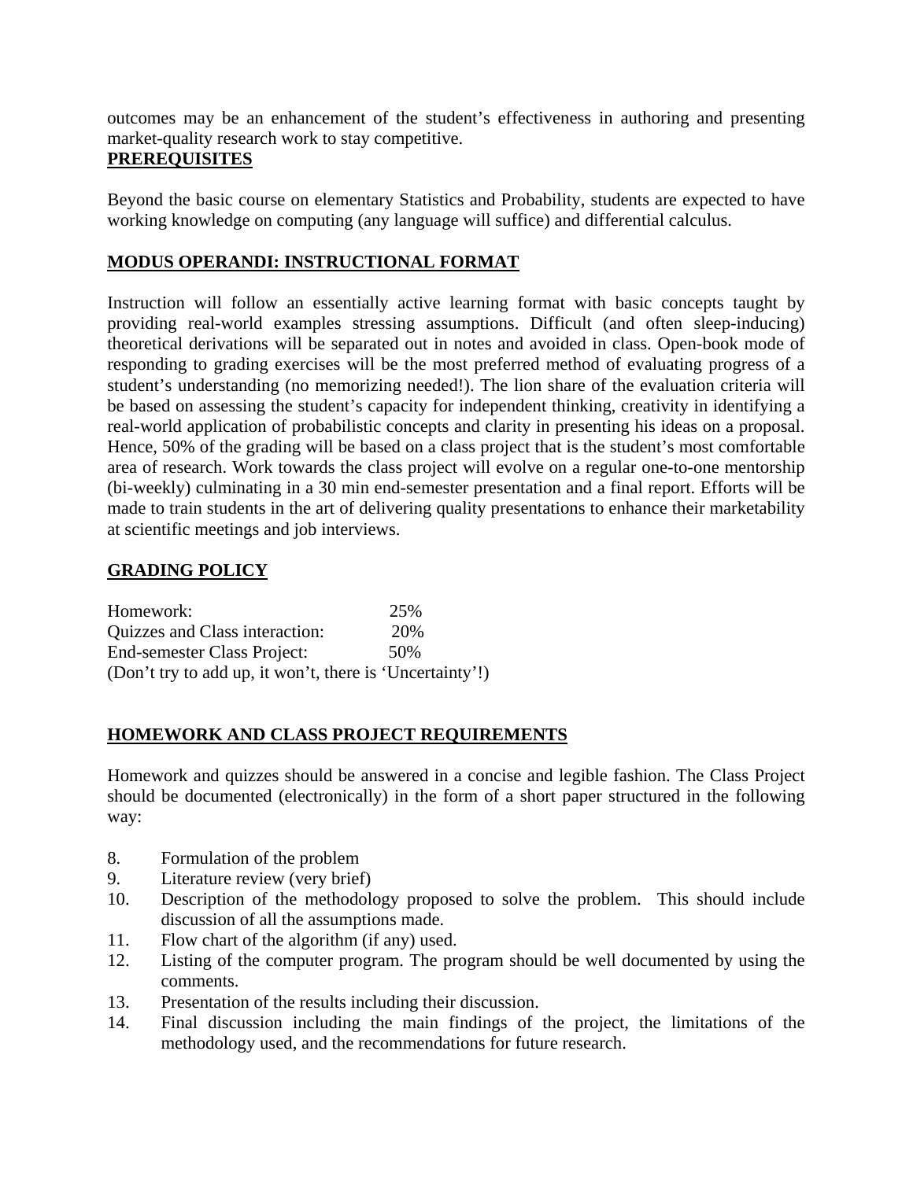outcomes may be an enhancement of the student's effectiveness in authoring and presenting market-quality research work to stay competitive.

**PREREQUISITES**

Beyond the basic course on elementary Statistics and Probability, students are expected to have working knowledge on computing (any language will suffice) and differential calculus.

**MODUS OPERANDI: INSTRUCTIONAL FORMAT**

Instruction will follow an essentially active learning format with basic concepts taught by providing real-world examples stressing assumptions. Difficult (and often sleep-inducing) theoretical derivations will be separated out in notes and avoided in class. Open-book mode of responding to grading exercises will be the most preferred method of evaluating progress of a student's understanding (no memorizing needed!). The lion share of the evaluation criteria will be based on assessing the student's capacity for independent thinking, creativity in identifying a real-world application of probabilistic concepts and clarity in presenting his ideas on a proposal. Hence, 50% of the grading will be based on a class project that is the student's most comfortable area of research. Work towards the class project will evolve on a regular one-to-one mentorship (bi-weekly) culminating in a 30 min end-semester presentation and a final report. Efforts will be made to train students in the art of delivering quality presentations to enhance their marketability at scientific meetings and job interviews.

**GRADING POLICY**

| | |
|---|---|
| Homework: | 25% |
| Quizzes and Class interaction: | 20% |
| End-semester Class Project: | 50% |

(Don't try to add up, it won't, there is 'Uncertainty'!)

**HOMEWORK AND CLASS PROJECT REQUIREMENTS**

Homework and quizzes should be answered in a concise and legible fashion. The Class Project should be documented (electronically) in the form of a short paper structured in the following way:

8. Formulation of the problem
9. Literature review (very brief)
10. Description of the methodology proposed to solve the problem. This should include discussion of all the assumptions made.
11. Flow chart of the algorithm (if any) used.
12. Listing of the computer program. The program should be well documented by using the comments.
13. Presentation of the results including their discussion.
14. Final discussion including the main findings of the project, the limitations of the methodology used, and the recommendations for future research.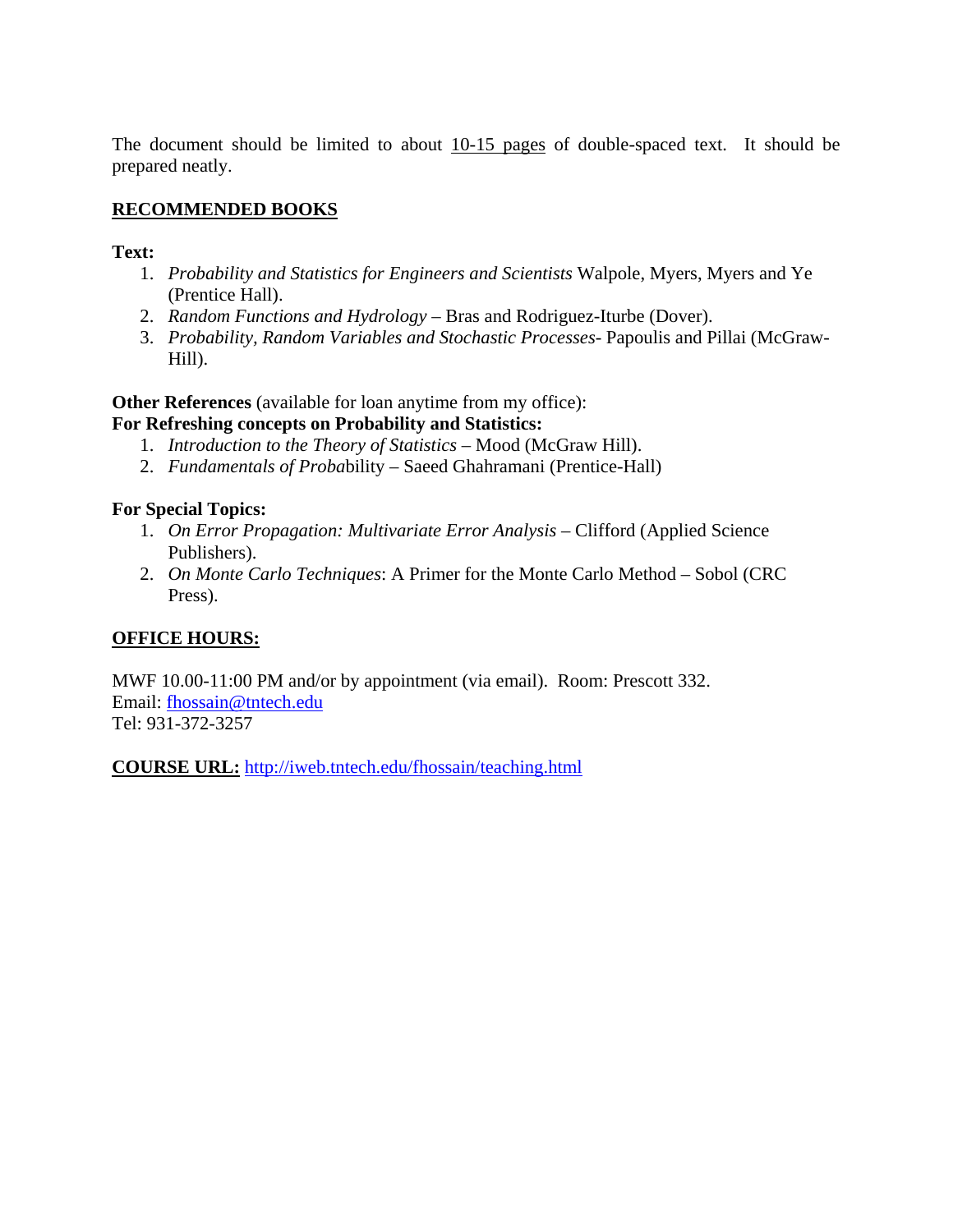The document should be limited to about 10-15 pages of double-spaced text. It should be prepared neatly.

## RECOMMENDED BOOKS

**Text:**

1. *Probability and Statistics for Engineers and Scientists* Walpole, Myers, Myers and Ye (Prentice Hall).
2. *Random Functions and Hydrology* – Bras and Rodriguez-Iturbe (Dover).
3. *Probability, Random Variables and Stochastic Processes*- Papoulis and Pillai (McGraw-Hill).

**Other References** (available for loan anytime from my office):
**For Refreshing concepts on Probability and Statistics:**

1. *Introduction to the Theory of Statistics* – Mood (McGraw Hill).
2. *Fundamentals of Proba*bility – Saeed Ghahramani (Prentice-Hall)

**For Special Topics:**

1. *On Error Propagation: Multivariate Error Analysis* – Clifford (Applied Science Publishers).
2. *On Monte Carlo Techniques*: A Primer for the Monte Carlo Method – Sobol (CRC Press).

## OFFICE HOURS:

MWF 10.00-11:00 PM and/or by appointment (via email). Room: Prescott 332.
Email: fhossain@tntech.edu
Tel: 931-372-3257

**COURSE URL:** http://iweb.tntech.edu/fhossain/teaching.html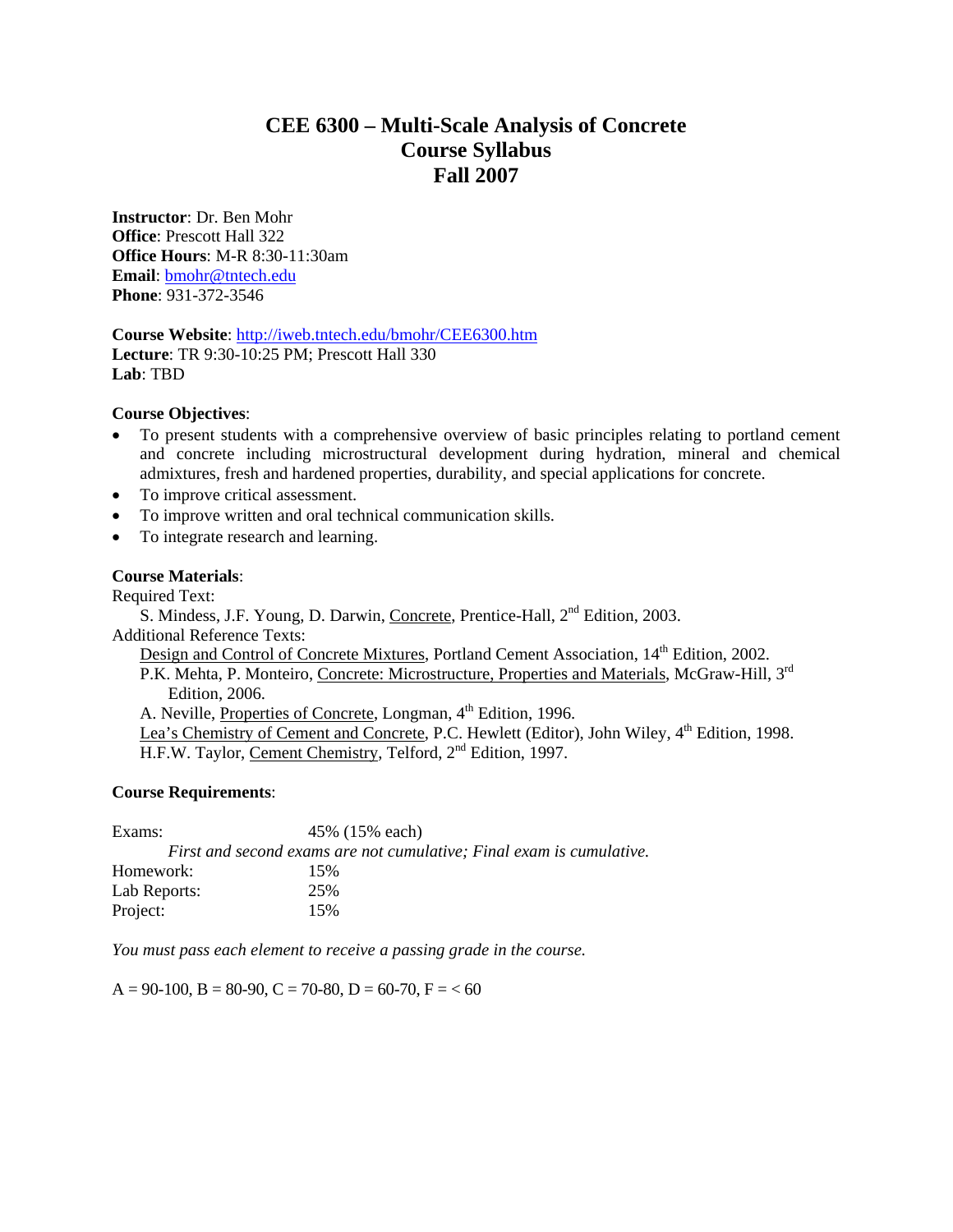# CEE 6300 – Multi-Scale Analysis of Concrete
# Course Syllabus
# Fall 2007

**Instructor**: Dr. Ben Mohr
**Office**: Prescott Hall 322
**Office Hours**: M-R 8:30-11:30am
**Email**: bmohr@tntech.edu
**Phone**: 931-372-3546

**Course Website**: http://iweb.tntech.edu/bmohr/CEE6300.htm
**Lecture**: TR 9:30-10:25 PM; Prescott Hall 330
**Lab**: TBD

**Course Objectives**:

- To present students with a comprehensive overview of basic principles relating to portland cement and concrete including microstructural development during hydration, mineral and chemical admixtures, fresh and hardened properties, durability, and special applications for concrete.
- To improve critical assessment.
- To improve written and oral technical communication skills.
- To integrate research and learning.

**Course Materials**:

Required Text:

S. Mindess, J.F. Young, D. Darwin, Concrete, Prentice-Hall, 2nd Edition, 2003.

Additional Reference Texts:

Design and Control of Concrete Mixtures, Portland Cement Association, 14th Edition, 2002.
P.K. Mehta, P. Monteiro, Concrete: Microstructure, Properties and Materials, McGraw-Hill, 3rd Edition, 2006.
A. Neville, Properties of Concrete, Longman, 4th Edition, 1996.
Lea's Chemistry of Cement and Concrete, P.C. Hewlett (Editor), John Wiley, 4th Edition, 1998.
H.F.W. Taylor, Cement Chemistry, Telford, 2nd Edition, 1997.

**Course Requirements**:

| | |
|---|---|
| Exams: | 45% (15% each) |
| *First and second exams are not cumulative; Final exam is cumulative.* | |
| Homework: | 15% |
| Lab Reports: | 25% |
| Project: | 15% |

*You must pass each element to receive a passing grade in the course.*

A = 90-100, B = 80-90, C = 70-80, D = 60-70, F = < 60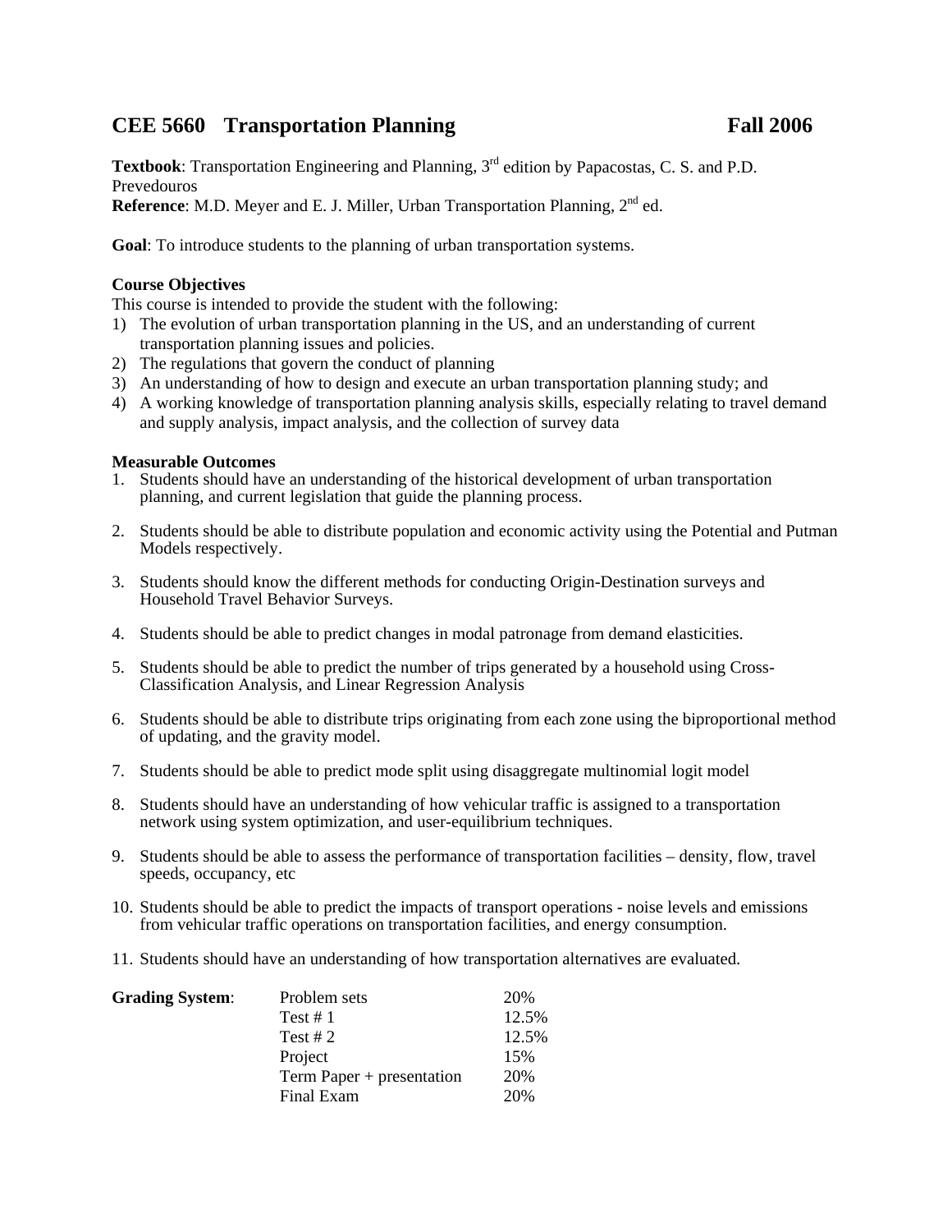# CEE 5660 Transportation Planning Fall 2006

**Textbook**: Transportation Engineering and Planning, 3rd edition by Papacostas, C. S. and P.D. Prevedouros
**Reference**: M.D. Meyer and E. J. Miller, Urban Transportation Planning, 2nd ed.

**Goal**: To introduce students to the planning of urban transportation systems.

**Course Objectives**
This course is intended to provide the student with the following:

1) The evolution of urban transportation planning in the US, and an understanding of current transportation planning issues and policies.
2) The regulations that govern the conduct of planning
3) An understanding of how to design and execute an urban transportation planning study; and
4) A working knowledge of transportation planning analysis skills, especially relating to travel demand and supply analysis, impact analysis, and the collection of survey data

**Measurable Outcomes**

1. Students should have an understanding of the historical development of urban transportation planning, and current legislation that guide the planning process.

2. Students should be able to distribute population and economic activity using the Potential and Putman Models respectively.

3. Students should know the different methods for conducting Origin-Destination surveys and Household Travel Behavior Surveys.

4. Students should be able to predict changes in modal patronage from demand elasticities.

5. Students should be able to predict the number of trips generated by a household using Cross-Classification Analysis, and Linear Regression Analysis

6. Students should be able to distribute trips originating from each zone using the biproportional method of updating, and the gravity model.

7. Students should be able to predict mode split using disaggregate multinomial logit model

8. Students should have an understanding of how vehicular traffic is assigned to a transportation network using system optimization, and user-equilibrium techniques.

9. Students should be able to assess the performance of transportation facilities – density, flow, travel speeds, occupancy, etc

10. Students should be able to predict the impacts of transport operations - noise levels and emissions from vehicular traffic operations on transportation facilities, and energy consumption.

11. Students should have an understanding of how transportation alternatives are evaluated.

| **Grading System**: | | |
|---|---|---|
| | Problem sets | 20% |
| | Test # 1 | 12.5% |
| | Test # 2 | 12.5% |
| | Project | 15% |
| | Term Paper + presentation | 20% |
| | Final Exam | 20% |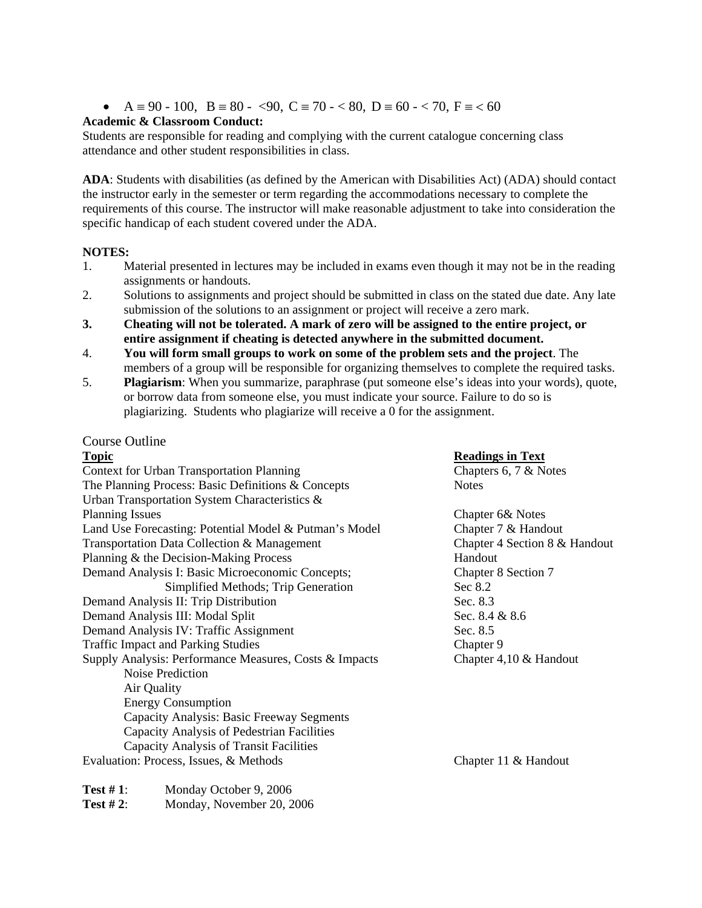- A ≡ 90 - 100,  B ≡ 80 -  <90,  C ≡ 70 - < 80,  D ≡ 60 - < 70,  F ≡ < 60

**Academic & Classroom Conduct:**

Students are responsible for reading and complying with the current catalogue concerning class attendance and other student responsibilities in class.

**ADA**: Students with disabilities (as defined by the American with Disabilities Act) (ADA) should contact the instructor early in the semester or term regarding the accommodations necessary to complete the requirements of this course. The instructor will make reasonable adjustment to take into consideration the specific handicap of each student covered under the ADA.

**NOTES:**

1. Material presented in lectures may be included in exams even though it may not be in the reading assignments or handouts.
2. Solutions to assignments and project should be submitted in class on the stated due date. Any late submission of the solutions to an assignment or project will receive a zero mark.
3. **Cheating will not be tolerated. A mark of zero will be assigned to the entire project, or entire assignment if cheating is detected anywhere in the submitted document.**
4. **You will form small groups to work on some of the problem sets and the project**. The members of a group will be responsible for organizing themselves to complete the required tasks.
5. **Plagiarism**: When you summarize, paraphrase (put someone else's ideas into your words), quote, or borrow data from someone else, you must indicate your source. Failure to do so is plagiarizing. Students who plagiarize will receive a 0 for the assignment.

## Course Outline

| Topic | Readings in Text |
|---|---|
| Context for Urban Transportation Planning | Chapters 6, 7 & Notes |
| The Planning Process: Basic Definitions & Concepts | Notes |
| Urban Transportation System Characteristics & Planning Issues | Chapter 6& Notes |
| Land Use Forecasting: Potential Model & Putman's Model | Chapter 7 & Handout |
| Transportation Data Collection & Management | Chapter 4 Section 8 & Handout |
| Planning & the Decision-Making Process | Handout |
| Demand Analysis I: Basic Microeconomic Concepts; | Chapter 8 Section 7 |
| Simplified Methods; Trip Generation | Sec 8.2 |
| Demand Analysis II: Trip Distribution | Sec. 8.3 |
| Demand Analysis III: Modal Split | Sec. 8.4 & 8.6 |
| Demand Analysis IV: Traffic Assignment | Sec. 8.5 |
| Traffic Impact and Parking Studies | Chapter 9 |
| Supply Analysis: Performance Measures, Costs & Impacts | Chapter 4,10 & Handout |
| Noise Prediction | |
| Air Quality | |
| Energy Consumption | |
| Capacity Analysis: Basic Freeway Segments | |
| Capacity Analysis of Pedestrian Facilities | |
| Capacity Analysis of Transit Facilities | |
| Evaluation: Process, Issues, & Methods | Chapter 11 & Handout |

**Test # 1**: Monday October 9, 2006

**Test # 2**: Monday, November 20, 2006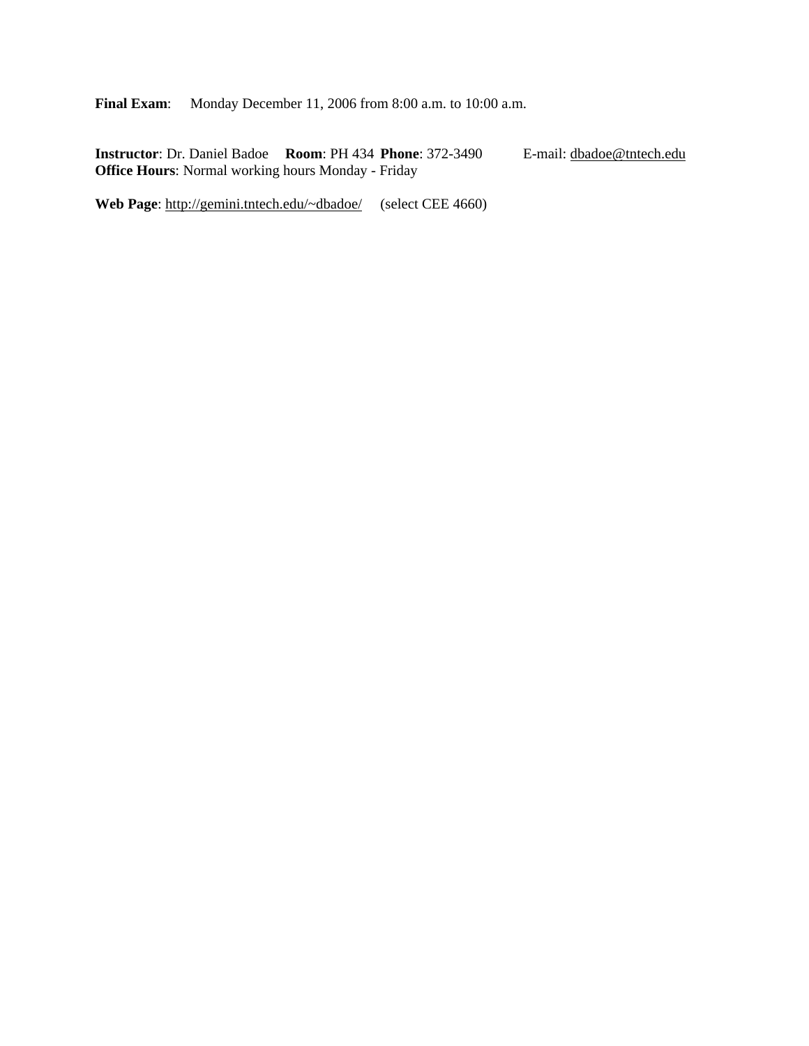**Final Exam**: Monday December 11, 2006 from 8:00 a.m. to 10:00 a.m.

**Instructor**: Dr. Daniel Badoe **Room**: PH 434 **Phone**: 372-3490 E-mail: dbadoe@tntech.edu
**Office Hours**: Normal working hours Monday - Friday

**Web Page**: http://gemini.tntech.edu/~dbadoe/ (select CEE 4660)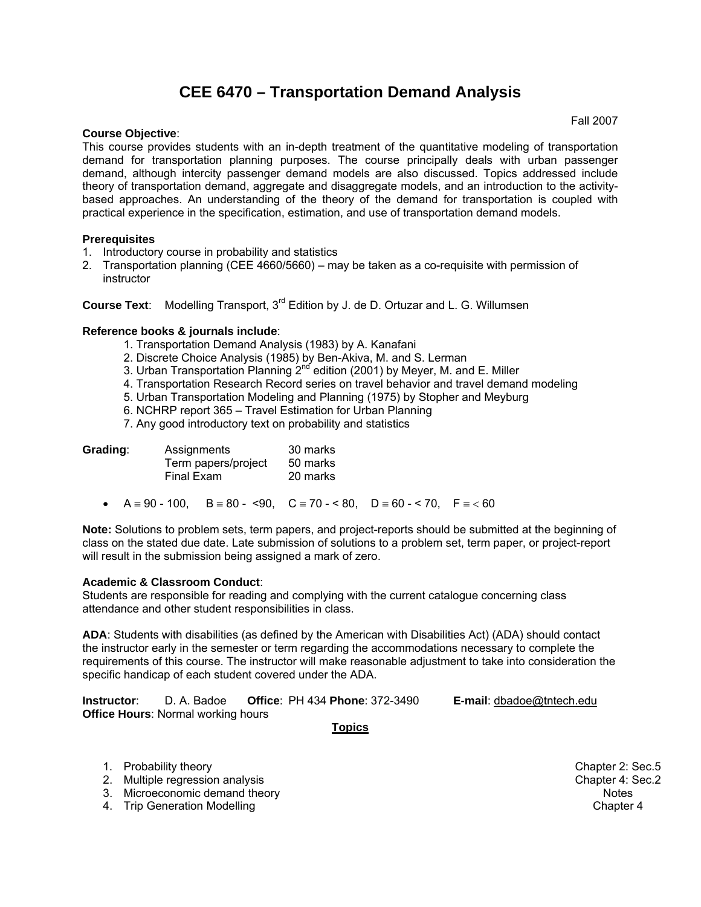# CEE 6470 – Transportation Demand Analysis

Fall 2007

**Course Objective**:
This course provides students with an in-depth treatment of the quantitative modeling of transportation demand for transportation planning purposes. The course principally deals with urban passenger demand, although intercity passenger demand models are also discussed. Topics addressed include theory of transportation demand, aggregate and disaggregate models, and an introduction to the activity-based approaches. An understanding of the theory of the demand for transportation is coupled with practical experience in the specification, estimation, and use of transportation demand models.

**Prerequisites**

1. Introductory course in probability and statistics
2. Transportation planning (CEE 4660/5660) – may be taken as a co-requisite with permission of instructor

**Course Text**: Modelling Transport, 3rd Edition by J. de D. Ortuzar and L. G. Willumsen

**Reference books & journals include**:

1. Transportation Demand Analysis (1983) by A. Kanafani
2. Discrete Choice Analysis (1985) by Ben-Akiva, M. and S. Lerman
3. Urban Transportation Planning 2nd edition (2001) by Meyer, M. and E. Miller
4. Transportation Research Record series on travel behavior and travel demand modeling
5. Urban Transportation Modeling and Planning (1975) by Stopher and Meyburg
6. NCHRP report 365 – Travel Estimation for Urban Planning
7. Any good introductory text on probability and statistics

| **Grading**: | | |
|---|---|---|
| | Assignments | 30 marks |
| | Term papers/project | 50 marks |
| | Final Exam | 20 marks |

- A ≡ 90 - 100, B ≡ 80 - <90, C ≡ 70 - < 80, D ≡ 60 - < 70, F ≡ < 60

**Note:** Solutions to problem sets, term papers, and project-reports should be submitted at the beginning of class on the stated due date. Late submission of solutions to a problem set, term paper, or project-report will result in the submission being assigned a mark of zero.

**Academic & Classroom Conduct**:
Students are responsible for reading and complying with the current catalogue concerning class attendance and other student responsibilities in class.

**ADA**: Students with disabilities (as defined by the American with Disabilities Act) (ADA) should contact the instructor early in the semester or term regarding the accommodations necessary to complete the requirements of this course. The instructor will make reasonable adjustment to take into consideration the specific handicap of each student covered under the ADA.

**Instructor**: D. A. Badoe **Office**: PH 434 **Phone**: 372-3490 **E-mail**: dbadoe@tntech.edu
**Office Hours**: Normal working hours

## Topics

| | Topic | Reference |
|---|---|---|
| 1. | Probability theory | Chapter 2: Sec.5 |
| 2. | Multiple regression analysis | Chapter 4: Sec.2 |
| 3. | Microeconomic demand theory | Notes |
| 4. | Trip Generation Modelling | Chapter 4 |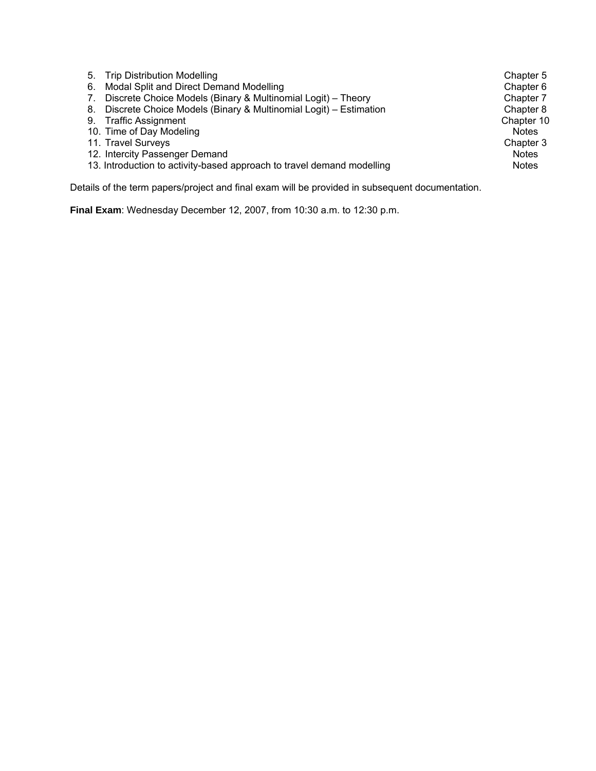| | Topic | Reading |
|---|---|---|
| 5. | Trip Distribution Modelling | Chapter 5 |
| 6. | Modal Split and Direct Demand Modelling | Chapter 6 |
| 7. | Discrete Choice Models (Binary & Multinomial Logit) – Theory | Chapter 7 |
| 8. | Discrete Choice Models (Binary & Multinomial Logit) – Estimation | Chapter 8 |
| 9. | Traffic Assignment | Chapter 10 |
| 10. | Time of Day Modeling | Notes |
| 11. | Travel Surveys | Chapter 3 |
| 12. | Intercity Passenger Demand | Notes |
| 13. | Introduction to activity-based approach to travel demand modelling | Notes |

Details of the term papers/project and final exam will be provided in subsequent documentation.

**Final Exam**: Wednesday December 12, 2007, from 10:30 a.m. to 12:30 p.m.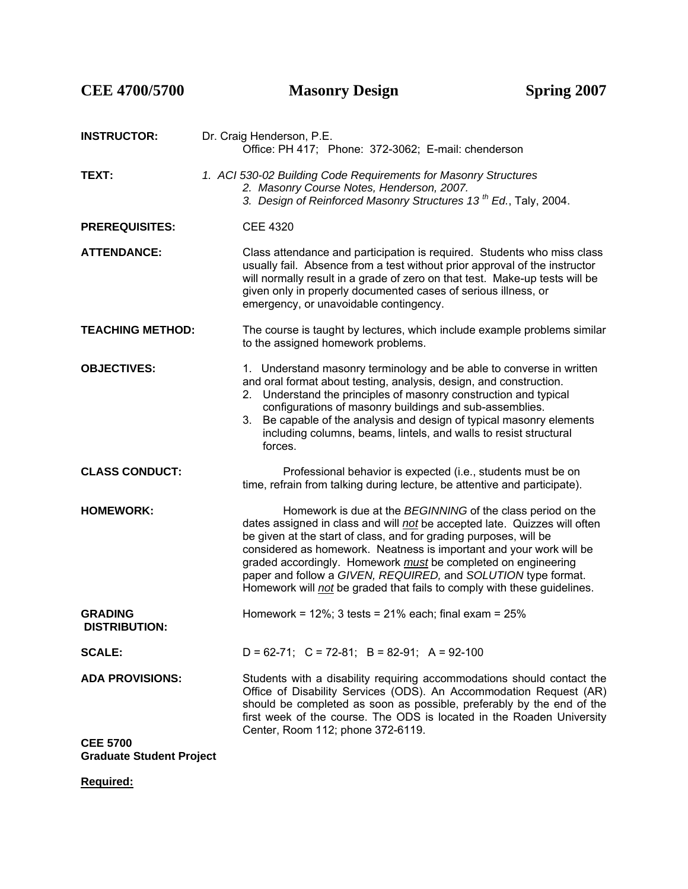# CEE 4700/5700 Masonry Design Spring 2007

**INSTRUCTOR:** Dr. Craig Henderson, P.E.
Office: PH 417; Phone: 372-3062; E-mail: chenderson

**TEXT:**
*1. ACI 530-02 Building Code Requirements for Masonry Structures*
*2. Masonry Course Notes, Henderson, 2007.*
*3. Design of Reinforced Masonry Structures 13 th Ed.*, Taly, 2004.

**PREREQUISITES:** CEE 4320

**ATTENDANCE:** Class attendance and participation is required. Students who miss class usually fail. Absence from a test without prior approval of the instructor will normally result in a grade of zero on that test. Make-up tests will be given only in properly documented cases of serious illness, or emergency, or unavoidable contingency.

**TEACHING METHOD:** The course is taught by lectures, which include example problems similar to the assigned homework problems.

**OBJECTIVES:**

1. Understand masonry terminology and be able to converse in written and oral format about testing, analysis, design, and construction.
2. Understand the principles of masonry construction and typical configurations of masonry buildings and sub-assemblies.
3. Be capable of the analysis and design of typical masonry elements including columns, beams, lintels, and walls to resist structural forces.

**CLASS CONDUCT:** Professional behavior is expected (i.e., students must be on time, refrain from talking during lecture, be attentive and participate).

**HOMEWORK:** Homework is due at the *BEGINNING* of the class period on the dates assigned in class and will ***not*** be accepted late. Quizzes will often be given at the start of class, and for grading purposes, will be considered as homework. Neatness is important and your work will be graded accordingly. Homework ***must*** be completed on engineering paper and follow a *GIVEN, REQUIRED,* and *SOLUTION* type format. Homework will ***not*** be graded that fails to comply with these guidelines.

**GRADING DISTRIBUTION:** Homework = 12%; 3 tests = 21% each; final exam = 25%

**SCALE:** D = 62-71; C = 72-81; B = 82-91; A = 92-100

**ADA PROVISIONS:** Students with a disability requiring accommodations should contact the Office of Disability Services (ODS). An Accommodation Request (AR) should be completed as soon as possible, preferably by the end of the first week of the course. The ODS is located in the Roaden University Center, Room 112; phone 372-6119.

**CEE 5700**
**Graduate Student Project**

**Required:**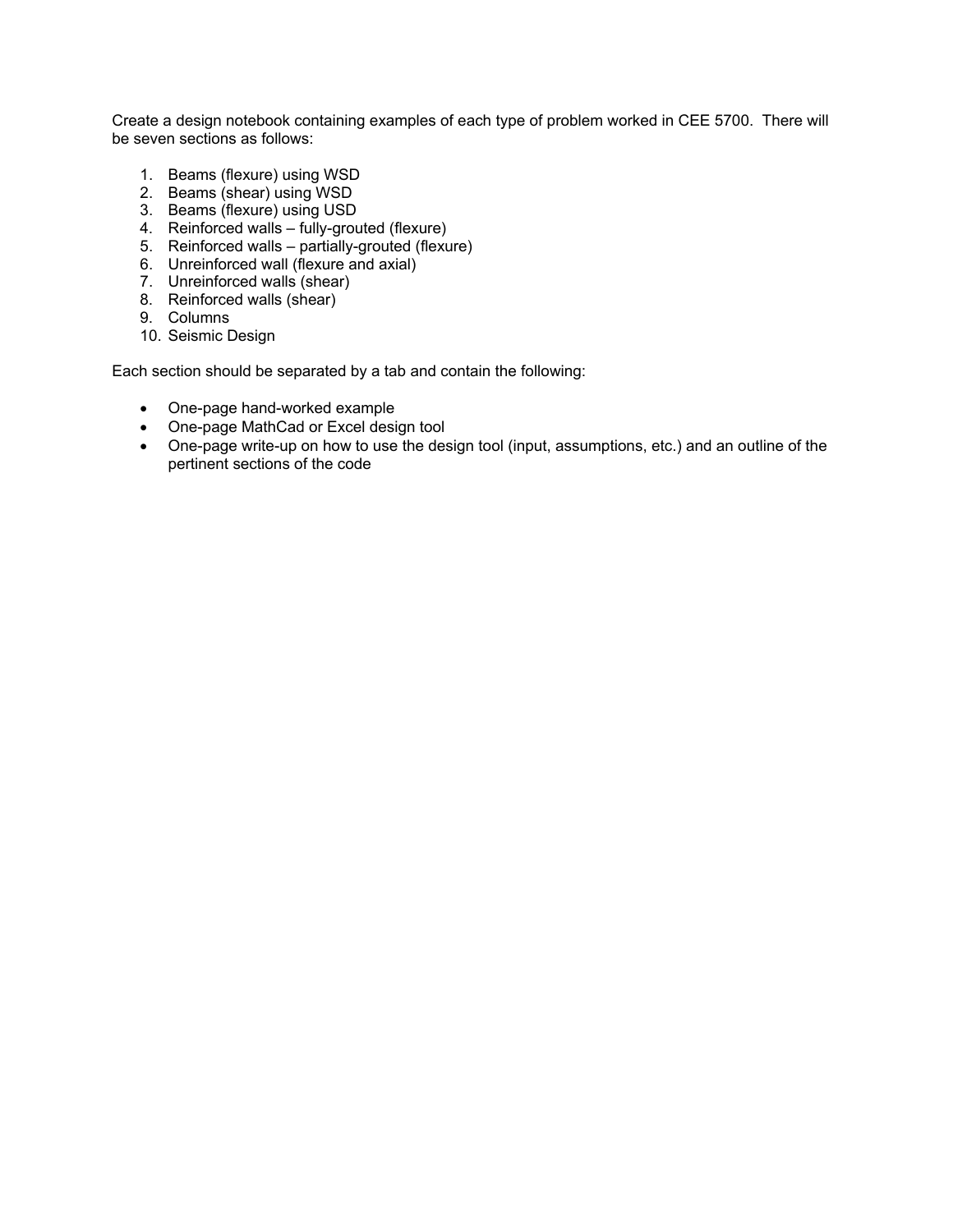Create a design notebook containing examples of each type of problem worked in CEE 5700. There will be seven sections as follows:

1. Beams (flexure) using WSD
2. Beams (shear) using WSD
3. Beams (flexure) using USD
4. Reinforced walls – fully-grouted (flexure)
5. Reinforced walls – partially-grouted (flexure)
6. Unreinforced wall (flexure and axial)
7. Unreinforced walls (shear)
8. Reinforced walls (shear)
9. Columns
10. Seismic Design

Each section should be separated by a tab and contain the following:

- One-page hand-worked example
- One-page MathCad or Excel design tool
- One-page write-up on how to use the design tool (input, assumptions, etc.) and an outline of the pertinent sections of the code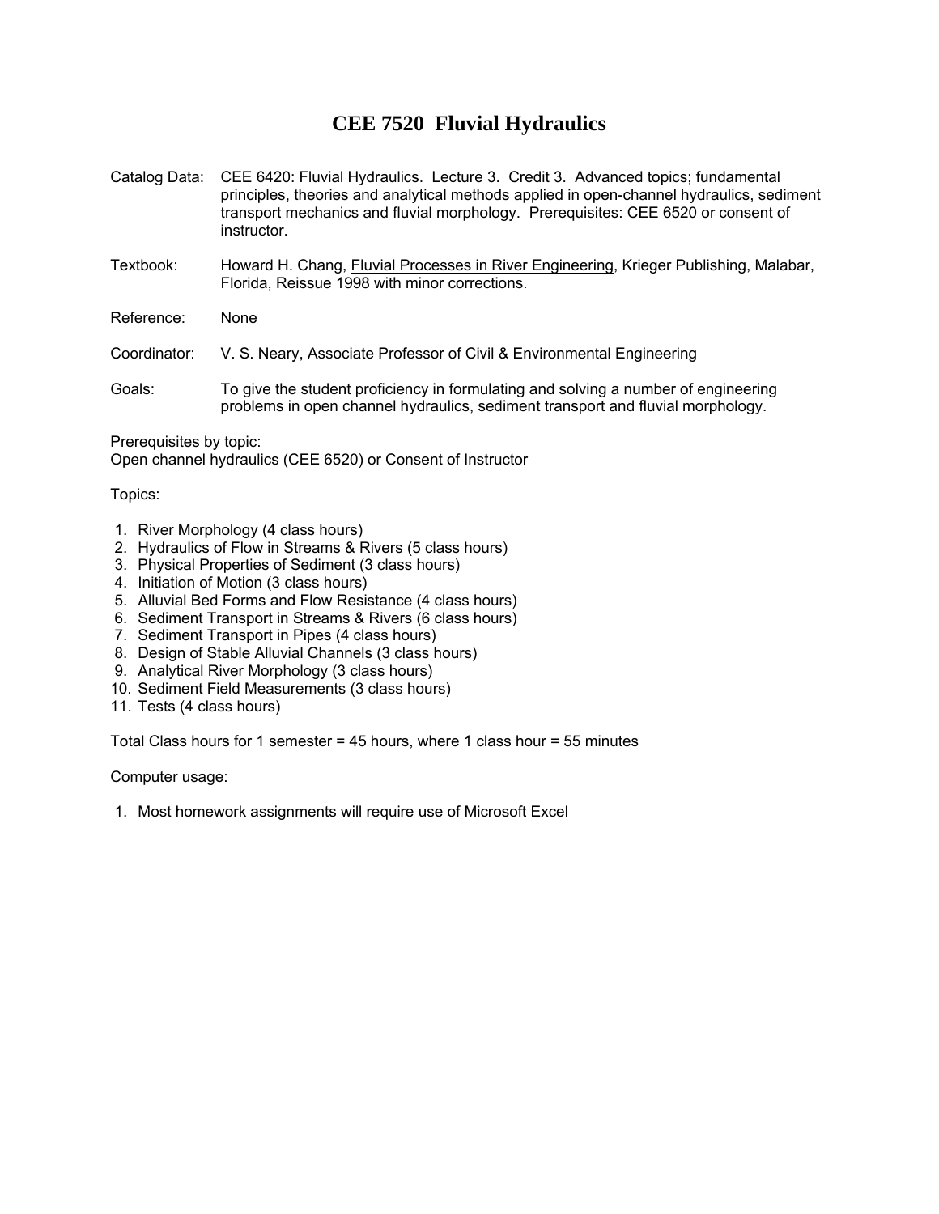# CEE 7520 Fluvial Hydraulics

Catalog Data: CEE 6420: Fluvial Hydraulics. Lecture 3. Credit 3. Advanced topics; fundamental principles, theories and analytical methods applied in open-channel hydraulics, sediment transport mechanics and fluvial morphology. Prerequisites: CEE 6520 or consent of instructor.

Textbook: Howard H. Chang, Fluvial Processes in River Engineering, Krieger Publishing, Malabar, Florida, Reissue 1998 with minor corrections.

Reference: None

Coordinator: V. S. Neary, Associate Professor of Civil & Environmental Engineering

Goals: To give the student proficiency in formulating and solving a number of engineering problems in open channel hydraulics, sediment transport and fluvial morphology.

Prerequisites by topic:
Open channel hydraulics (CEE 6520) or Consent of Instructor

Topics:

1. River Morphology (4 class hours)
2. Hydraulics of Flow in Streams & Rivers (5 class hours)
3. Physical Properties of Sediment (3 class hours)
4. Initiation of Motion (3 class hours)
5. Alluvial Bed Forms and Flow Resistance (4 class hours)
6. Sediment Transport in Streams & Rivers (6 class hours)
7. Sediment Transport in Pipes (4 class hours)
8. Design of Stable Alluvial Channels (3 class hours)
9. Analytical River Morphology (3 class hours)
10. Sediment Field Measurements (3 class hours)
11. Tests (4 class hours)

Total Class hours for 1 semester = 45 hours, where 1 class hour = 55 minutes

Computer usage:

1. Most homework assignments will require use of Microsoft Excel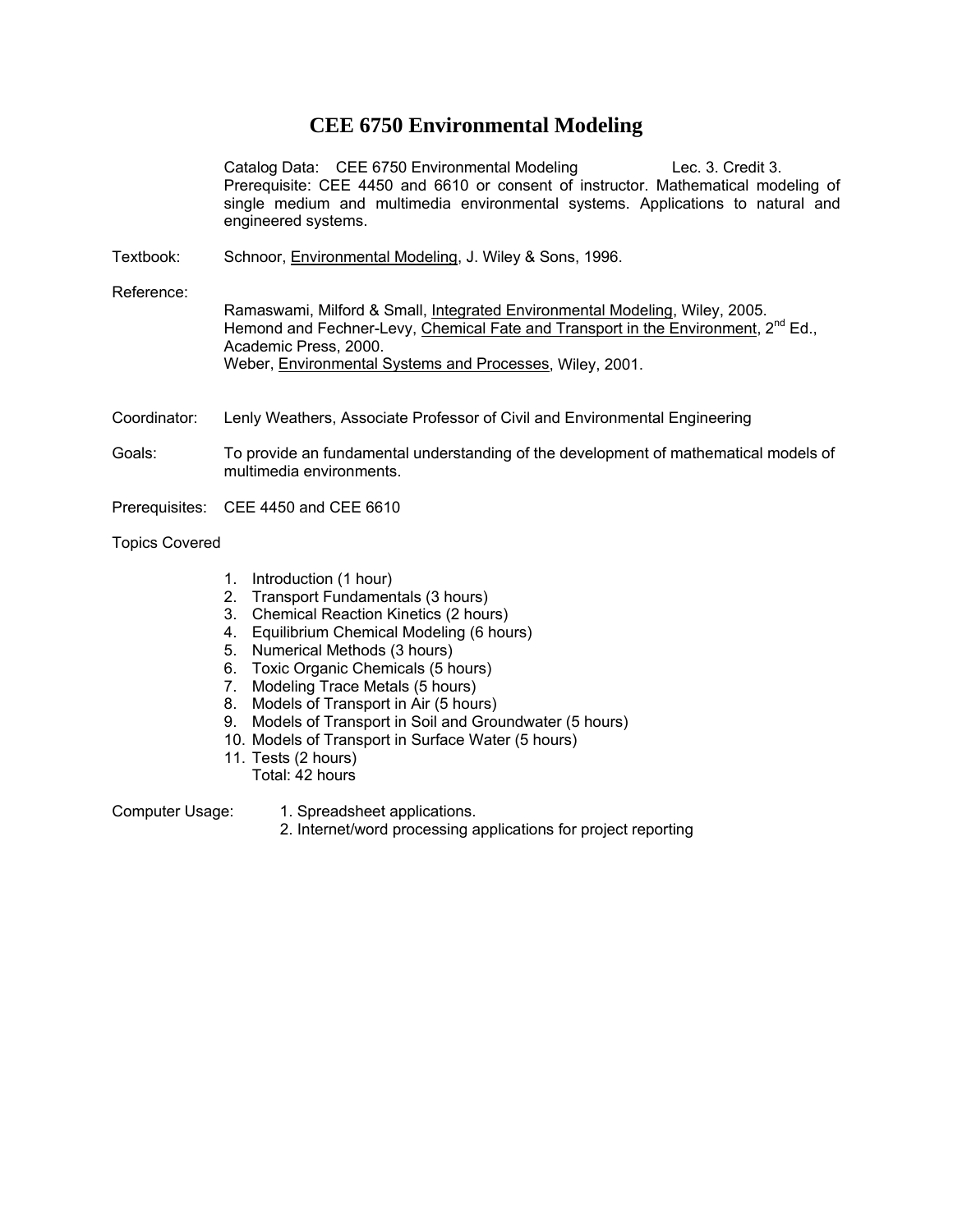# CEE 6750 Environmental Modeling

Catalog Data: CEE 6750 Environmental Modeling Lec. 3. Credit 3.
Prerequisite: CEE 4450 and 6610 or consent of instructor. Mathematical modeling of single medium and multimedia environmental systems. Applications to natural and engineered systems.

Textbook: Schnoor, Environmental Modeling, J. Wiley & Sons, 1996.

Reference:
Ramaswami, Milford & Small, Integrated Environmental Modeling, Wiley, 2005.
Hemond and Fechner-Levy, Chemical Fate and Transport in the Environment, 2nd Ed., Academic Press, 2000.
Weber, Environmental Systems and Processes, Wiley, 2001.

Coordinator: Lenly Weathers, Associate Professor of Civil and Environmental Engineering

Goals: To provide an fundamental understanding of the development of mathematical models of multimedia environments.

Prerequisites: CEE 4450 and CEE 6610

Topics Covered

1. Introduction (1 hour)
2. Transport Fundamentals (3 hours)
3. Chemical Reaction Kinetics (2 hours)
4. Equilibrium Chemical Modeling (6 hours)
5. Numerical Methods (3 hours)
6. Toxic Organic Chemicals (5 hours)
7. Modeling Trace Metals (5 hours)
8. Models of Transport in Air (5 hours)
9. Models of Transport in Soil and Groundwater (5 hours)
10. Models of Transport in Surface Water (5 hours)
11. Tests (2 hours)
    Total: 42 hours

Computer Usage:
1. Spreadsheet applications.
2. Internet/word processing applications for project reporting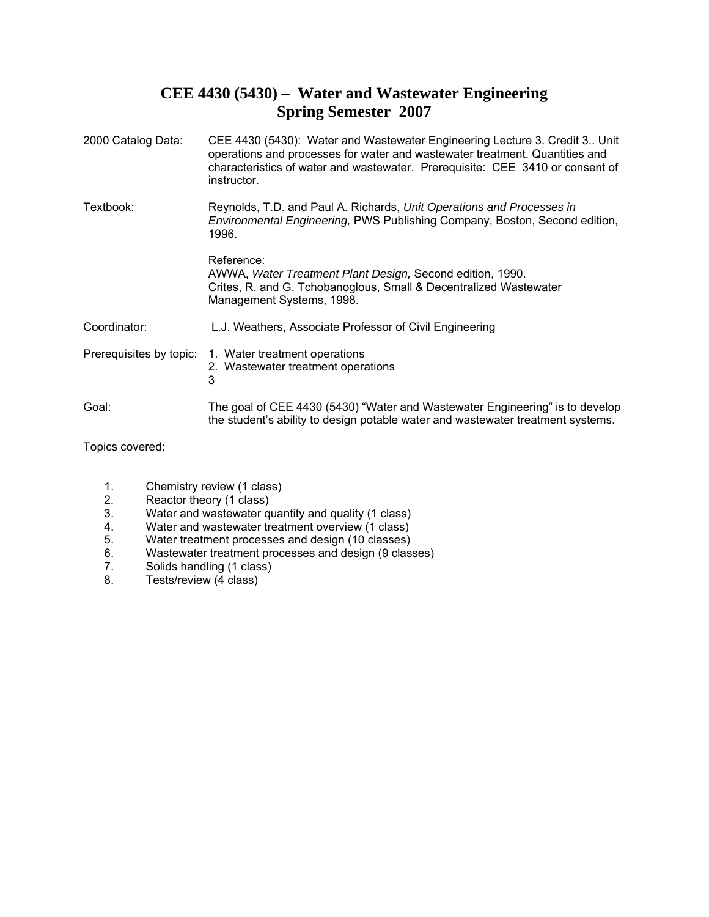# CEE 4430 (5430) – Water and Wastewater Engineering
# Spring Semester 2007

| | |
|---|---|
| 2000 Catalog Data: | CEE 4430 (5430): Water and Wastewater Engineering Lecture 3. Credit 3.. Unit operations and processes for water and wastewater treatment. Quantities and characteristics of water and wastewater. Prerequisite: CEE 3410 or consent of instructor. |
| Textbook: | Reynolds, T.D. and Paul A. Richards, *Unit Operations and Processes in Environmental Engineering,* PWS Publishing Company, Boston, Second edition, 1996.<br><br>Reference:<br>AWWA, *Water Treatment Plant Design,* Second edition, 1990.<br>Crites, R. and G. Tchobanoglous, Small & Decentralized Wastewater Management Systems, 1998. |
| Coordinator: | L.J. Weathers, Associate Professor of Civil Engineering |
| Prerequisites by topic: | 1. Water treatment operations<br>2. Wastewater treatment operations<br>3 |
| Goal: | The goal of CEE 4430 (5430) "Water and Wastewater Engineering" is to develop the student's ability to design potable water and wastewater treatment systems. |

Topics covered:

1. Chemistry review (1 class)
2. Reactor theory (1 class)
3. Water and wastewater quantity and quality (1 class)
4. Water and wastewater treatment overview (1 class)
5. Water treatment processes and design (10 classes)
6. Wastewater treatment processes and design (9 classes)
7. Solids handling (1 class)
8. Tests/review (4 class)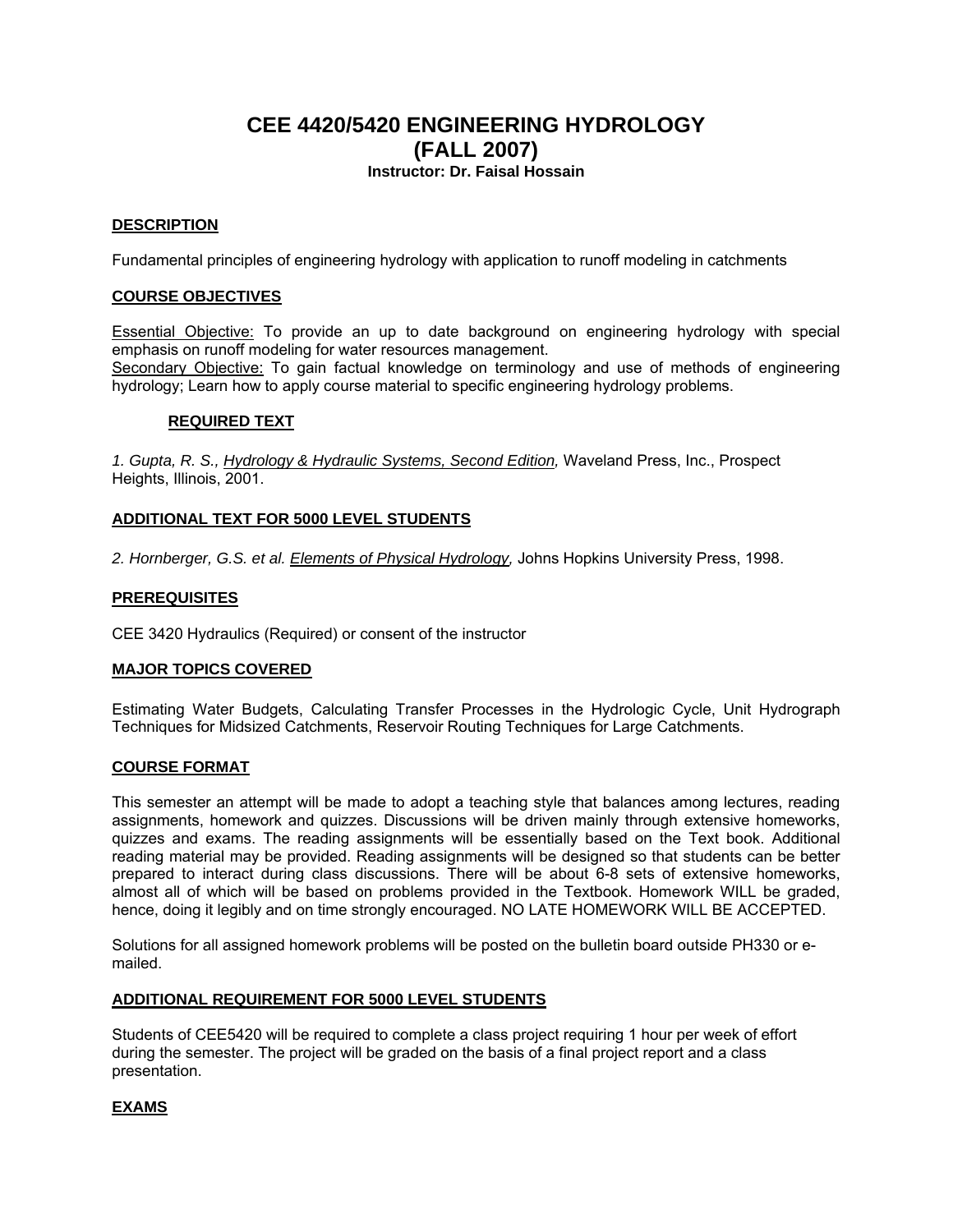# CEE 4420/5420 ENGINEERING HYDROLOGY
# (FALL 2007)

**Instructor: Dr. Faisal Hossain**

## DESCRIPTION

Fundamental principles of engineering hydrology with application to runoff modeling in catchments

## COURSE OBJECTIVES

Essential Objective: To provide an up to date background on engineering hydrology with special emphasis on runoff modeling for water resources management.
Secondary Objective: To gain factual knowledge on terminology and use of methods of engineering hydrology; Learn how to apply course material to specific engineering hydrology problems.

## REQUIRED TEXT

*1. Gupta, R. S., Hydrology & Hydraulic Systems, Second Edition,* Waveland Press, Inc., Prospect Heights, Illinois, 2001.

## ADDITIONAL TEXT FOR 5000 LEVEL STUDENTS

*2. Hornberger, G.S. et al. Elements of Physical Hydrology,* Johns Hopkins University Press, 1998.

## PREREQUISITES

CEE 3420 Hydraulics (Required) or consent of the instructor

## MAJOR TOPICS COVERED

Estimating Water Budgets, Calculating Transfer Processes in the Hydrologic Cycle, Unit Hydrograph Techniques for Midsized Catchments, Reservoir Routing Techniques for Large Catchments.

## COURSE FORMAT

This semester an attempt will be made to adopt a teaching style that balances among lectures, reading assignments, homework and quizzes. Discussions will be driven mainly through extensive homeworks, quizzes and exams. The reading assignments will be essentially based on the Text book. Additional reading material may be provided. Reading assignments will be designed so that students can be better prepared to interact during class discussions. There will be about 6-8 sets of extensive homeworks, almost all of which will be based on problems provided in the Textbook. Homework WILL be graded, hence, doing it legibly and on time strongly encouraged. NO LATE HOMEWORK WILL BE ACCEPTED.

Solutions for all assigned homework problems will be posted on the bulletin board outside PH330 or e-mailed.

## ADDITIONAL REQUIREMENT FOR 5000 LEVEL STUDENTS

Students of CEE5420 will be required to complete a class project requiring 1 hour per week of effort during the semester. The project will be graded on the basis of a final project report and a class presentation.

## EXAMS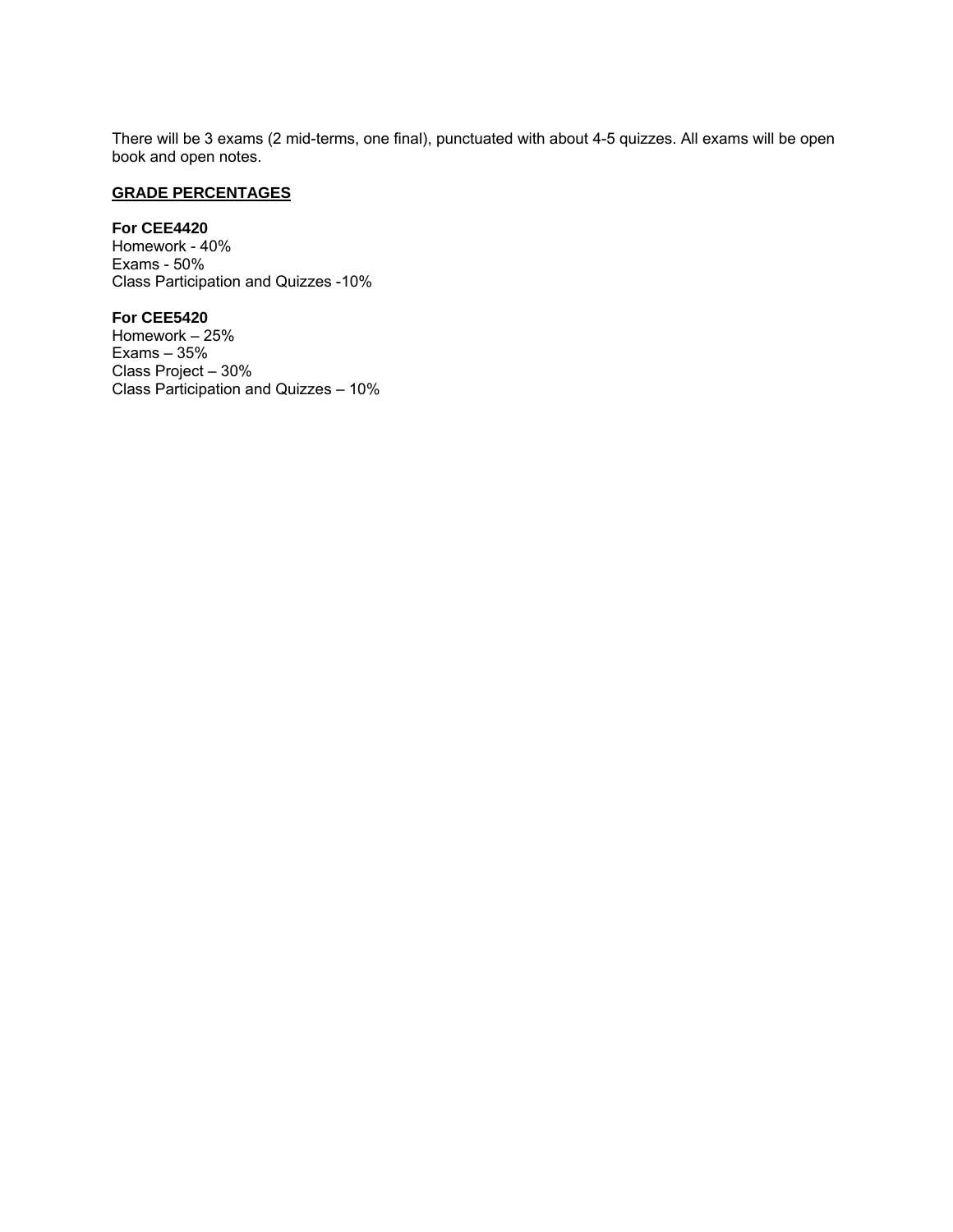There will be 3 exams (2 mid-terms, one final), punctuated with about 4-5 quizzes. All exams will be open book and open notes.

**GRADE PERCENTAGES**

**For CEE4420**
Homework - 40%
Exams - 50%
Class Participation and Quizzes -10%

**For CEE5420**
Homework – 25%
Exams – 35%
Class Project – 30%
Class Participation and Quizzes – 10%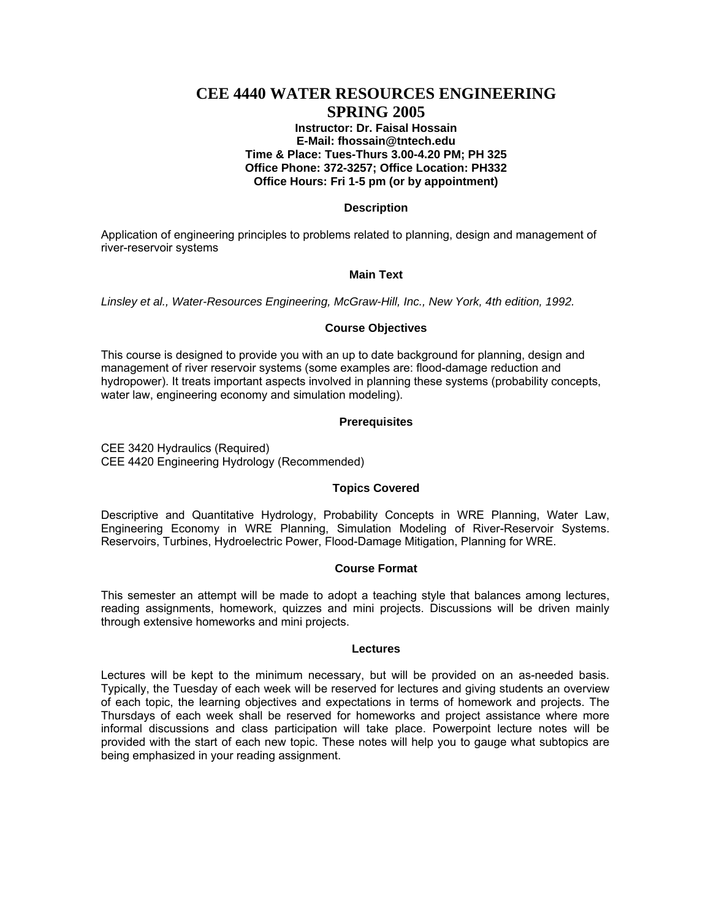# CEE 4440 WATER RESOURCES ENGINEERING SPRING 2005

**Instructor: Dr. Faisal Hossain**
**E-Mail: fhossain@tntech.edu**
**Time & Place: Tues-Thurs 3.00-4.20 PM; PH 325**
**Office Phone: 372-3257; Office Location: PH332**
**Office Hours: Fri 1-5 pm (or by appointment)**

### Description

Application of engineering principles to problems related to planning, design and management of river-reservoir systems

### Main Text

*Linsley et al., Water-Resources Engineering, McGraw-Hill, Inc., New York, 4th edition, 1992.*

### Course Objectives

This course is designed to provide you with an up to date background for planning, design and management of river reservoir systems (some examples are: flood-damage reduction and hydropower). It treats important aspects involved in planning these systems (probability concepts, water law, engineering economy and simulation modeling).

### Prerequisites

CEE 3420 Hydraulics (Required)
CEE 4420 Engineering Hydrology (Recommended)

### Topics Covered

Descriptive and Quantitative Hydrology, Probability Concepts in WRE Planning, Water Law, Engineering Economy in WRE Planning, Simulation Modeling of River-Reservoir Systems. Reservoirs, Turbines, Hydroelectric Power, Flood-Damage Mitigation, Planning for WRE.

### Course Format

This semester an attempt will be made to adopt a teaching style that balances among lectures, reading assignments, homework, quizzes and mini projects. Discussions will be driven mainly through extensive homeworks and mini projects.

### Lectures

Lectures will be kept to the minimum necessary, but will be provided on an as-needed basis. Typically, the Tuesday of each week will be reserved for lectures and giving students an overview of each topic, the learning objectives and expectations in terms of homework and projects. The Thursdays of each week shall be reserved for homeworks and project assistance where more informal discussions and class participation will take place. Powerpoint lecture notes will be provided with the start of each new topic. These notes will help you to gauge what subtopics are being emphasized in your reading assignment.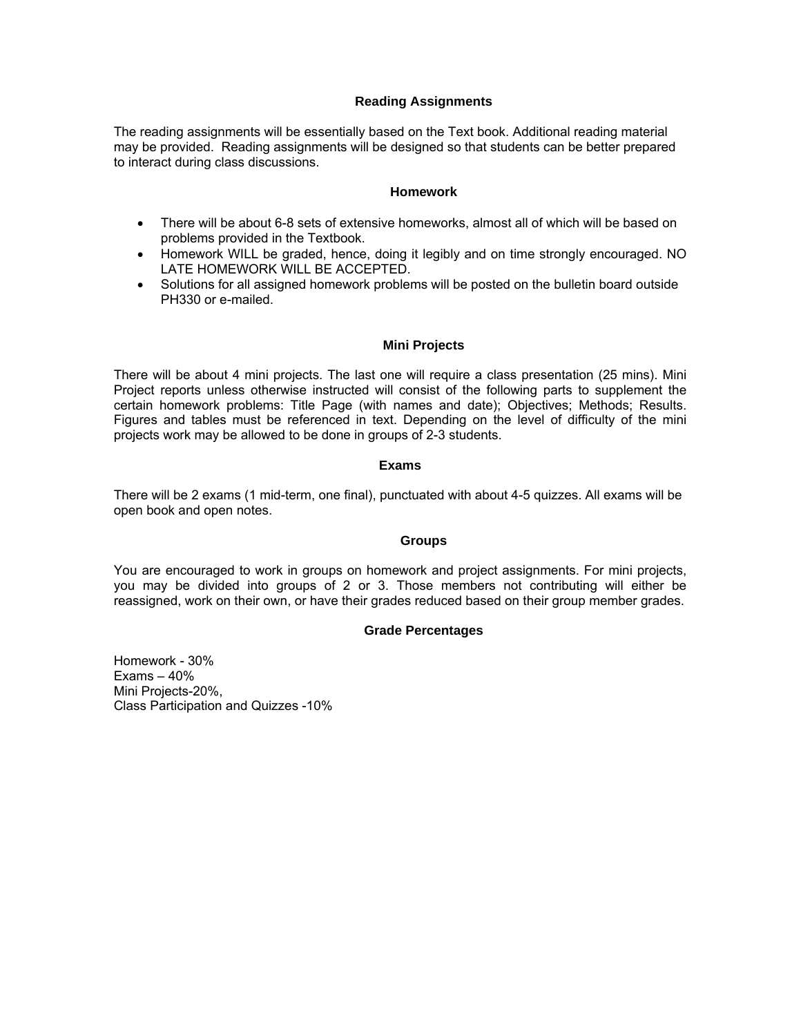## Reading Assignments

The reading assignments will be essentially based on the Text book. Additional reading material may be provided. Reading assignments will be designed so that students can be better prepared to interact during class discussions.

## Homework

- There will be about 6-8 sets of extensive homeworks, almost all of which will be based on problems provided in the Textbook.
- Homework WILL be graded, hence, doing it legibly and on time strongly encouraged. NO LATE HOMEWORK WILL BE ACCEPTED.
- Solutions for all assigned homework problems will be posted on the bulletin board outside PH330 or e-mailed.

## Mini Projects

There will be about 4 mini projects. The last one will require a class presentation (25 mins). Mini Project reports unless otherwise instructed will consist of the following parts to supplement the certain homework problems: Title Page (with names and date); Objectives; Methods; Results. Figures and tables must be referenced in text. Depending on the level of difficulty of the mini projects work may be allowed to be done in groups of 2-3 students.

## Exams

There will be 2 exams (1 mid-term, one final), punctuated with about 4-5 quizzes. All exams will be open book and open notes.

## Groups

You are encouraged to work in groups on homework and project assignments. For mini projects, you may be divided into groups of 2 or 3. Those members not contributing will either be reassigned, work on their own, or have their grades reduced based on their group member grades.

## Grade Percentages

Homework - 30%
Exams – 40%
Mini Projects-20%,
Class Participation and Quizzes -10%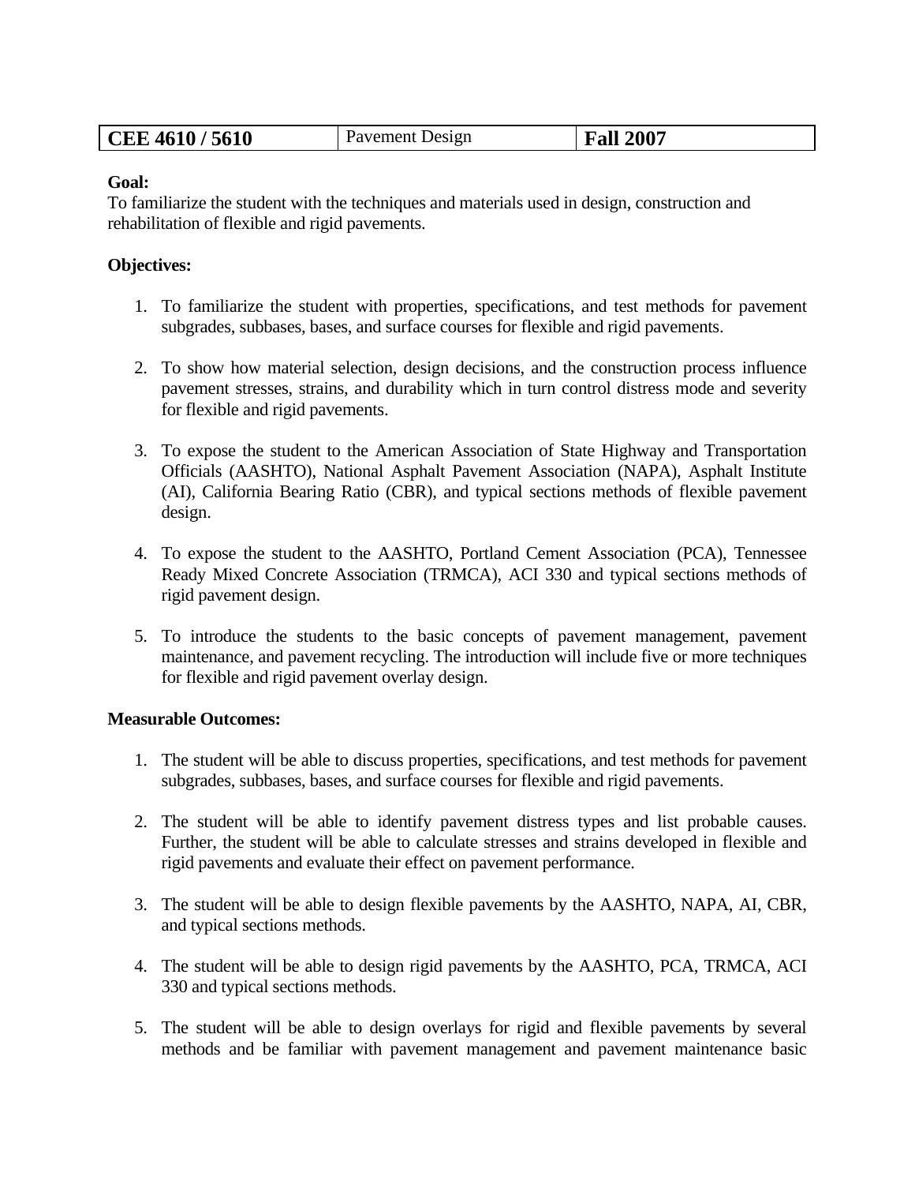| CEE 4610 / 5610 | Pavement Design | Fall 2007 |
| --- | --- | --- |

**Goal:**
To familiarize the student with the techniques and materials used in design, construction and rehabilitation of flexible and rigid pavements.

**Objectives:**

1. To familiarize the student with properties, specifications, and test methods for pavement subgrades, subbases, bases, and surface courses for flexible and rigid pavements.

2. To show how material selection, design decisions, and the construction process influence pavement stresses, strains, and durability which in turn control distress mode and severity for flexible and rigid pavements.

3. To expose the student to the American Association of State Highway and Transportation Officials (AASHTO), National Asphalt Pavement Association (NAPA), Asphalt Institute (AI), California Bearing Ratio (CBR), and typical sections methods of flexible pavement design.

4. To expose the student to the AASHTO, Portland Cement Association (PCA), Tennessee Ready Mixed Concrete Association (TRMCA), ACI 330 and typical sections methods of rigid pavement design.

5. To introduce the students to the basic concepts of pavement management, pavement maintenance, and pavement recycling. The introduction will include five or more techniques for flexible and rigid pavement overlay design.

**Measurable Outcomes:**

1. The student will be able to discuss properties, specifications, and test methods for pavement subgrades, subbases, bases, and surface courses for flexible and rigid pavements.

2. The student will be able to identify pavement distress types and list probable causes. Further, the student will be able to calculate stresses and strains developed in flexible and rigid pavements and evaluate their effect on pavement performance.

3. The student will be able to design flexible pavements by the AASHTO, NAPA, AI, CBR, and typical sections methods.

4. The student will be able to design rigid pavements by the AASHTO, PCA, TRMCA, ACI 330 and typical sections methods.

5. The student will be able to design overlays for rigid and flexible pavements by several methods and be familiar with pavement management and pavement maintenance basic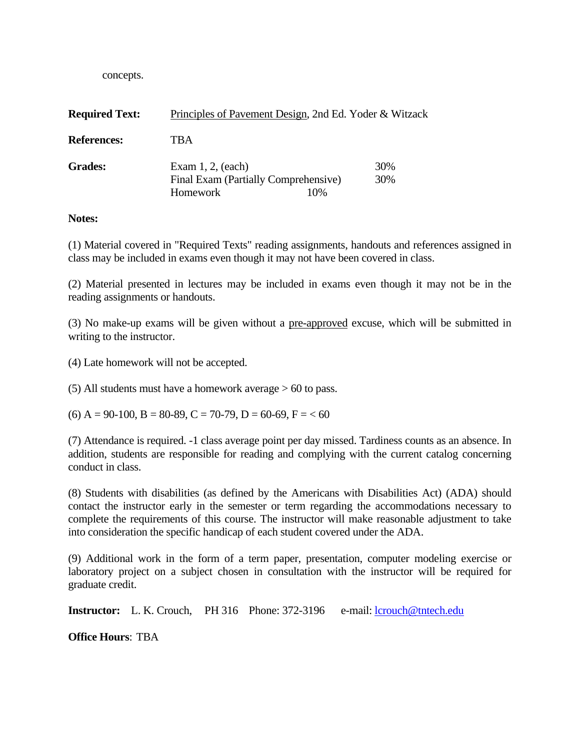concepts.

**Required Text:** Principles of Pavement Design, 2nd Ed. Yoder & Witzack

**References:** TBA

**Grades:**

| | |
|---|---|
| Exam 1, 2, (each) | 30% |
| Final Exam (Partially Comprehensive) | 30% |
| Homework | 10% |

**Notes:**

(1) Material covered in "Required Texts" reading assignments, handouts and references assigned in class may be included in exams even though it may not have been covered in class.

(2) Material presented in lectures may be included in exams even though it may not be in the reading assignments or handouts.

(3) No make-up exams will be given without a pre-approved excuse, which will be submitted in writing to the instructor.

(4) Late homework will not be accepted.

(5) All students must have a homework average > 60 to pass.

(6) A = 90-100, B = 80-89, C = 70-79, D = 60-69, F = < 60

(7) Attendance is required. -1 class average point per day missed. Tardiness counts as an absence. In addition, students are responsible for reading and complying with the current catalog concerning conduct in class.

(8) Students with disabilities (as defined by the Americans with Disabilities Act) (ADA) should contact the instructor early in the semester or term regarding the accommodations necessary to complete the requirements of this course. The instructor will make reasonable adjustment to take into consideration the specific handicap of each student covered under the ADA.

(9) Additional work in the form of a term paper, presentation, computer modeling exercise or laboratory project on a subject chosen in consultation with the instructor will be required for graduate credit.

**Instructor:** L. K. Crouch, PH 316 Phone: 372-3196 e-mail: lcrouch@tntech.edu

**Office Hours**: TBA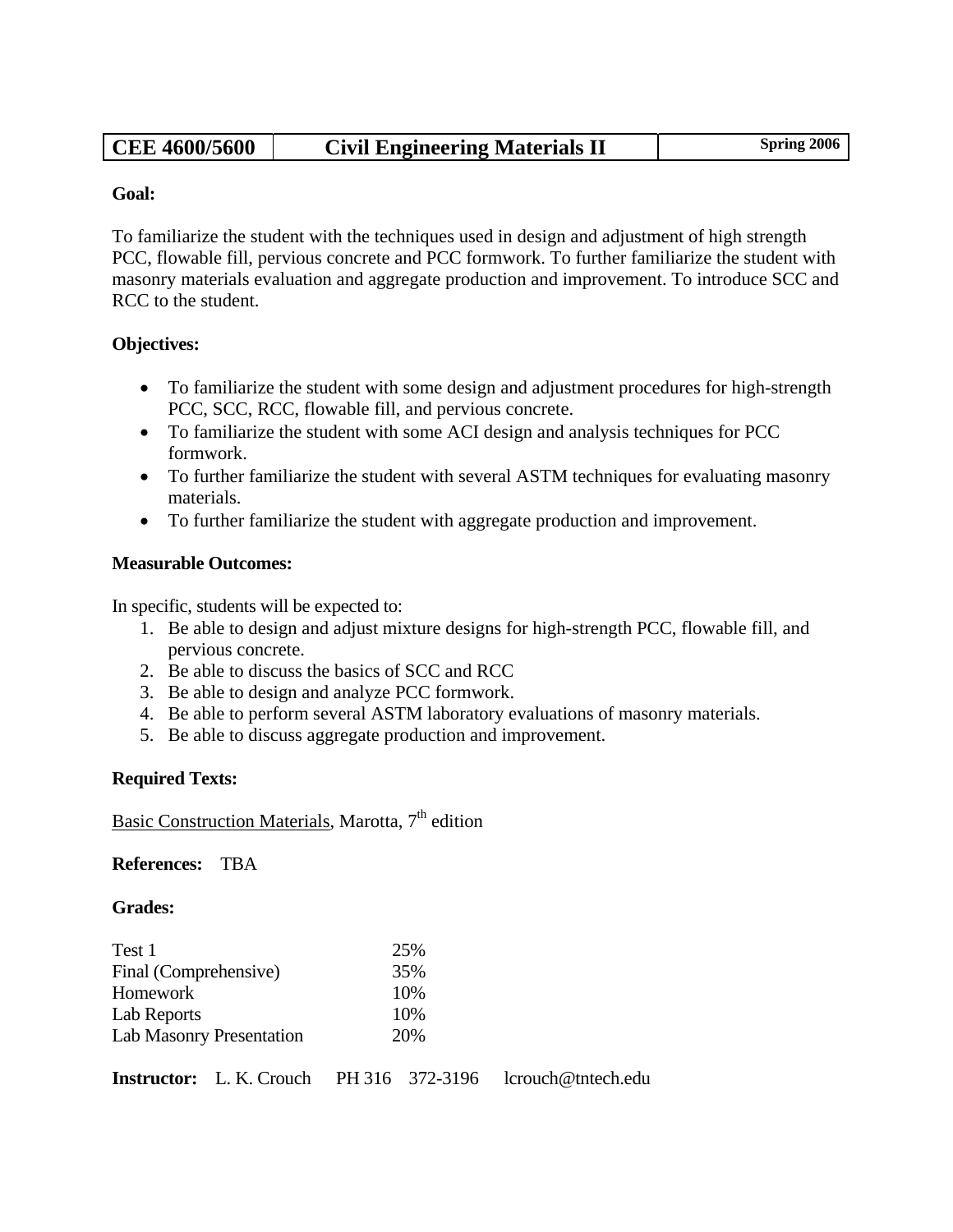| CEE 4600/5600 | Civil Engineering Materials II | Spring 2006 |
|---|---|---|

**Goal:**

To familiarize the student with the techniques used in design and adjustment of high strength PCC, flowable fill, pervious concrete and PCC formwork. To further familiarize the student with masonry materials evaluation and aggregate production and improvement. To introduce SCC and RCC to the student.

**Objectives:**

- To familiarize the student with some design and adjustment procedures for high-strength PCC, SCC, RCC, flowable fill, and pervious concrete.
- To familiarize the student with some ACI design and analysis techniques for PCC formwork.
- To further familiarize the student with several ASTM techniques for evaluating masonry materials.
- To further familiarize the student with aggregate production and improvement.

**Measurable Outcomes:**

In specific, students will be expected to:

1. Be able to design and adjust mixture designs for high-strength PCC, flowable fill, and pervious concrete.
2. Be able to discuss the basics of SCC and RCC
3. Be able to design and analyze PCC formwork.
4. Be able to perform several ASTM laboratory evaluations of masonry materials.
5. Be able to discuss aggregate production and improvement.

**Required Texts:**

Basic Construction Materials, Marotta, 7th edition

**References:** TBA

**Grades:**

| | |
|---|---|
| Test 1 | 25% |
| Final (Comprehensive) | 35% |
| Homework | 10% |
| Lab Reports | 10% |
| Lab Masonry Presentation | 20% |

**Instructor:** L. K. Crouch PH 316 372-3196 lcrouch@tntech.edu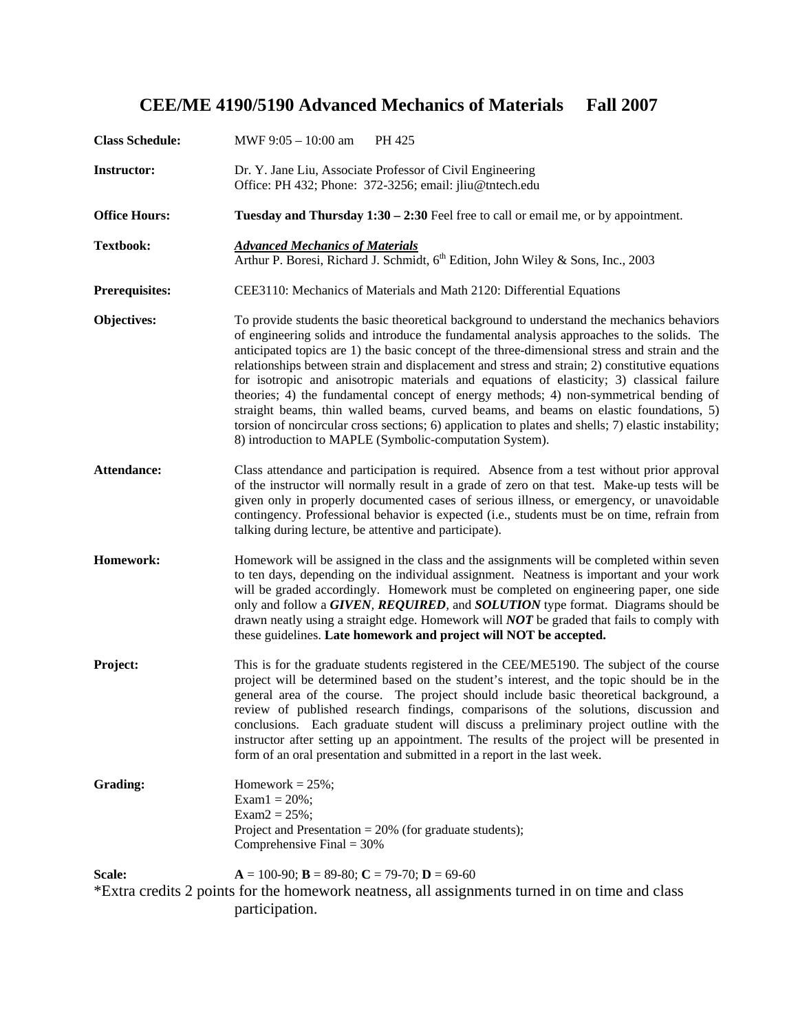# CEE/ME 4190/5190 Advanced Mechanics of Materials Fall 2007

**Class Schedule:** MWF 9:05 – 10:00 am PH 425

**Instructor:** Dr. Y. Jane Liu, Associate Professor of Civil Engineering
Office: PH 432; Phone: 372-3256; email: jliu@tntech.edu

**Office Hours:** **Tuesday and Thursday 1:30 – 2:30** Feel free to call or email me, or by appointment.

**Textbook:** ***Advanced Mechanics of Materials***
Arthur P. Boresi, Richard J. Schmidt, 6th Edition, John Wiley & Sons, Inc., 2003

**Prerequisites:** CEE3110: Mechanics of Materials and Math 2120: Differential Equations

**Objectives:** To provide students the basic theoretical background to understand the mechanics behaviors of engineering solids and introduce the fundamental analysis approaches to the solids. The anticipated topics are 1) the basic concept of the three-dimensional stress and strain and the relationships between strain and displacement and stress and strain; 2) constitutive equations for isotropic and anisotropic materials and equations of elasticity; 3) classical failure theories; 4) the fundamental concept of energy methods; 4) non-symmetrical bending of straight beams, thin walled beams, curved beams, and beams on elastic foundations, 5) torsion of noncircular cross sections; 6) application to plates and shells; 7) elastic instability; 8) introduction to MAPLE (Symbolic-computation System).

**Attendance:** Class attendance and participation is required. Absence from a test without prior approval of the instructor will normally result in a grade of zero on that test. Make-up tests will be given only in properly documented cases of serious illness, or emergency, or unavoidable contingency. Professional behavior is expected (i.e., students must be on time, refrain from talking during lecture, be attentive and participate).

**Homework:** Homework will be assigned in the class and the assignments will be completed within seven to ten days, depending on the individual assignment. Neatness is important and your work will be graded accordingly. Homework must be completed on engineering paper, one side only and follow a ***GIVEN***, ***REQUIRED***, and ***SOLUTION*** type format. Diagrams should be drawn neatly using a straight edge. Homework will ***NOT*** be graded that fails to comply with these guidelines. **Late homework and project will NOT be accepted.**

**Project:** This is for the graduate students registered in the CEE/ME5190. The subject of the course project will be determined based on the student's interest, and the topic should be in the general area of the course. The project should include basic theoretical background, a review of published research findings, comparisons of the solutions, discussion and conclusions. Each graduate student will discuss a preliminary project outline with the instructor after setting up an appointment. The results of the project will be presented in form of an oral presentation and submitted in a report in the last week.

**Grading:**
Homework = 25%;
Exam1 = 20%;
Exam2 = 25%;
Project and Presentation = 20% (for graduate students);
Comprehensive Final = 30%

**Scale:** **A** = 100-90; **B** = 89-80; **C** = 79-70; **D** = 69-60

*Extra credits 2 points for the homework neatness, all assignments turned in on time and class participation.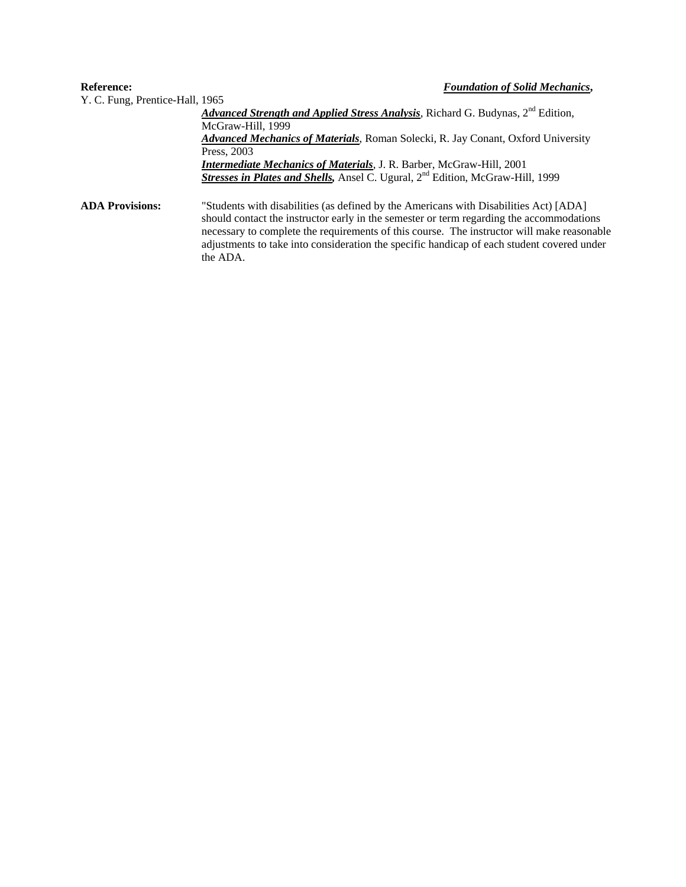**Reference:** ***Foundation of Solid Mechanics***, Y. C. Fung, Prentice-Hall, 1965

***Advanced Strength and Applied Stress Analysis***, Richard G. Budynas, 2nd Edition, McGraw-Hill, 1999

***Advanced Mechanics of Materials***, Roman Solecki, R. Jay Conant, Oxford University Press, 2003

***Intermediate Mechanics of Materials***, J. R. Barber, McGraw-Hill, 2001

***Stresses in Plates and Shells,*** Ansel C. Ugural, 2nd Edition, McGraw-Hill, 1999

**ADA Provisions:** "Students with disabilities (as defined by the Americans with Disabilities Act) [ADA] should contact the instructor early in the semester or term regarding the accommodations necessary to complete the requirements of this course. The instructor will make reasonable adjustments to take into consideration the specific handicap of each student covered under the ADA.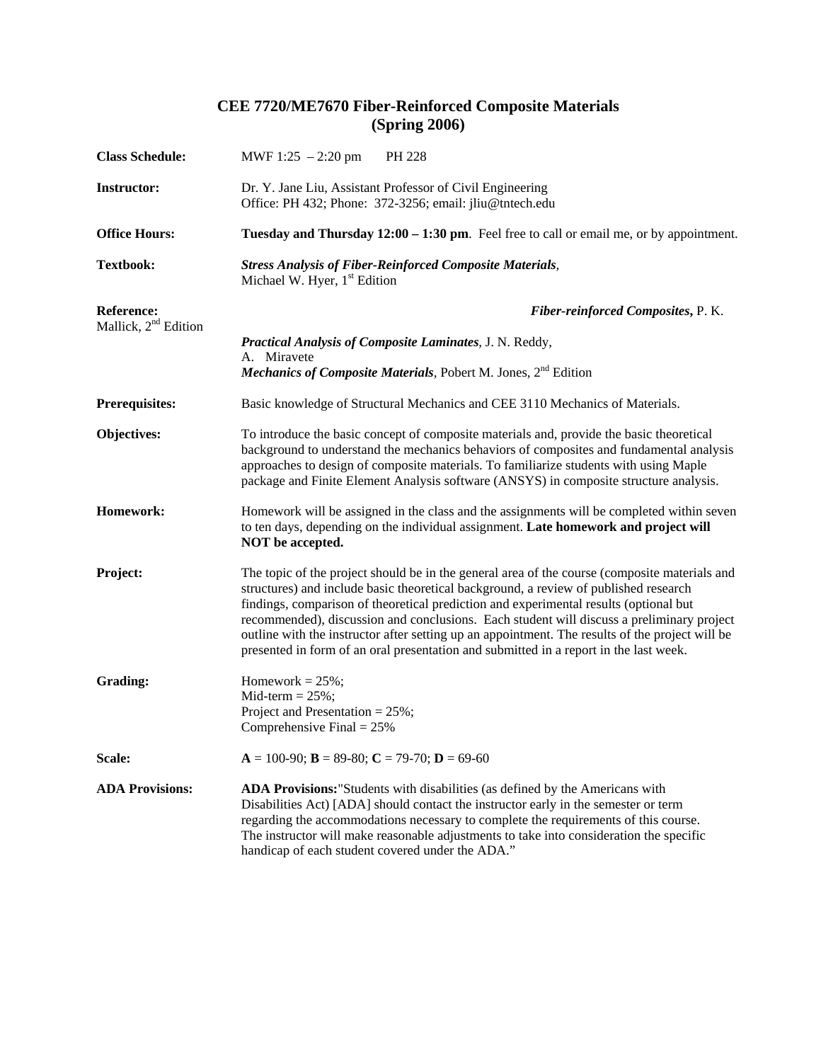# CEE 7720/ME7670 Fiber-Reinforced Composite Materials (Spring 2006)

**Class Schedule:** MWF 1:25 – 2:20 pm PH 228

**Instructor:** Dr. Y. Jane Liu, Assistant Professor of Civil Engineering
Office: PH 432; Phone: 372-3256; email: jliu@tntech.edu

**Office Hours:** **Tuesday and Thursday 12:00 – 1:30 pm**. Feel free to call or email me, or by appointment.

**Textbook:** ***Stress Analysis of Fiber-Reinforced Composite Materials***, Michael W. Hyer, 1st Edition

**Reference:** ***Fiber-reinforced Composites***, P. K. Mallick, 2nd Edition
***Practical Analysis of Composite Laminates***, J. N. Reddy, A. Miravete
***Mechanics of Composite Materials***, Pobert M. Jones, 2nd Edition

**Prerequisites:** Basic knowledge of Structural Mechanics and CEE 3110 Mechanics of Materials.

**Objectives:** To introduce the basic concept of composite materials and, provide the basic theoretical background to understand the mechanics behaviors of composites and fundamental analysis approaches to design of composite materials. To familiarize students with using Maple package and Finite Element Analysis software (ANSYS) in composite structure analysis.

**Homework:** Homework will be assigned in the class and the assignments will be completed within seven to ten days, depending on the individual assignment. **Late homework and project will NOT be accepted.**

**Project:** The topic of the project should be in the general area of the course (composite materials and structures) and include basic theoretical background, a review of published research findings, comparison of theoretical prediction and experimental results (optional but recommended), discussion and conclusions. Each student will discuss a preliminary project outline with the instructor after setting up an appointment. The results of the project will be presented in form of an oral presentation and submitted in a report in the last week.

**Grading:**
Homework = 25%;
Mid-term = 25%;
Project and Presentation = 25%;
Comprehensive Final = 25%

**Scale:** **A** = 100-90; **B** = 89-80; **C** = 79-70; **D** = 69-60

**ADA Provisions:** **ADA Provisions:**"Students with disabilities (as defined by the Americans with Disabilities Act) [ADA] should contact the instructor early in the semester or term regarding the accommodations necessary to complete the requirements of this course. The instructor will make reasonable adjustments to take into consideration the specific handicap of each student covered under the ADA."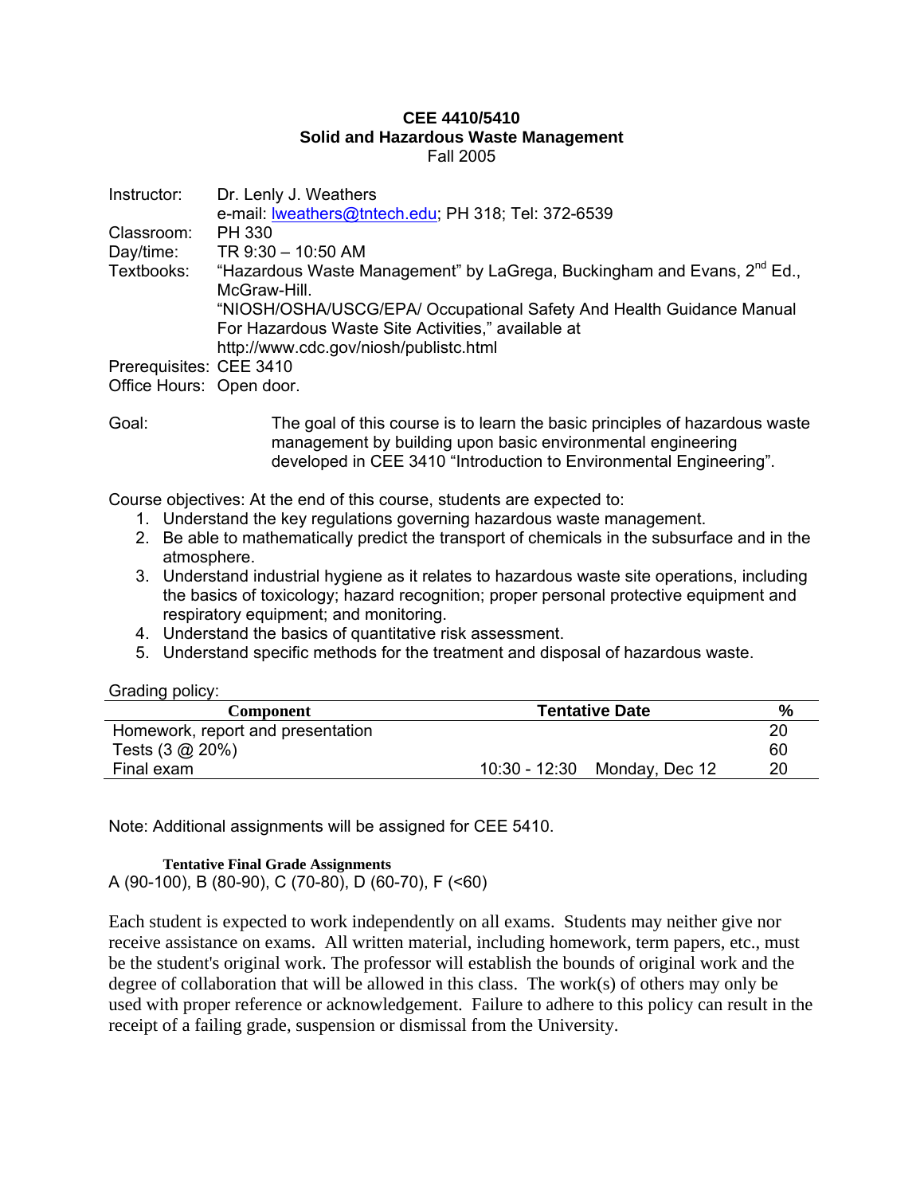**CEE 4410/5410**
**Solid and Hazardous Waste Management**
Fall 2005

Instructor: Dr. Lenly J. Weathers
e-mail: lweathers@tntech.edu; PH 318; Tel: 372-6539
Classroom: PH 330
Day/time: TR 9:30 – 10:50 AM
Textbooks: "Hazardous Waste Management" by LaGrega, Buckingham and Evans, 2nd Ed., McGraw-Hill.
"NIOSH/OSHA/USCG/EPA/ Occupational Safety And Health Guidance Manual For Hazardous Waste Site Activities," available at http://www.cdc.gov/niosh/publistc.html
Prerequisites: CEE 3410
Office Hours: Open door.

Goal: The goal of this course is to learn the basic principles of hazardous waste management by building upon basic environmental engineering developed in CEE 3410 "Introduction to Environmental Engineering".

Course objectives: At the end of this course, students are expected to:

1. Understand the key regulations governing hazardous waste management.
2. Be able to mathematically predict the transport of chemicals in the subsurface and in the atmosphere.
3. Understand industrial hygiene as it relates to hazardous waste site operations, including the basics of toxicology; hazard recognition; proper personal protective equipment and respiratory equipment; and monitoring.
4. Understand the basics of quantitative risk assessment.
5. Understand specific methods for the treatment and disposal of hazardous waste.

Grading policy:

| Component | Tentative Date | % |
|---|---|---|
| Homework, report and presentation | | 20 |
| Tests (3 @ 20%) | | 60 |
| Final exam | 10:30 - 12:30 Monday, Dec 12 | 20 |

Note: Additional assignments will be assigned for CEE 5410.

**Tentative Final Grade Assignments**
A (90-100), B (80-90), C (70-80), D (60-70), F (<60)

Each student is expected to work independently on all exams. Students may neither give nor receive assistance on exams. All written material, including homework, term papers, etc., must be the student's original work. The professor will establish the bounds of original work and the degree of collaboration that will be allowed in this class. The work(s) of others may only be used with proper reference or acknowledgement. Failure to adhere to this policy can result in the receipt of a failing grade, suspension or dismissal from the University.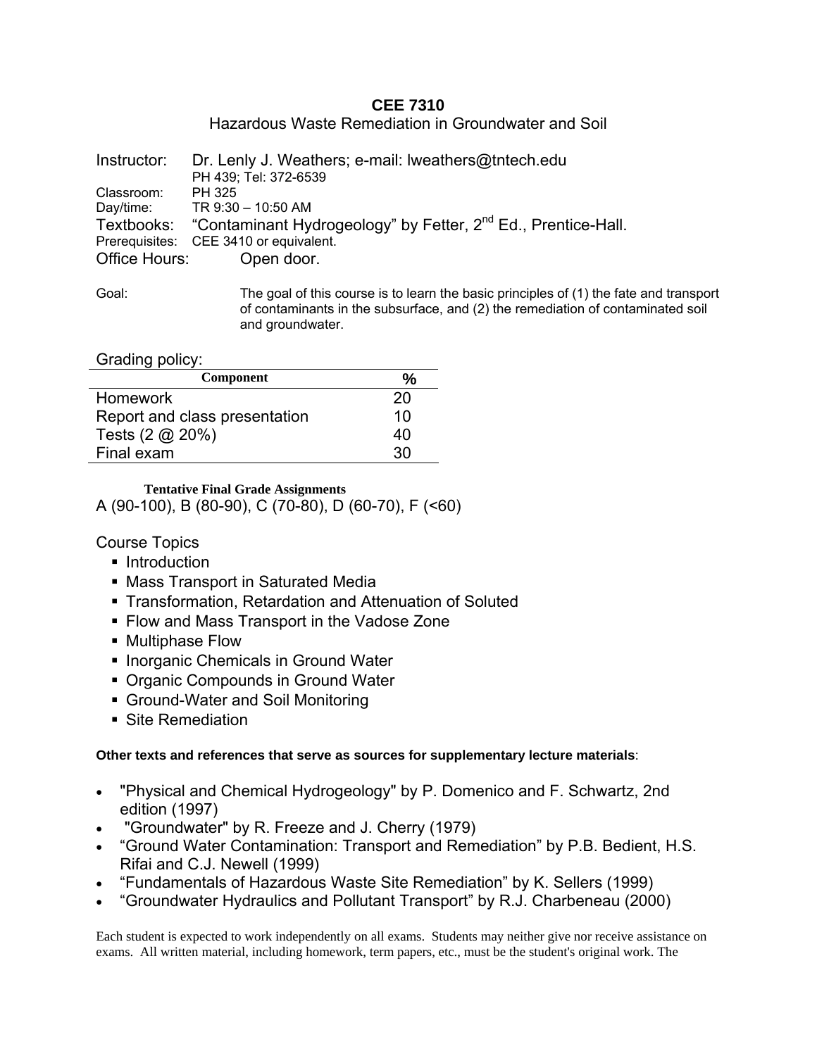# CEE 7310

## Hazardous Waste Remediation in Groundwater and Soil

Instructor: Dr. Lenly J. Weathers; e-mail: lweathers@tntech.edu
PH 439; Tel: 372-6539

Classroom: PH 325

Day/time: TR 9:30 – 10:50 AM

Textbooks: "Contaminant Hydrogeology" by Fetter, 2nd Ed., Prentice-Hall.

Prerequisites: CEE 3410 or equivalent.

Office Hours: Open door.

Goal: The goal of this course is to learn the basic principles of (1) the fate and transport of contaminants in the subsurface, and (2) the remediation of contaminated soil and groundwater.

Grading policy:

| Component | % |
|---|---|
| Homework | 20 |
| Report and class presentation | 10 |
| Tests (2 @ 20%) | 40 |
| Final exam | 30 |

**Tentative Final Grade Assignments**

A (90-100), B (80-90), C (70-80), D (60-70), F (<60)

Course Topics

- Introduction
- Mass Transport in Saturated Media
- Transformation, Retardation and Attenuation of Soluted
- Flow and Mass Transport in the Vadose Zone
- Multiphase Flow
- Inorganic Chemicals in Ground Water
- Organic Compounds in Ground Water
- Ground-Water and Soil Monitoring
- Site Remediation

**Other texts and references that serve as sources for supplementary lecture materials**:

- "Physical and Chemical Hydrogeology" by P. Domenico and F. Schwartz, 2nd edition (1997)
- "Groundwater" by R. Freeze and J. Cherry (1979)
- "Ground Water Contamination: Transport and Remediation" by P.B. Bedient, H.S. Rifai and C.J. Newell (1999)
- "Fundamentals of Hazardous Waste Site Remediation" by K. Sellers (1999)
- "Groundwater Hydraulics and Pollutant Transport" by R.J. Charbeneau (2000)

Each student is expected to work independently on all exams. Students may neither give nor receive assistance on exams. All written material, including homework, term papers, etc., must be the student's original work. The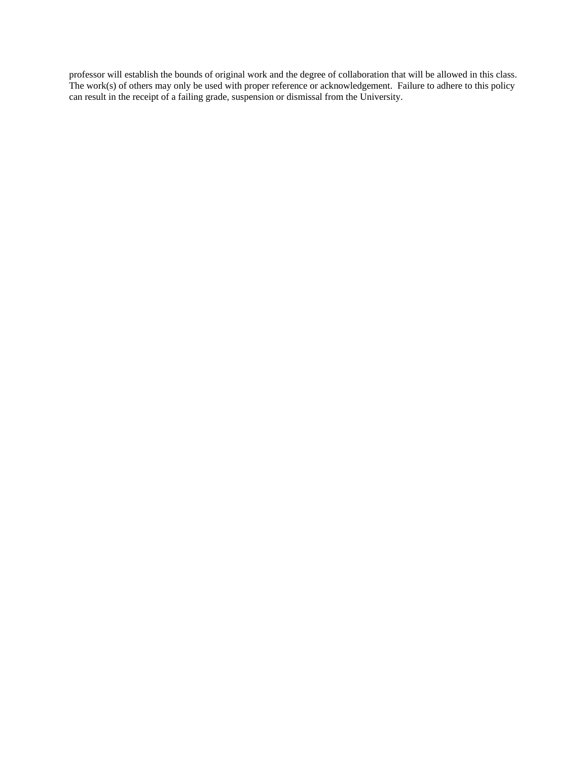professor will establish the bounds of original work and the degree of collaboration that will be allowed in this class. The work(s) of others may only be used with proper reference or acknowledgement. Failure to adhere to this policy can result in the receipt of a failing grade, suspension or dismissal from the University.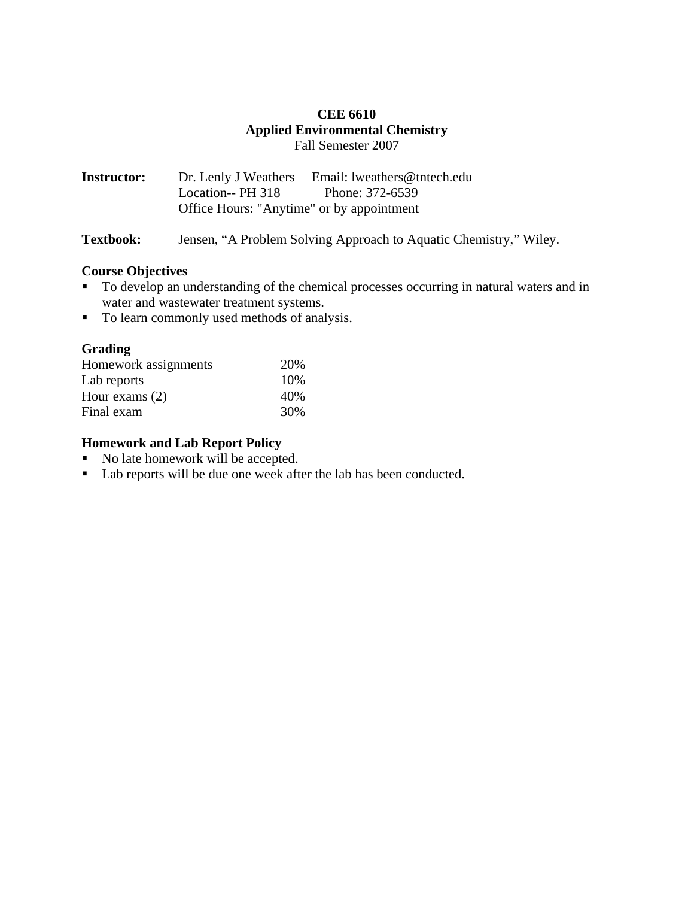**CEE 6610**
**Applied Environmental Chemistry**
Fall Semester 2007

**Instructor:** Dr. Lenly J Weathers Email: lweathers@tntech.edu
Location-- PH 318 Phone: 372-6539
Office Hours: "Anytime" or by appointment

**Textbook:** Jensen, "A Problem Solving Approach to Aquatic Chemistry," Wiley.

### Course Objectives

- To develop an understanding of the chemical processes occurring in natural waters and in water and wastewater treatment systems.
- To learn commonly used methods of analysis.

### Grading

| | |
|---|---|
| Homework assignments | 20% |
| Lab reports | 10% |
| Hour exams (2) | 40% |
| Final exam | 30% |

### Homework and Lab Report Policy

- No late homework will be accepted.
- Lab reports will be due one week after the lab has been conducted.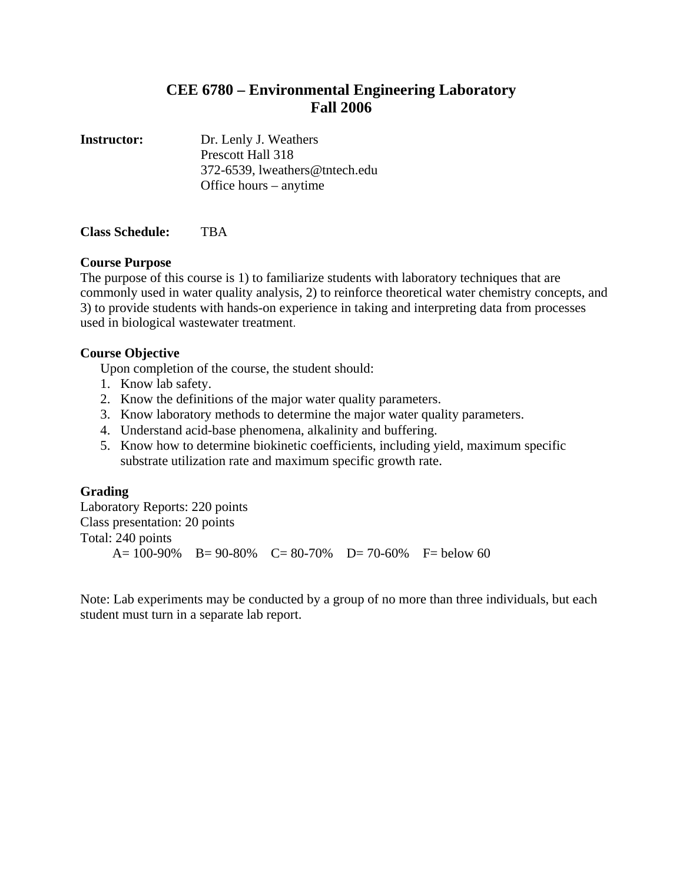# CEE 6780 – Environmental Engineering Laboratory
# Fall 2006

**Instructor:** Dr. Lenly J. Weathers
Prescott Hall 318
372-6539, lweathers@tntech.edu
Office hours – anytime

**Class Schedule:** TBA

**Course Purpose**

The purpose of this course is 1) to familiarize students with laboratory techniques that are commonly used in water quality analysis, 2) to reinforce theoretical water chemistry concepts, and 3) to provide students with hands-on experience in taking and interpreting data from processes used in biological wastewater treatment.

**Course Objective**

Upon completion of the course, the student should:

1. Know lab safety.
2. Know the definitions of the major water quality parameters.
3. Know laboratory methods to determine the major water quality parameters.
4. Understand acid-base phenomena, alkalinity and buffering.
5. Know how to determine biokinetic coefficients, including yield, maximum specific substrate utilization rate and maximum specific growth rate.

**Grading**

Laboratory Reports: 220 points
Class presentation: 20 points
Total: 240 points

A= 100-90%    B= 90-80%    C= 80-70%    D= 70-60%    F= below 60

Note: Lab experiments may be conducted by a group of no more than three individuals, but each student must turn in a separate lab report.